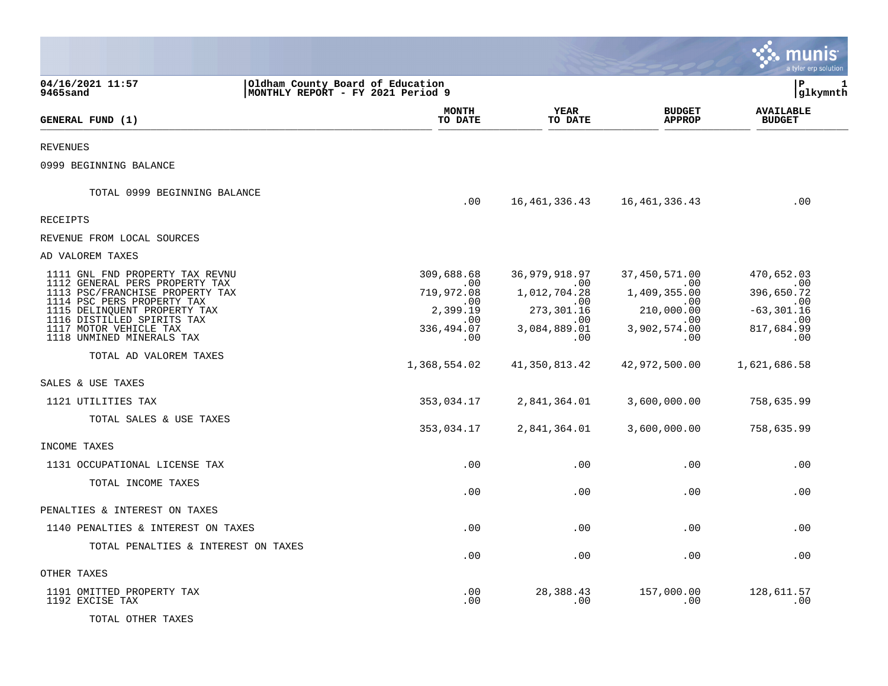**04/16/2021 11:57**
**9465sand**

**Oldham County Board of Education**
**MONTHLY REPORT - FY 2021 Period 9**

**P 1**
**glkymnth**

| GENERAL FUND (1) | MONTH TO DATE | YEAR TO DATE | BUDGET APPROP | AVAILABLE BUDGET |
|---|---|---|---|---|
| REVENUES | | | | |
| 0999 BEGINNING BALANCE | | | | |
| TOTAL 0999 BEGINNING BALANCE | .00 | 16,461,336.43 | 16,461,336.43 | .00 |
| RECEIPTS | | | | |
| REVENUE FROM LOCAL SOURCES | | | | |
| AD VALOREM TAXES | | | | |
| 1111 GNL FND PROPERTY TAX REVNU | 309,688.68 | 36,979,918.97 | 37,450,571.00 | 470,652.03 |
| 1112 GENERAL PERS PROPERTY TAX | .00 | .00 | .00 | .00 |
| 1113 PSC/FRANCHISE PROPERTY TAX | 719,972.08 | 1,012,704.28 | 1,409,355.00 | 396,650.72 |
| 1114 PSC PERS PROPERTY TAX | .00 | .00 | .00 | .00 |
| 1115 DELINQUENT PROPERTY TAX | 2,399.19 | 273,301.16 | 210,000.00 | -63,301.16 |
| 1116 DISTILLED SPIRITS TAX | .00 | .00 | .00 | .00 |
| 1117 MOTOR VEHICLE TAX | 336,494.07 | 3,084,889.01 | 3,902,574.00 | 817,684.99 |
| 1118 UNMINED MINERALS TAX | .00 | .00 | .00 | .00 |
| TOTAL AD VALOREM TAXES | 1,368,554.02 | 41,350,813.42 | 42,972,500.00 | 1,621,686.58 |
| SALES & USE TAXES | | | | |
| 1121 UTILITIES TAX | 353,034.17 | 2,841,364.01 | 3,600,000.00 | 758,635.99 |
| TOTAL SALES & USE TAXES | 353,034.17 | 2,841,364.01 | 3,600,000.00 | 758,635.99 |
| INCOME TAXES | | | | |
| 1131 OCCUPATIONAL LICENSE TAX | .00 | .00 | .00 | .00 |
| TOTAL INCOME TAXES | .00 | .00 | .00 | .00 |
| PENALTIES & INTEREST ON TAXES | | | | |
| 1140 PENALTIES & INTEREST ON TAXES | .00 | .00 | .00 | .00 |
| TOTAL PENALTIES & INTEREST ON TAXES | .00 | .00 | .00 | .00 |
| OTHER TAXES | | | | |
| 1191 OMITTED PROPERTY TAX | .00 | 28,388.43 | 157,000.00 | 128,611.57 |
| 1192 EXCISE TAX | .00 | .00 | .00 | .00 |
| TOTAL OTHER TAXES | | | | |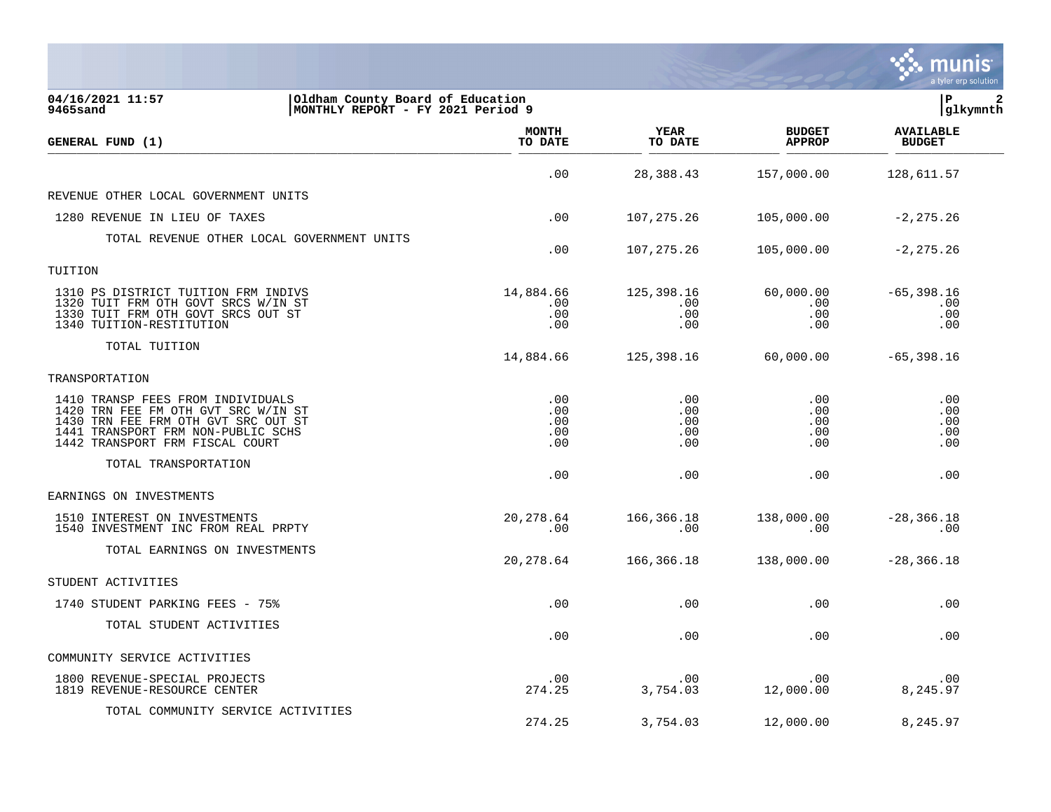**Oldham County Board of Education**
**MONTHLY REPORT - FY 2021 Period 9**

04/16/2021 11:57
9465sand

| GENERAL FUND (1) | MONTH TO DATE | YEAR TO DATE | BUDGET APPROP | AVAILABLE BUDGET |
|---|---|---|---|---|
| | .00 | 28,388.43 | 157,000.00 | 128,611.57 |
| REVENUE OTHER LOCAL GOVERNMENT UNITS | | | | |
| 1280 REVENUE IN LIEU OF TAXES | .00 | 107,275.26 | 105,000.00 | -2,275.26 |
| TOTAL REVENUE OTHER LOCAL GOVERNMENT UNITS | .00 | 107,275.26 | 105,000.00 | -2,275.26 |
| TUITION | | | | |
| 1310 PS DISTRICT TUITION FRM INDIVS | 14,884.66 | 125,398.16 | 60,000.00 | -65,398.16 |
| 1320 TUIT FRM OTH GOVT SRCS W/IN ST | .00 | .00 | .00 | .00 |
| 1330 TUIT FRM OTH GOVT SRCS OUT ST | .00 | .00 | .00 | .00 |
| 1340 TUITION-RESTITUTION | .00 | .00 | .00 | .00 |
| TOTAL TUITION | 14,884.66 | 125,398.16 | 60,000.00 | -65,398.16 |
| TRANSPORTATION | | | | |
| 1410 TRANSP FEES FROM INDIVIDUALS | .00 | .00 | .00 | .00 |
| 1420 TRN FEE FM OTH GVT SRC W/IN ST | .00 | .00 | .00 | .00 |
| 1430 TRN FEE FRM OTH GVT SRC OUT ST | .00 | .00 | .00 | .00 |
| 1441 TRANSPORT FRM NON-PUBLIC SCHS | .00 | .00 | .00 | .00 |
| 1442 TRANSPORT FRM FISCAL COURT | .00 | .00 | .00 | .00 |
| TOTAL TRANSPORTATION | .00 | .00 | .00 | .00 |
| EARNINGS ON INVESTMENTS | | | | |
| 1510 INTEREST ON INVESTMENTS | 20,278.64 | 166,366.18 | 138,000.00 | -28,366.18 |
| 1540 INVESTMENT INC FROM REAL PRPTY | .00 | .00 | .00 | .00 |
| TOTAL EARNINGS ON INVESTMENTS | 20,278.64 | 166,366.18 | 138,000.00 | -28,366.18 |
| STUDENT ACTIVITIES | | | | |
| 1740 STUDENT PARKING FEES - 75% | .00 | .00 | .00 | .00 |
| TOTAL STUDENT ACTIVITIES | .00 | .00 | .00 | .00 |
| COMMUNITY SERVICE ACTIVITIES | | | | |
| 1800 REVENUE-SPECIAL PROJECTS | .00 | .00 | .00 | .00 |
| 1819 REVENUE-RESOURCE CENTER | 274.25 | 3,754.03 | 12,000.00 | 8,245.97 |
| TOTAL COMMUNITY SERVICE ACTIVITIES | 274.25 | 3,754.03 | 12,000.00 | 8,245.97 |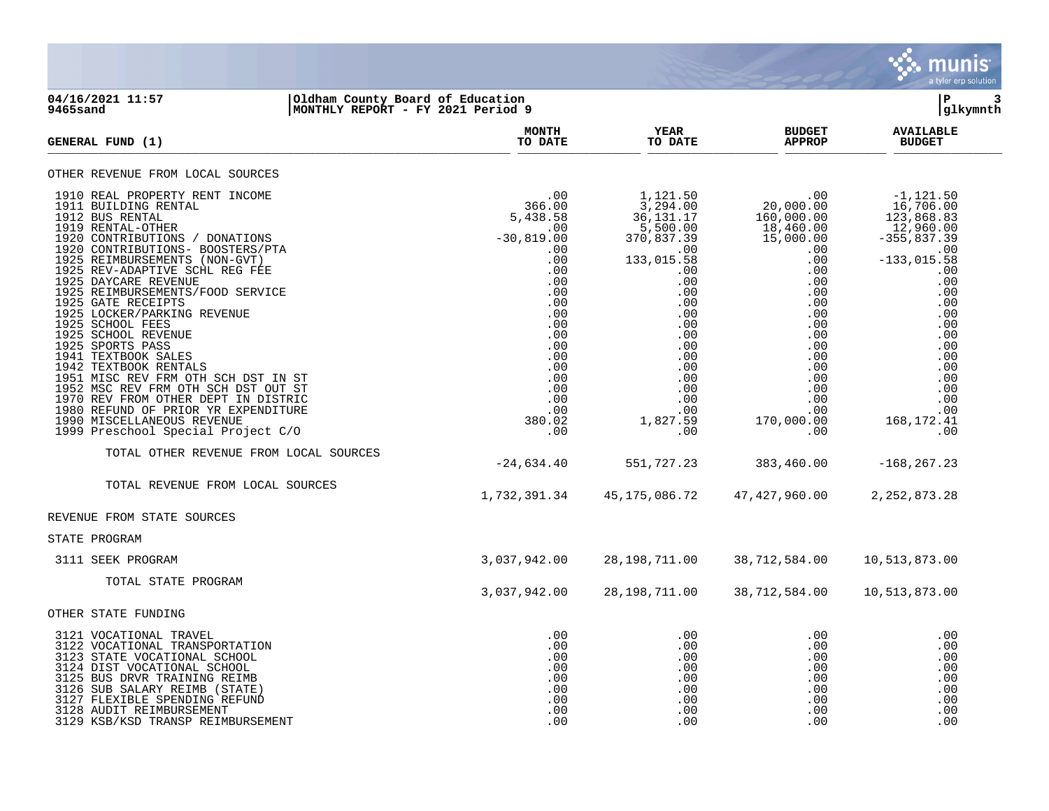04/16/2021 11:57 | Oldham County Board of Education
9465sand | MONTHLY REPORT - FY 2021 Period 9

| GENERAL FUND (1) | MONTH TO DATE | YEAR TO DATE | BUDGET APPROP | AVAILABLE BUDGET |
|---|---|---|---|---|
| **OTHER REVENUE FROM LOCAL SOURCES** | | | | |
| 1910 REAL PROPERTY RENT INCOME | .00 | 1,121.50 | .00 | -1,121.50 |
| 1911 BUILDING RENTAL | 366.00 | 3,294.00 | 20,000.00 | 16,706.00 |
| 1912 BUS RENTAL | 5,438.58 | 36,131.17 | 160,000.00 | 123,868.83 |
| 1919 RENTAL-OTHER | .00 | 5,500.00 | 18,460.00 | 12,960.00 |
| 1920 CONTRIBUTIONS / DONATIONS | -30,819.00 | 370,837.39 | 15,000.00 | -355,837.39 |
| 1920 CONTRIBUTIONS- BOOSTERS/PTA | .00 | .00 | .00 | .00 |
| 1925 REIMBURSEMENTS (NON-GVT) | .00 | 133,015.58 | .00 | -133,015.58 |
| 1925 REV-ADAPTIVE SCHL REG FEE | .00 | .00 | .00 | .00 |
| 1925 DAYCARE REVENUE | .00 | .00 | .00 | .00 |
| 1925 REIMBURSEMENTS/FOOD SERVICE | .00 | .00 | .00 | .00 |
| 1925 GATE RECEIPTS | .00 | .00 | .00 | .00 |
| 1925 LOCKER/PARKING REVENUE | .00 | .00 | .00 | .00 |
| 1925 SCHOOL FEES | .00 | .00 | .00 | .00 |
| 1925 SCHOOL REVENUE | .00 | .00 | .00 | .00 |
| 1925 SPORTS PASS | .00 | .00 | .00 | .00 |
| 1941 TEXTBOOK SALES | .00 | .00 | .00 | .00 |
| 1942 TEXTBOOK RENTALS | .00 | .00 | .00 | .00 |
| 1951 MISC REV FRM OTH SCH DST IN ST | .00 | .00 | .00 | .00 |
| 1952 MSC REV FRM OTH SCH DST OUT ST | .00 | .00 | .00 | .00 |
| 1970 REV FROM OTHER DEPT IN DISTRIC | .00 | .00 | .00 | .00 |
| 1980 REFUND OF PRIOR YR EXPENDITURE | .00 | .00 | .00 | .00 |
| 1990 MISCELLANEOUS REVENUE | 380.02 | 1,827.59 | 170,000.00 | 168,172.41 |
| 1999 Preschool Special Project C/O | .00 | .00 | .00 | .00 |
| TOTAL OTHER REVENUE FROM LOCAL SOURCES | -24,634.40 | 551,727.23 | 383,460.00 | -168,267.23 |
| TOTAL REVENUE FROM LOCAL SOURCES | 1,732,391.34 | 45,175,086.72 | 47,427,960.00 | 2,252,873.28 |
| **REVENUE FROM STATE SOURCES** | | | | |
| **STATE PROGRAM** | | | | |
| 3111 SEEK PROGRAM | 3,037,942.00 | 28,198,711.00 | 38,712,584.00 | 10,513,873.00 |
| TOTAL STATE PROGRAM | 3,037,942.00 | 28,198,711.00 | 38,712,584.00 | 10,513,873.00 |
| **OTHER STATE FUNDING** | | | | |
| 3121 VOCATIONAL TRAVEL | .00 | .00 | .00 | .00 |
| 3122 VOCATIONAL TRANSPORTATION | .00 | .00 | .00 | .00 |
| 3123 STATE VOCATIONAL SCHOOL | .00 | .00 | .00 | .00 |
| 3124 DIST VOCATIONAL SCHOOL | .00 | .00 | .00 | .00 |
| 3125 BUS DRVR TRAINING REIMB | .00 | .00 | .00 | .00 |
| 3126 SUB SALARY REIMB (STATE) | .00 | .00 | .00 | .00 |
| 3127 FLEXIBLE SPENDING REFUND | .00 | .00 | .00 | .00 |
| 3128 AUDIT REIMBURSEMENT | .00 | .00 | .00 | .00 |
| 3129 KSB/KSD TRANSP REIMBURSEMENT | .00 | .00 | .00 | .00 |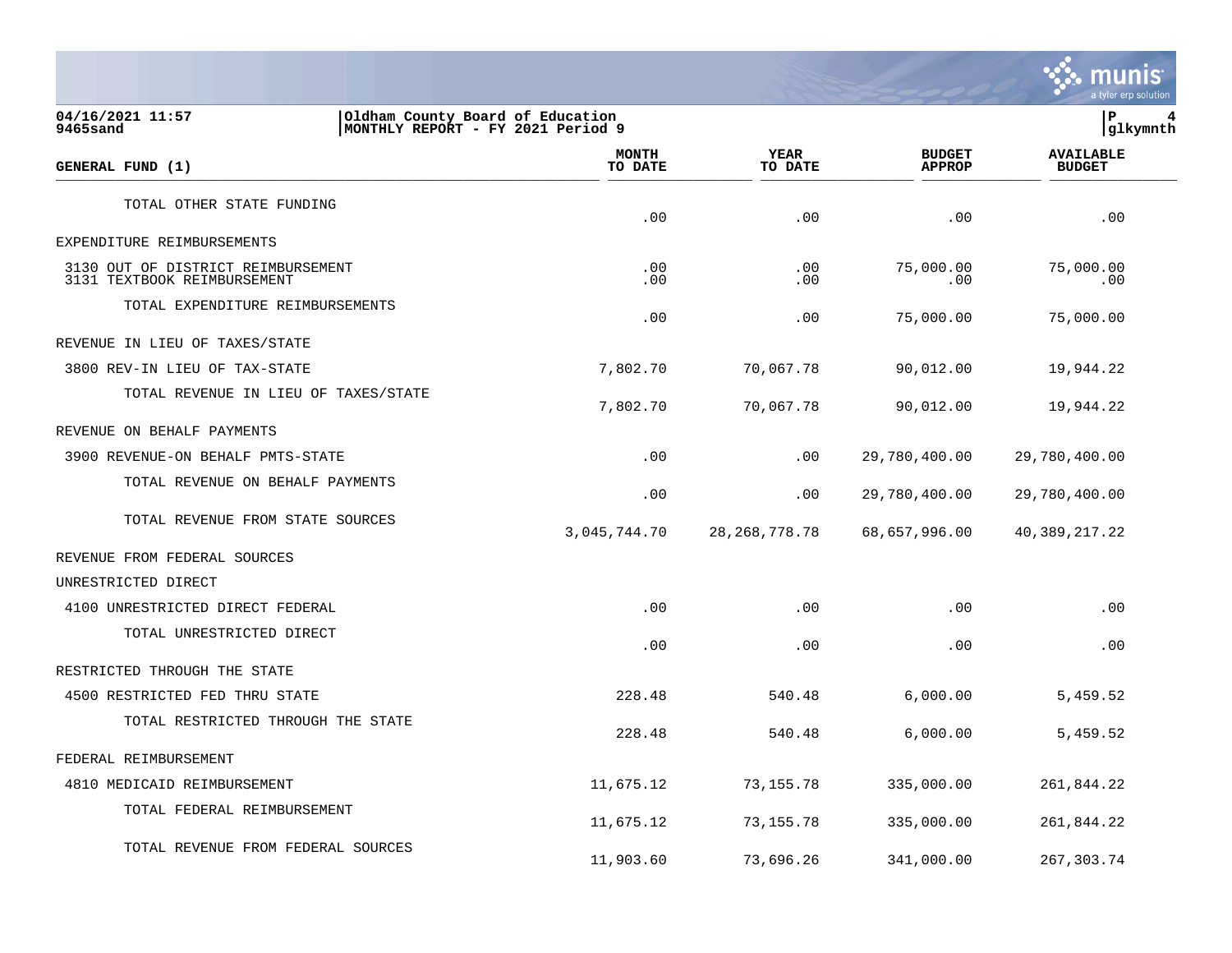| GENERAL FUND (1) | MONTH TO DATE | YEAR TO DATE | BUDGET APPROP | AVAILABLE BUDGET |
|---|---|---|---|---|
| TOTAL OTHER STATE FUNDING | .00 | .00 | .00 | .00 |
| EXPENDITURE REIMBURSEMENTS | | | | |
| 3130 OUT OF DISTRICT REIMBURSEMENT | .00 | .00 | 75,000.00 | 75,000.00 |
| 3131 TEXTBOOK REIMBURSEMENT | .00 | .00 | .00 | .00 |
| TOTAL EXPENDITURE REIMBURSEMENTS | .00 | .00 | 75,000.00 | 75,000.00 |
| REVENUE IN LIEU OF TAXES/STATE | | | | |
| 3800 REV-IN LIEU OF TAX-STATE | 7,802.70 | 70,067.78 | 90,012.00 | 19,944.22 |
| TOTAL REVENUE IN LIEU OF TAXES/STATE | 7,802.70 | 70,067.78 | 90,012.00 | 19,944.22 |
| REVENUE ON BEHALF PAYMENTS | | | | |
| 3900 REVENUE-ON BEHALF PMTS-STATE | .00 | .00 | 29,780,400.00 | 29,780,400.00 |
| TOTAL REVENUE ON BEHALF PAYMENTS | .00 | .00 | 29,780,400.00 | 29,780,400.00 |
| TOTAL REVENUE FROM STATE SOURCES | 3,045,744.70 | 28,268,778.78 | 68,657,996.00 | 40,389,217.22 |
| REVENUE FROM FEDERAL SOURCES | | | | |
| UNRESTRICTED DIRECT | | | | |
| 4100 UNRESTRICTED DIRECT FEDERAL | .00 | .00 | .00 | .00 |
| TOTAL UNRESTRICTED DIRECT | .00 | .00 | .00 | .00 |
| RESTRICTED THROUGH THE STATE | | | | |
| 4500 RESTRICTED FED THRU STATE | 228.48 | 540.48 | 6,000.00 | 5,459.52 |
| TOTAL RESTRICTED THROUGH THE STATE | 228.48 | 540.48 | 6,000.00 | 5,459.52 |
| FEDERAL REIMBURSEMENT | | | | |
| 4810 MEDICAID REIMBURSEMENT | 11,675.12 | 73,155.78 | 335,000.00 | 261,844.22 |
| TOTAL FEDERAL REIMBURSEMENT | 11,675.12 | 73,155.78 | 335,000.00 | 261,844.22 |
| TOTAL REVENUE FROM FEDERAL SOURCES | 11,903.60 | 73,696.26 | 341,000.00 | 267,303.74 |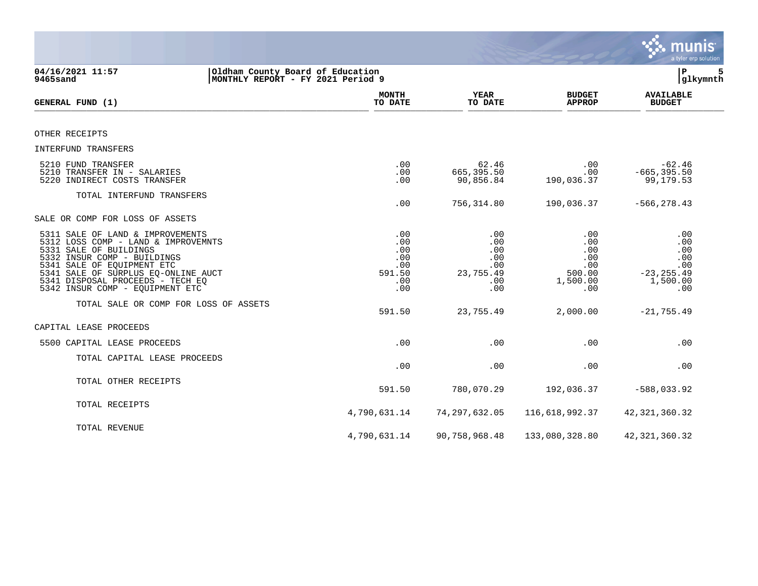Oldham County Board of Education
MONTHLY REPORT - FY 2021 Period 9

04/16/2021 11:57
9465sand

glkymnth

| GENERAL FUND (1) | MONTH TO DATE | YEAR TO DATE | BUDGET APPROP | AVAILABLE BUDGET |
|---|---|---|---|---|
| OTHER RECEIPTS | | | | |
| INTERFUND TRANSFERS | | | | |
| 5210 FUND TRANSFER | .00 | 62.46 | .00 | -62.46 |
| 5210 TRANSFER IN - SALARIES | .00 | 665,395.50 | .00 | -665,395.50 |
| 5220 INDIRECT COSTS TRANSFER | .00 | 90,856.84 | 190,036.37 | 99,179.53 |
| TOTAL INTERFUND TRANSFERS | .00 | 756,314.80 | 190,036.37 | -566,278.43 |
| SALE OR COMP FOR LOSS OF ASSETS | | | | |
| 5311 SALE OF LAND & IMPROVEMENTS | .00 | .00 | .00 | .00 |
| 5312 LOSS COMP - LAND & IMPROVEMNTS | .00 | .00 | .00 | .00 |
| 5331 SALE OF BUILDINGS | .00 | .00 | .00 | .00 |
| 5332 INSUR COMP - BUILDINGS | .00 | .00 | .00 | .00 |
| 5341 SALE OF EQUIPMENT ETC | .00 | .00 | .00 | .00 |
| 5341 SALE OF SURPLUS EQ-ONLINE AUCT | 591.50 | 23,755.49 | 500.00 | -23,255.49 |
| 5341 DISPOSAL PROCEEDS - TECH EQ | .00 | .00 | 1,500.00 | 1,500.00 |
| 5342 INSUR COMP - EQUIPMENT ETC | .00 | .00 | .00 | .00 |
| TOTAL SALE OR COMP FOR LOSS OF ASSETS | 591.50 | 23,755.49 | 2,000.00 | -21,755.49 |
| CAPITAL LEASE PROCEEDS | | | | |
| 5500 CAPITAL LEASE PROCEEDS | .00 | .00 | .00 | .00 |
| TOTAL CAPITAL LEASE PROCEEDS | .00 | .00 | .00 | .00 |
| TOTAL OTHER RECEIPTS | 591.50 | 780,070.29 | 192,036.37 | -588,033.92 |
| TOTAL RECEIPTS | 4,790,631.14 | 74,297,632.05 | 116,618,992.37 | 42,321,360.32 |
| TOTAL REVENUE | 4,790,631.14 | 90,758,968.48 | 133,080,328.80 | 42,321,360.32 |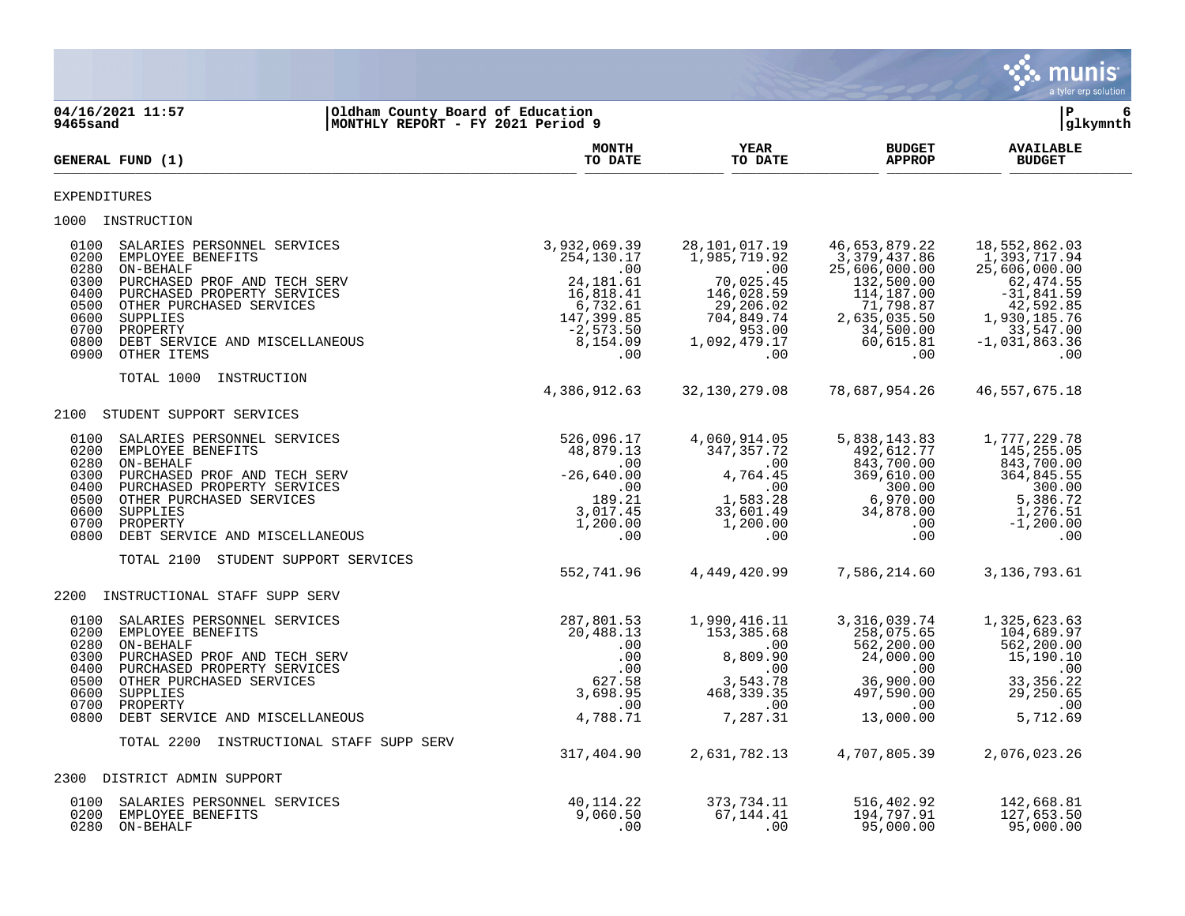04/16/2021 11:57 | Oldham County Board of Education
9465sand | MONTHLY REPORT - FY 2021 Period 9

| GENERAL FUND (1) | MONTH TO DATE | YEAR TO DATE | BUDGET APPROP | AVAILABLE BUDGET |
|---|---|---|---|---|
| **EXPENDITURES** | | | | |
| **1000 INSTRUCTION** | | | | |
| 0100 SALARIES PERSONNEL SERVICES | 3,932,069.39 | 28,101,017.19 | 46,653,879.22 | 18,552,862.03 |
| 0200 EMPLOYEE BENEFITS | 254,130.17 | 1,985,719.92 | 3,379,437.86 | 1,393,717.94 |
| 0280 ON-BEHALF | .00 | .00 | 25,606,000.00 | 25,606,000.00 |
| 0300 PURCHASED PROF AND TECH SERV | 24,181.61 | 70,025.45 | 132,500.00 | 62,474.55 |
| 0400 PURCHASED PROPERTY SERVICES | 16,818.41 | 146,028.59 | 114,187.00 | -31,841.59 |
| 0500 OTHER PURCHASED SERVICES | 6,732.61 | 29,206.02 | 71,798.87 | 42,592.85 |
| 0600 SUPPLIES | 147,399.85 | 704,849.74 | 2,635,035.50 | 1,930,185.76 |
| 0700 PROPERTY | -2,573.50 | 953.00 | 34,500.00 | 33,547.00 |
| 0800 DEBT SERVICE AND MISCELLANEOUS | 8,154.09 | 1,092,479.17 | 60,615.81 | -1,031,863.36 |
| 0900 OTHER ITEMS | .00 | .00 | .00 | .00 |
| TOTAL 1000 INSTRUCTION | 4,386,912.63 | 32,130,279.08 | 78,687,954.26 | 46,557,675.18 |
| **2100 STUDENT SUPPORT SERVICES** | | | | |
| 0100 SALARIES PERSONNEL SERVICES | 526,096.17 | 4,060,914.05 | 5,838,143.83 | 1,777,229.78 |
| 0200 EMPLOYEE BENEFITS | 48,879.13 | 347,357.72 | 492,612.77 | 145,255.05 |
| 0280 ON-BEHALF | .00 | .00 | 843,700.00 | 843,700.00 |
| 0300 PURCHASED PROF AND TECH SERV | -26,640.00 | 4,764.45 | 369,610.00 | 364,845.55 |
| 0400 PURCHASED PROPERTY SERVICES | .00 | .00 | 300.00 | 300.00 |
| 0500 OTHER PURCHASED SERVICES | 189.21 | 1,583.28 | 6,970.00 | 5,386.72 |
| 0600 SUPPLIES | 3,017.45 | 33,601.49 | 34,878.00 | 1,276.51 |
| 0700 PROPERTY | 1,200.00 | 1,200.00 | .00 | -1,200.00 |
| 0800 DEBT SERVICE AND MISCELLANEOUS | .00 | .00 | .00 | .00 |
| TOTAL 2100 STUDENT SUPPORT SERVICES | 552,741.96 | 4,449,420.99 | 7,586,214.60 | 3,136,793.61 |
| **2200 INSTRUCTIONAL STAFF SUPP SERV** | | | | |
| 0100 SALARIES PERSONNEL SERVICES | 287,801.53 | 1,990,416.11 | 3,316,039.74 | 1,325,623.63 |
| 0200 EMPLOYEE BENEFITS | 20,488.13 | 153,385.68 | 258,075.65 | 104,689.97 |
| 0280 ON-BEHALF | .00 | .00 | 562,200.00 | 562,200.00 |
| 0300 PURCHASED PROF AND TECH SERV | .00 | 8,809.90 | 24,000.00 | 15,190.10 |
| 0400 PURCHASED PROPERTY SERVICES | .00 | .00 | .00 | .00 |
| 0500 OTHER PURCHASED SERVICES | 627.58 | 3,543.78 | 36,900.00 | 33,356.22 |
| 0600 SUPPLIES | 3,698.95 | 468,339.35 | 497,590.00 | 29,250.65 |
| 0700 PROPERTY | .00 | .00 | .00 | .00 |
| 0800 DEBT SERVICE AND MISCELLANEOUS | 4,788.71 | 7,287.31 | 13,000.00 | 5,712.69 |
| TOTAL 2200 INSTRUCTIONAL STAFF SUPP SERV | 317,404.90 | 2,631,782.13 | 4,707,805.39 | 2,076,023.26 |
| **2300 DISTRICT ADMIN SUPPORT** | | | | |
| 0100 SALARIES PERSONNEL SERVICES | 40,114.22 | 373,734.11 | 516,402.92 | 142,668.81 |
| 0200 EMPLOYEE BENEFITS | 9,060.50 | 67,144.41 | 194,797.91 | 127,653.50 |
| 0280 ON-BEHALF | .00 | .00 | 95,000.00 | 95,000.00 |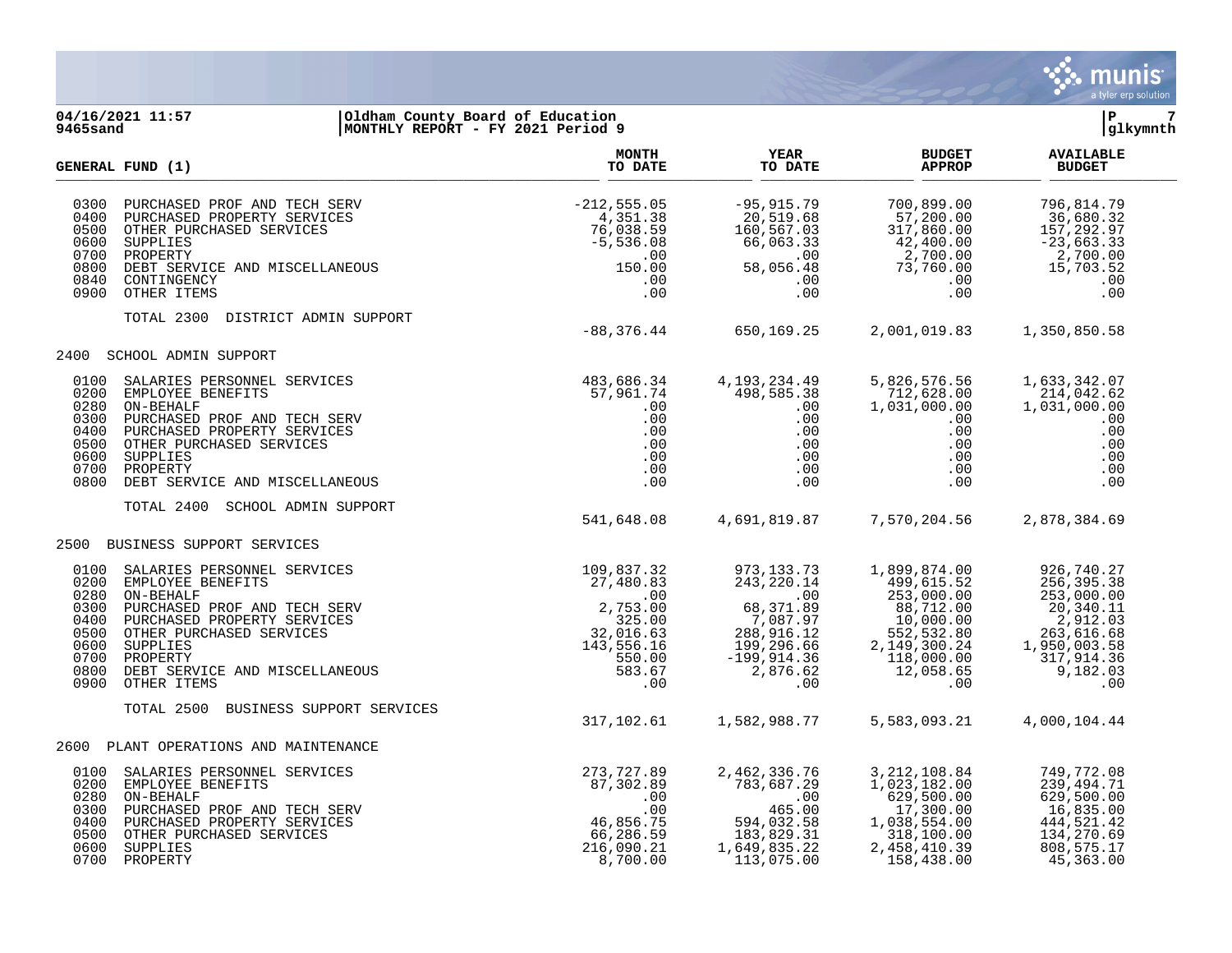**04/16/2021 11:57** | **Oldham County Board of Education**
**9465sand** | **MONTHLY REPORT - FY 2021 Period 9**

| GENERAL FUND (1) | | MONTH TO DATE | YEAR TO DATE | BUDGET APPROP | AVAILABLE BUDGET |
|---|---|---|---|---|---|
| 0300 | PURCHASED PROF AND TECH SERV | -212,555.05 | -95,915.79 | 700,899.00 | 796,814.79 |
| 0400 | PURCHASED PROPERTY SERVICES | 4,351.38 | 20,519.68 | 57,200.00 | 36,680.32 |
| 0500 | OTHER PURCHASED SERVICES | 76,038.59 | 160,567.03 | 317,860.00 | 157,292.97 |
| 0600 | SUPPLIES | -5,536.08 | 66,063.33 | 42,400.00 | -23,663.33 |
| 0700 | PROPERTY | .00 | .00 | 2,700.00 | 2,700.00 |
| 0800 | DEBT SERVICE AND MISCELLANEOUS | 150.00 | 58,056.48 | 73,760.00 | 15,703.52 |
| 0840 | CONTINGENCY | .00 | .00 | .00 | .00 |
| 0900 | OTHER ITEMS | .00 | .00 | .00 | .00 |
| | TOTAL 2300 DISTRICT ADMIN SUPPORT | -88,376.44 | 650,169.25 | 2,001,019.83 | 1,350,850.58 |
| 2400 | SCHOOL ADMIN SUPPORT | | | | |
| 0100 | SALARIES PERSONNEL SERVICES | 483,686.34 | 4,193,234.49 | 5,826,576.56 | 1,633,342.07 |
| 0200 | EMPLOYEE BENEFITS | 57,961.74 | 498,585.38 | 712,628.00 | 214,042.62 |
| 0280 | ON-BEHALF | .00 | .00 | 1,031,000.00 | 1,031,000.00 |
| 0300 | PURCHASED PROF AND TECH SERV | .00 | .00 | .00 | .00 |
| 0400 | PURCHASED PROPERTY SERVICES | .00 | .00 | .00 | .00 |
| 0500 | OTHER PURCHASED SERVICES | .00 | .00 | .00 | .00 |
| 0600 | SUPPLIES | .00 | .00 | .00 | .00 |
| 0700 | PROPERTY | .00 | .00 | .00 | .00 |
| 0800 | DEBT SERVICE AND MISCELLANEOUS | .00 | .00 | .00 | .00 |
| | TOTAL 2400 SCHOOL ADMIN SUPPORT | 541,648.08 | 4,691,819.87 | 7,570,204.56 | 2,878,384.69 |
| 2500 | BUSINESS SUPPORT SERVICES | | | | |
| 0100 | SALARIES PERSONNEL SERVICES | 109,837.32 | 973,133.73 | 1,899,874.00 | 926,740.27 |
| 0200 | EMPLOYEE BENEFITS | 27,480.83 | 243,220.14 | 499,615.52 | 256,395.38 |
| 0280 | ON-BEHALF | .00 | .00 | 253,000.00 | 253,000.00 |
| 0300 | PURCHASED PROF AND TECH SERV | 2,753.00 | 68,371.89 | 88,712.00 | 20,340.11 |
| 0400 | PURCHASED PROPERTY SERVICES | 325.00 | 7,087.97 | 10,000.00 | 2,912.03 |
| 0500 | OTHER PURCHASED SERVICES | 32,016.63 | 288,916.12 | 552,532.80 | 263,616.68 |
| 0600 | SUPPLIES | 143,556.16 | 199,296.66 | 2,149,300.24 | 1,950,003.58 |
| 0700 | PROPERTY | 550.00 | -199,914.36 | 118,000.00 | 317,914.36 |
| 0800 | DEBT SERVICE AND MISCELLANEOUS | 583.67 | 2,876.62 | 12,058.65 | 9,182.03 |
| 0900 | OTHER ITEMS | .00 | .00 | .00 | .00 |
| | TOTAL 2500 BUSINESS SUPPORT SERVICES | 317,102.61 | 1,582,988.77 | 5,583,093.21 | 4,000,104.44 |
| 2600 | PLANT OPERATIONS AND MAINTENANCE | | | | |
| 0100 | SALARIES PERSONNEL SERVICES | 273,727.89 | 2,462,336.76 | 3,212,108.84 | 749,772.08 |
| 0200 | EMPLOYEE BENEFITS | 87,302.89 | 783,687.29 | 1,023,182.00 | 239,494.71 |
| 0280 | ON-BEHALF | .00 | .00 | 629,500.00 | 629,500.00 |
| 0300 | PURCHASED PROF AND TECH SERV | .00 | 465.00 | 17,300.00 | 16,835.00 |
| 0400 | PURCHASED PROPERTY SERVICES | 46,856.75 | 594,032.58 | 1,038,554.00 | 444,521.42 |
| 0500 | OTHER PURCHASED SERVICES | 66,286.59 | 183,829.31 | 318,100.00 | 134,270.69 |
| 0600 | SUPPLIES | 216,090.21 | 1,649,835.22 | 2,458,410.39 | 808,575.17 |
| 0700 | PROPERTY | 8,700.00 | 113,075.00 | 158,438.00 | 45,363.00 |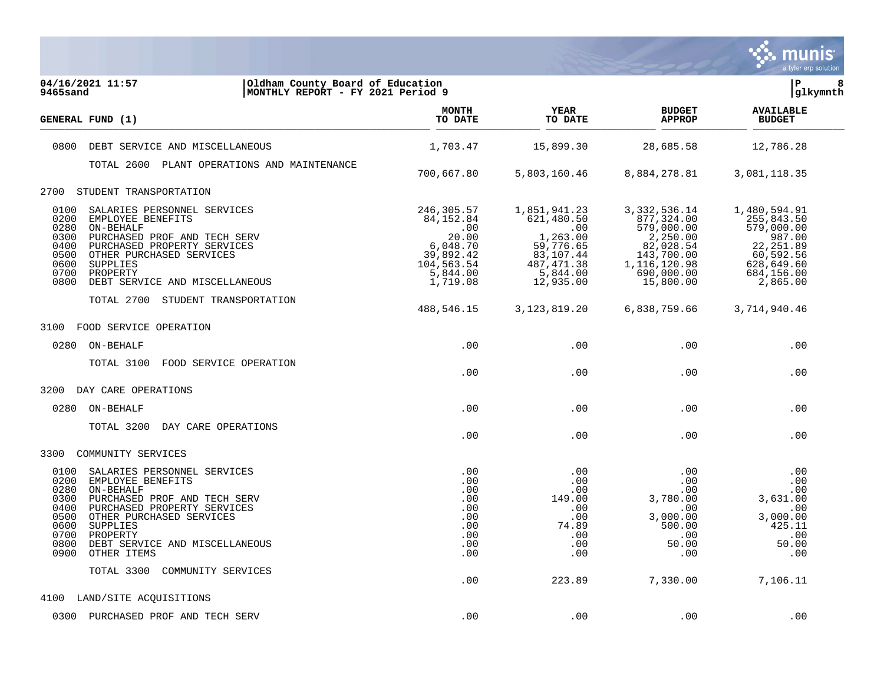Oldham County Board of Education
MONTHLY REPORT - FY 2021 Period 9

| GENERAL FUND (1) | MONTH TO DATE | YEAR TO DATE | BUDGET APPROP | AVAILABLE BUDGET |
|---|---|---|---|---|
| 0800 DEBT SERVICE AND MISCELLANEOUS | 1,703.47 | 15,899.30 | 28,685.58 | 12,786.28 |
| TOTAL 2600 PLANT OPERATIONS AND MAINTENANCE | 700,667.80 | 5,803,160.46 | 8,884,278.81 | 3,081,118.35 |
| **2700 STUDENT TRANSPORTATION** | | | | |
| 0100 SALARIES PERSONNEL SERVICES | 246,305.57 | 1,851,941.23 | 3,332,536.14 | 1,480,594.91 |
| 0200 EMPLOYEE BENEFITS | 84,152.84 | 621,480.50 | 877,324.00 | 255,843.50 |
| 0280 ON-BEHALF | .00 | .00 | 579,000.00 | 579,000.00 |
| 0300 PURCHASED PROF AND TECH SERV | 20.00 | 1,263.00 | 2,250.00 | 987.00 |
| 0400 PURCHASED PROPERTY SERVICES | 6,048.70 | 59,776.65 | 82,028.54 | 22,251.89 |
| 0500 OTHER PURCHASED SERVICES | 39,892.42 | 83,107.44 | 143,700.00 | 60,592.56 |
| 0600 SUPPLIES | 104,563.54 | 487,471.38 | 1,116,120.98 | 628,649.60 |
| 0700 PROPERTY | 5,844.00 | 5,844.00 | 690,000.00 | 684,156.00 |
| 0800 DEBT SERVICE AND MISCELLANEOUS | 1,719.08 | 12,935.00 | 15,800.00 | 2,865.00 |
| TOTAL 2700 STUDENT TRANSPORTATION | 488,546.15 | 3,123,819.20 | 6,838,759.66 | 3,714,940.46 |
| **3100 FOOD SERVICE OPERATION** | | | | |
| 0280 ON-BEHALF | .00 | .00 | .00 | .00 |
| TOTAL 3100 FOOD SERVICE OPERATION | .00 | .00 | .00 | .00 |
| **3200 DAY CARE OPERATIONS** | | | | |
| 0280 ON-BEHALF | .00 | .00 | .00 | .00 |
| TOTAL 3200 DAY CARE OPERATIONS | .00 | .00 | .00 | .00 |
| **3300 COMMUNITY SERVICES** | | | | |
| 0100 SALARIES PERSONNEL SERVICES | .00 | .00 | .00 | .00 |
| 0200 EMPLOYEE BENEFITS | .00 | .00 | .00 | .00 |
| 0280 ON-BEHALF | .00 | .00 | .00 | .00 |
| 0300 PURCHASED PROF AND TECH SERV | .00 | 149.00 | 3,780.00 | 3,631.00 |
| 0400 PURCHASED PROPERTY SERVICES | .00 | .00 | .00 | .00 |
| 0500 OTHER PURCHASED SERVICES | .00 | .00 | 3,000.00 | 3,000.00 |
| 0600 SUPPLIES | .00 | 74.89 | 500.00 | 425.11 |
| 0700 PROPERTY | .00 | .00 | .00 | .00 |
| 0800 DEBT SERVICE AND MISCELLANEOUS | .00 | .00 | 50.00 | 50.00 |
| 0900 OTHER ITEMS | .00 | .00 | .00 | .00 |
| TOTAL 3300 COMMUNITY SERVICES | .00 | 223.89 | 7,330.00 | 7,106.11 |
| **4100 LAND/SITE ACQUISITIONS** | | | | |
| 0300 PURCHASED PROF AND TECH SERV | .00 | .00 | .00 | .00 |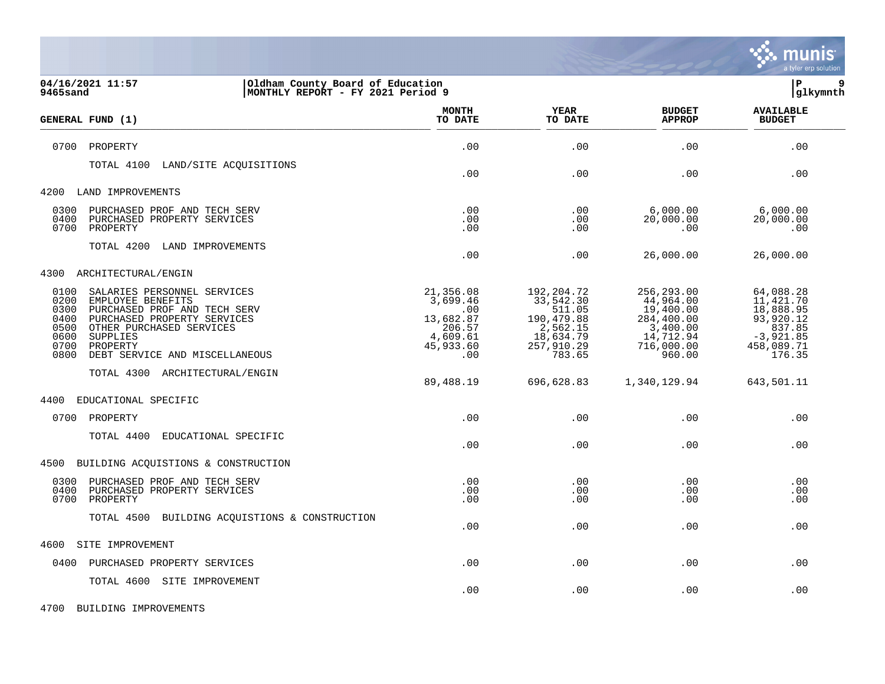04/16/2021 11:57 | Oldham County Board of Education
9465sand | MONTHLY REPORT - FY 2021 Period 9

| GENERAL FUND (1) | MONTH TO DATE | YEAR TO DATE | BUDGET APPROP | AVAILABLE BUDGET |
|---|---|---|---|---|
| 0700 PROPERTY | .00 | .00 | .00 | .00 |
| TOTAL 4100 LAND/SITE ACQUISITIONS | .00 | .00 | .00 | .00 |
| **4200 LAND IMPROVEMENTS** | | | | |
| 0300 PURCHASED PROF AND TECH SERV | .00 | .00 | 6,000.00 | 6,000.00 |
| 0400 PURCHASED PROPERTY SERVICES | .00 | .00 | 20,000.00 | 20,000.00 |
| 0700 PROPERTY | .00 | .00 | .00 | .00 |
| TOTAL 4200 LAND IMPROVEMENTS | .00 | .00 | 26,000.00 | 26,000.00 |
| **4300 ARCHITECTURAL/ENGIN** | | | | |
| 0100 SALARIES PERSONNEL SERVICES | 21,356.08 | 192,204.72 | 256,293.00 | 64,088.28 |
| 0200 EMPLOYEE BENEFITS | 3,699.46 | 33,542.30 | 44,964.00 | 11,421.70 |
| 0300 PURCHASED PROF AND TECH SERV | .00 | 511.05 | 19,400.00 | 18,888.95 |
| 0400 PURCHASED PROPERTY SERVICES | 13,682.87 | 190,479.88 | 284,400.00 | 93,920.12 |
| 0500 OTHER PURCHASED SERVICES | 206.57 | 2,562.15 | 3,400.00 | 837.85 |
| 0600 SUPPLIES | 4,609.61 | 18,634.79 | 14,712.94 | -3,921.85 |
| 0700 PROPERTY | 45,933.60 | 257,910.29 | 716,000.00 | 458,089.71 |
| 0800 DEBT SERVICE AND MISCELLANEOUS | .00 | 783.65 | 960.00 | 176.35 |
| TOTAL 4300 ARCHITECTURAL/ENGIN | 89,488.19 | 696,628.83 | 1,340,129.94 | 643,501.11 |
| **4400 EDUCATIONAL SPECIFIC** | | | | |
| 0700 PROPERTY | .00 | .00 | .00 | .00 |
| TOTAL 4400 EDUCATIONAL SPECIFIC | .00 | .00 | .00 | .00 |
| **4500 BUILDING ACQUISTIONS & CONSTRUCTION** | | | | |
| 0300 PURCHASED PROF AND TECH SERV | .00 | .00 | .00 | .00 |
| 0400 PURCHASED PROPERTY SERVICES | .00 | .00 | .00 | .00 |
| 0700 PROPERTY | .00 | .00 | .00 | .00 |
| TOTAL 4500 BUILDING ACQUISTIONS & CONSTRUCTION | .00 | .00 | .00 | .00 |
| **4600 SITE IMPROVEMENT** | | | | |
| 0400 PURCHASED PROPERTY SERVICES | .00 | .00 | .00 | .00 |
| TOTAL 4600 SITE IMPROVEMENT | .00 | .00 | .00 | .00 |
| **4700 BUILDING IMPROVEMENTS** | | | | |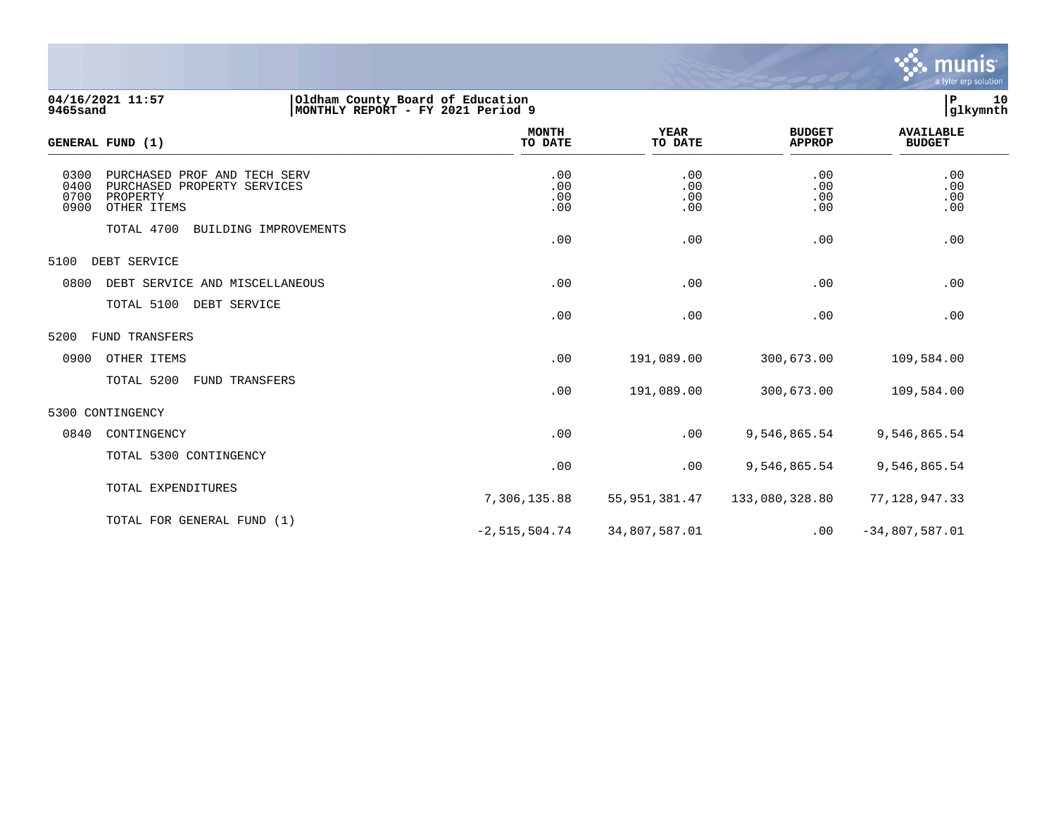04/16/2021 11:57 | Oldham County Board of Education
9465sand | MONTHLY REPORT - FY 2021 Period 9

| GENERAL FUND (1) | MONTH TO DATE | YEAR TO DATE | BUDGET APPROP | AVAILABLE BUDGET |
|---|---|---|---|---|
| 0300 PURCHASED PROF AND TECH SERV | .00 | .00 | .00 | .00 |
| 0400 PURCHASED PROPERTY SERVICES | .00 | .00 | .00 | .00 |
| 0700 PROPERTY | .00 | .00 | .00 | .00 |
| 0900 OTHER ITEMS | .00 | .00 | .00 | .00 |
| TOTAL 4700 BUILDING IMPROVEMENTS | .00 | .00 | .00 | .00 |
| 5100 DEBT SERVICE | | | | |
| 0800 DEBT SERVICE AND MISCELLANEOUS | .00 | .00 | .00 | .00 |
| TOTAL 5100 DEBT SERVICE | .00 | .00 | .00 | .00 |
| 5200 FUND TRANSFERS | | | | |
| 0900 OTHER ITEMS | .00 | 191,089.00 | 300,673.00 | 109,584.00 |
| TOTAL 5200 FUND TRANSFERS | .00 | 191,089.00 | 300,673.00 | 109,584.00 |
| 5300 CONTINGENCY | | | | |
| 0840 CONTINGENCY | .00 | .00 | 9,546,865.54 | 9,546,865.54 |
| TOTAL 5300 CONTINGENCY | .00 | .00 | 9,546,865.54 | 9,546,865.54 |
| TOTAL EXPENDITURES | 7,306,135.88 | 55,951,381.47 | 133,080,328.80 | 77,128,947.33 |
| TOTAL FOR GENERAL FUND (1) | -2,515,504.74 | 34,807,587.01 | .00 | -34,807,587.01 |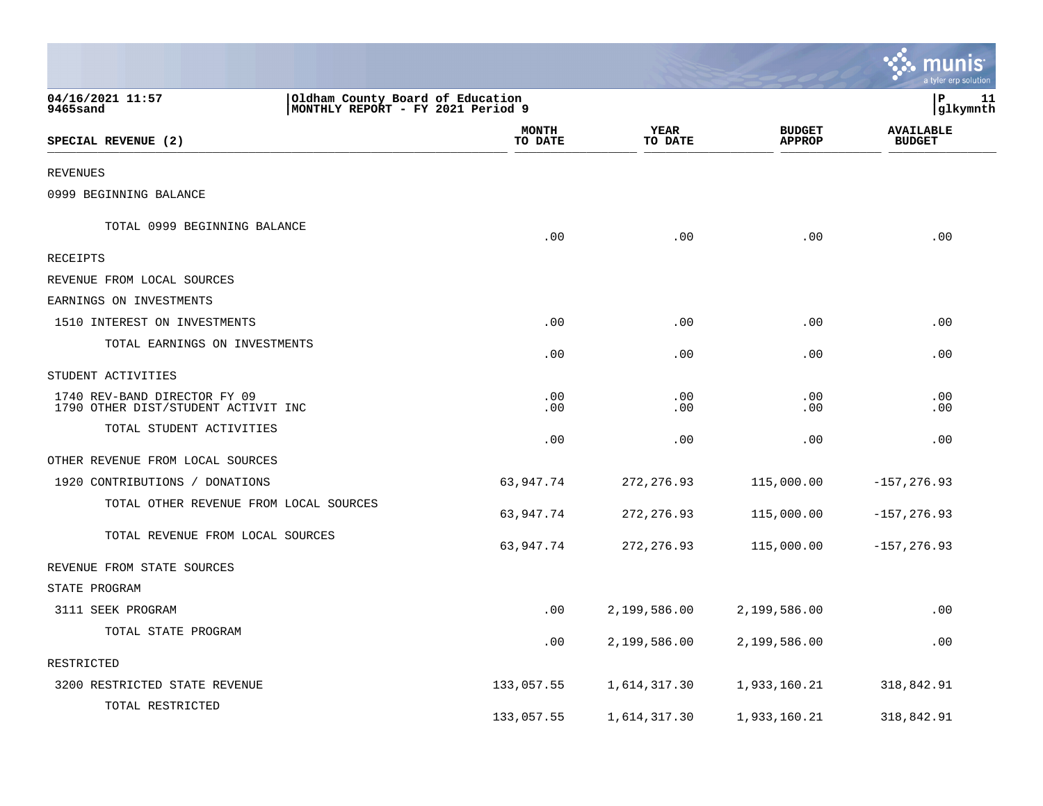04/16/2021 11:57 | Oldham County Board of Education | P 11
9465sand | MONTHLY REPORT - FY 2021 Period 9 | glkymnth

| SPECIAL REVENUE (2) | MONTH TO DATE | YEAR TO DATE | BUDGET APPROP | AVAILABLE BUDGET |
|---|---|---|---|---|
| REVENUES | | | | |
| 0999 BEGINNING BALANCE | | | | |
| TOTAL 0999 BEGINNING BALANCE | .00 | .00 | .00 | .00 |
| RECEIPTS | | | | |
| REVENUE FROM LOCAL SOURCES | | | | |
| EARNINGS ON INVESTMENTS | | | | |
| 1510 INTEREST ON INVESTMENTS | .00 | .00 | .00 | .00 |
| TOTAL EARNINGS ON INVESTMENTS | .00 | .00 | .00 | .00 |
| STUDENT ACTIVITIES | | | | |
| 1740 REV-BAND DIRECTOR FY 09 | .00 | .00 | .00 | .00 |
| 1790 OTHER DIST/STUDENT ACTIVIT INC | .00 | .00 | .00 | .00 |
| TOTAL STUDENT ACTIVITIES | .00 | .00 | .00 | .00 |
| OTHER REVENUE FROM LOCAL SOURCES | | | | |
| 1920 CONTRIBUTIONS / DONATIONS | 63,947.74 | 272,276.93 | 115,000.00 | -157,276.93 |
| TOTAL OTHER REVENUE FROM LOCAL SOURCES | 63,947.74 | 272,276.93 | 115,000.00 | -157,276.93 |
| TOTAL REVENUE FROM LOCAL SOURCES | 63,947.74 | 272,276.93 | 115,000.00 | -157,276.93 |
| REVENUE FROM STATE SOURCES | | | | |
| STATE PROGRAM | | | | |
| 3111 SEEK PROGRAM | .00 | 2,199,586.00 | 2,199,586.00 | .00 |
| TOTAL STATE PROGRAM | .00 | 2,199,586.00 | 2,199,586.00 | .00 |
| RESTRICTED | | | | |
| 3200 RESTRICTED STATE REVENUE | 133,057.55 | 1,614,317.30 | 1,933,160.21 | 318,842.91 |
| TOTAL RESTRICTED | 133,057.55 | 1,614,317.30 | 1,933,160.21 | 318,842.91 |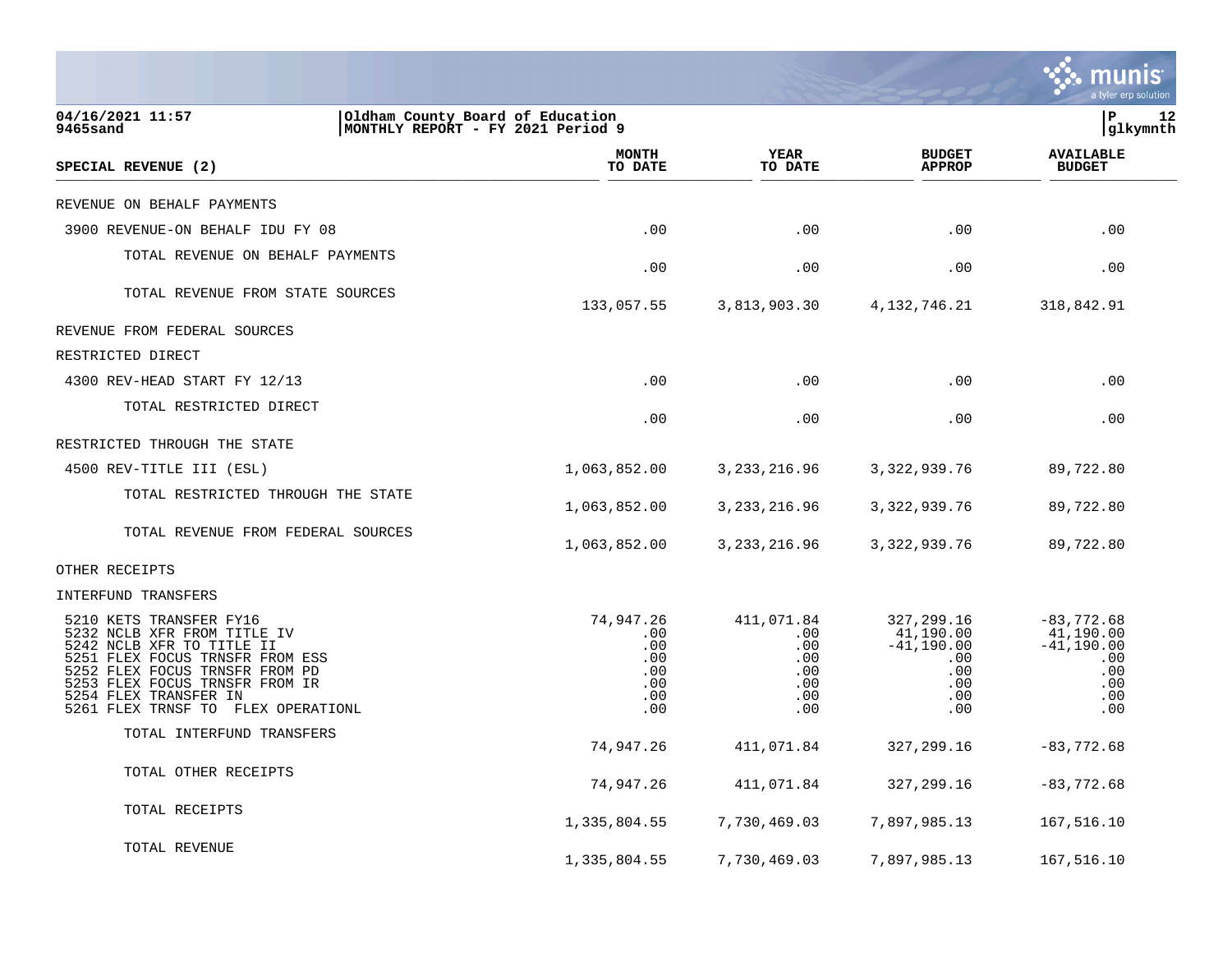04/16/2021 11:57 | Oldham County Board of Education | P 12
9465sand | MONTHLY REPORT - FY 2021 Period 9 | glkymnth

| SPECIAL REVENUE (2) | MONTH TO DATE | YEAR TO DATE | BUDGET APPROP | AVAILABLE BUDGET |
|---|---|---|---|---|
| REVENUE ON BEHALF PAYMENTS | | | | |
| 3900 REVENUE-ON BEHALF IDU FY 08 | .00 | .00 | .00 | .00 |
| TOTAL REVENUE ON BEHALF PAYMENTS | .00 | .00 | .00 | .00 |
| TOTAL REVENUE FROM STATE SOURCES | 133,057.55 | 3,813,903.30 | 4,132,746.21 | 318,842.91 |
| REVENUE FROM FEDERAL SOURCES | | | | |
| RESTRICTED DIRECT | | | | |
| 4300 REV-HEAD START FY 12/13 | .00 | .00 | .00 | .00 |
| TOTAL RESTRICTED DIRECT | .00 | .00 | .00 | .00 |
| RESTRICTED THROUGH THE STATE | | | | |
| 4500 REV-TITLE III (ESL) | 1,063,852.00 | 3,233,216.96 | 3,322,939.76 | 89,722.80 |
| TOTAL RESTRICTED THROUGH THE STATE | 1,063,852.00 | 3,233,216.96 | 3,322,939.76 | 89,722.80 |
| TOTAL REVENUE FROM FEDERAL SOURCES | 1,063,852.00 | 3,233,216.96 | 3,322,939.76 | 89,722.80 |
| OTHER RECEIPTS | | | | |
| INTERFUND TRANSFERS | | | | |
| 5210 KETS TRANSFER FY16 | 74,947.26 | 411,071.84 | 327,299.16 | -83,772.68 |
| 5232 NCLB XFR FROM TITLE IV | .00 | .00 | 41,190.00 | 41,190.00 |
| 5242 NCLB XFR TO TITLE II | .00 | .00 | -41,190.00 | -41,190.00 |
| 5251 FLEX FOCUS TRNSFR FROM ESS | .00 | .00 | .00 | .00 |
| 5252 FLEX FOCUS TRNSFR FROM PD | .00 | .00 | .00 | .00 |
| 5253 FLEX FOCUS TRNSFR FROM IR | .00 | .00 | .00 | .00 |
| 5254 FLEX TRANSFER IN | .00 | .00 | .00 | .00 |
| 5261 FLEX TRNSF TO FLEX OPERATIONL | .00 | .00 | .00 | .00 |
| TOTAL INTERFUND TRANSFERS | 74,947.26 | 411,071.84 | 327,299.16 | -83,772.68 |
| TOTAL OTHER RECEIPTS | 74,947.26 | 411,071.84 | 327,299.16 | -83,772.68 |
| TOTAL RECEIPTS | 1,335,804.55 | 7,730,469.03 | 7,897,985.13 | 167,516.10 |
| TOTAL REVENUE | 1,335,804.55 | 7,730,469.03 | 7,897,985.13 | 167,516.10 |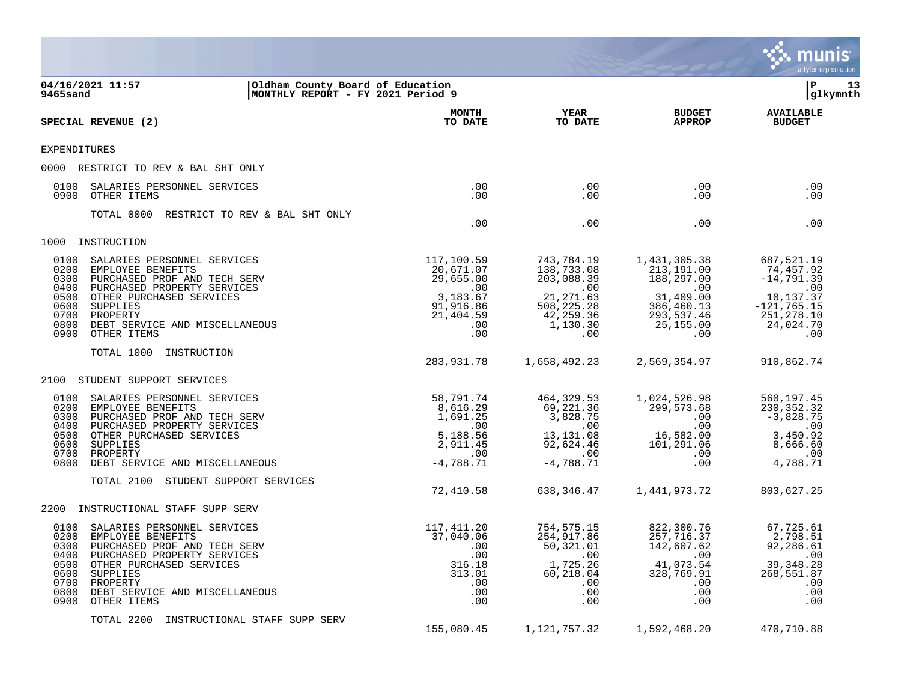04/16/2021 11:57 | Oldham County Board of Education | P 13
9465sand | MONTHLY REPORT - FY 2021 Period 9 | glkymnth

| SPECIAL REVENUE (2) | MONTH TO DATE | YEAR TO DATE | BUDGET APPROP | AVAILABLE BUDGET |
|---|---|---|---|---|
| **EXPENDITURES** | | | | |
| **0000 RESTRICT TO REV & BAL SHT ONLY** | | | | |
| 0100 SALARIES PERSONNEL SERVICES | .00 | .00 | .00 | .00 |
| 0900 OTHER ITEMS | .00 | .00 | .00 | .00 |
| TOTAL 0000 RESTRICT TO REV & BAL SHT ONLY | .00 | .00 | .00 | .00 |
| **1000 INSTRUCTION** | | | | |
| 0100 SALARIES PERSONNEL SERVICES | 117,100.59 | 743,784.19 | 1,431,305.38 | 687,521.19 |
| 0200 EMPLOYEE BENEFITS | 20,671.07 | 138,733.08 | 213,191.00 | 74,457.92 |
| 0300 PURCHASED PROF AND TECH SERV | 29,655.00 | 203,088.39 | 188,297.00 | -14,791.39 |
| 0400 PURCHASED PROPERTY SERVICES | .00 | .00 | .00 | .00 |
| 0500 OTHER PURCHASED SERVICES | 3,183.67 | 21,271.63 | 31,409.00 | 10,137.37 |
| 0600 SUPPLIES | 91,916.86 | 508,225.28 | 386,460.13 | -121,765.15 |
| 0700 PROPERTY | 21,404.59 | 42,259.36 | 293,537.46 | 251,278.10 |
| 0800 DEBT SERVICE AND MISCELLANEOUS | .00 | 1,130.30 | 25,155.00 | 24,024.70 |
| 0900 OTHER ITEMS | .00 | .00 | .00 | .00 |
| TOTAL 1000 INSTRUCTION | 283,931.78 | 1,658,492.23 | 2,569,354.97 | 910,862.74 |
| **2100 STUDENT SUPPORT SERVICES** | | | | |
| 0100 SALARIES PERSONNEL SERVICES | 58,791.74 | 464,329.53 | 1,024,526.98 | 560,197.45 |
| 0200 EMPLOYEE BENEFITS | 8,616.29 | 69,221.36 | 299,573.68 | 230,352.32 |
| 0300 PURCHASED PROF AND TECH SERV | 1,691.25 | 3,828.75 | .00 | -3,828.75 |
| 0400 PURCHASED PROPERTY SERVICES | .00 | .00 | .00 | .00 |
| 0500 OTHER PURCHASED SERVICES | 5,188.56 | 13,131.08 | 16,582.00 | 3,450.92 |
| 0600 SUPPLIES | 2,911.45 | 92,624.46 | 101,291.06 | 8,666.60 |
| 0700 PROPERTY | .00 | .00 | .00 | .00 |
| 0800 DEBT SERVICE AND MISCELLANEOUS | -4,788.71 | -4,788.71 | .00 | 4,788.71 |
| TOTAL 2100 STUDENT SUPPORT SERVICES | 72,410.58 | 638,346.47 | 1,441,973.72 | 803,627.25 |
| **2200 INSTRUCTIONAL STAFF SUPP SERV** | | | | |
| 0100 SALARIES PERSONNEL SERVICES | 117,411.20 | 754,575.15 | 822,300.76 | 67,725.61 |
| 0200 EMPLOYEE BENEFITS | 37,040.06 | 254,917.86 | 257,716.37 | 2,798.51 |
| 0300 PURCHASED PROF AND TECH SERV | .00 | 50,321.01 | 142,607.62 | 92,286.61 |
| 0400 PURCHASED PROPERTY SERVICES | .00 | .00 | .00 | .00 |
| 0500 OTHER PURCHASED SERVICES | 316.18 | 1,725.26 | 41,073.54 | 39,348.28 |
| 0600 SUPPLIES | 313.01 | 60,218.04 | 328,769.91 | 268,551.87 |
| 0700 PROPERTY | .00 | .00 | .00 | .00 |
| 0800 DEBT SERVICE AND MISCELLANEOUS | .00 | .00 | .00 | .00 |
| 0900 OTHER ITEMS | .00 | .00 | .00 | .00 |
| TOTAL 2200 INSTRUCTIONAL STAFF SUPP SERV | 155,080.45 | 1,121,757.32 | 1,592,468.20 | 470,710.88 |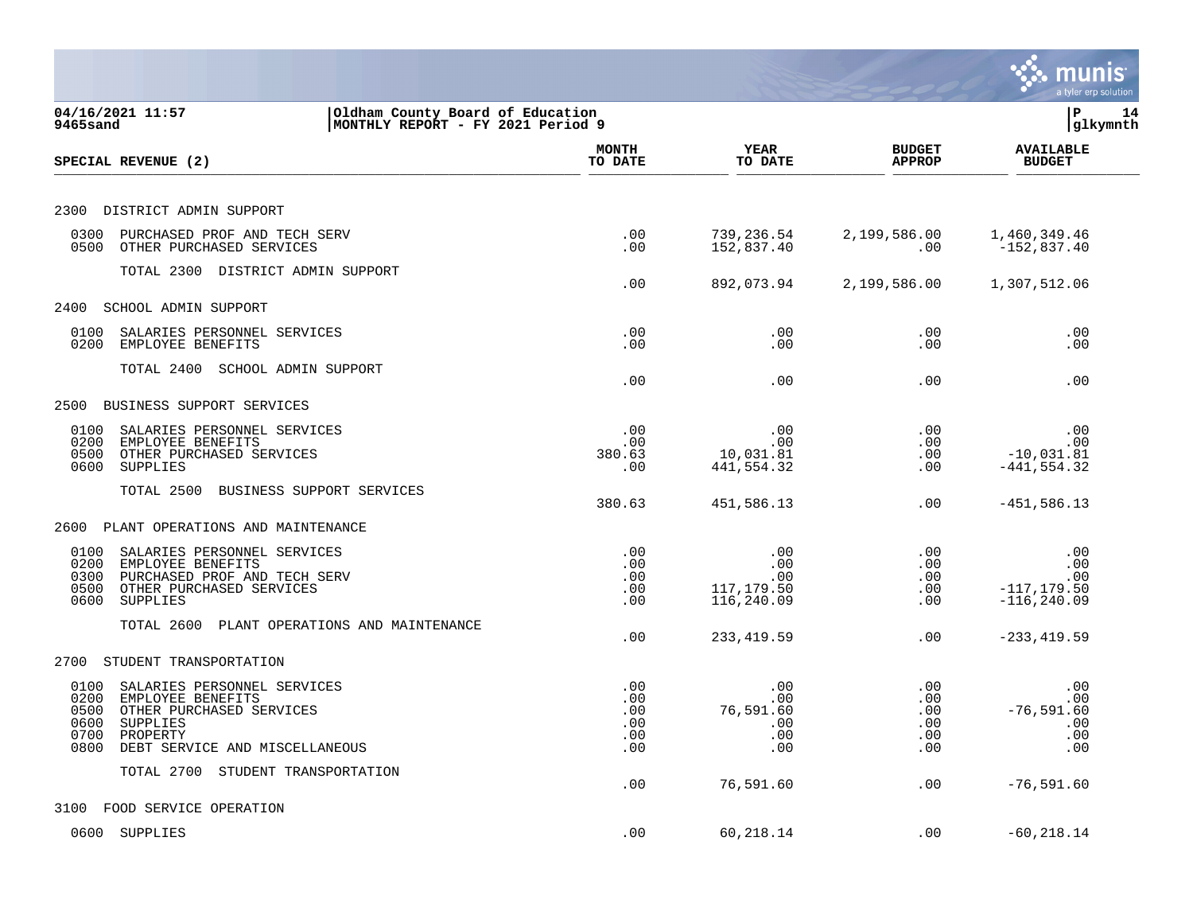04/16/2021 11:57 | Oldham County Board of Education | P 14
9465sand | MONTHLY REPORT - FY 2021 Period 9 | glkymnth

| SPECIAL REVENUE (2) | MONTH TO DATE | YEAR TO DATE | BUDGET APPROP | AVAILABLE BUDGET |
|---|---|---|---|---|
| **2300 DISTRICT ADMIN SUPPORT** | | | | |
| 0300 PURCHASED PROF AND TECH SERV | .00 | 739,236.54 | 2,199,586.00 | 1,460,349.46 |
| 0500 OTHER PURCHASED SERVICES | .00 | 152,837.40 | .00 | -152,837.40 |
| TOTAL 2300 DISTRICT ADMIN SUPPORT | .00 | 892,073.94 | 2,199,586.00 | 1,307,512.06 |
| **2400 SCHOOL ADMIN SUPPORT** | | | | |
| 0100 SALARIES PERSONNEL SERVICES | .00 | .00 | .00 | .00 |
| 0200 EMPLOYEE BENEFITS | .00 | .00 | .00 | .00 |
| TOTAL 2400 SCHOOL ADMIN SUPPORT | .00 | .00 | .00 | .00 |
| **2500 BUSINESS SUPPORT SERVICES** | | | | |
| 0100 SALARIES PERSONNEL SERVICES | .00 | .00 | .00 | .00 |
| 0200 EMPLOYEE BENEFITS | .00 | .00 | .00 | .00 |
| 0500 OTHER PURCHASED SERVICES | 380.63 | 10,031.81 | .00 | -10,031.81 |
| 0600 SUPPLIES | .00 | 441,554.32 | .00 | -441,554.32 |
| TOTAL 2500 BUSINESS SUPPORT SERVICES | 380.63 | 451,586.13 | .00 | -451,586.13 |
| **2600 PLANT OPERATIONS AND MAINTENANCE** | | | | |
| 0100 SALARIES PERSONNEL SERVICES | .00 | .00 | .00 | .00 |
| 0200 EMPLOYEE BENEFITS | .00 | .00 | .00 | .00 |
| 0300 PURCHASED PROF AND TECH SERV | .00 | .00 | .00 | .00 |
| 0500 OTHER PURCHASED SERVICES | .00 | 117,179.50 | .00 | -117,179.50 |
| 0600 SUPPLIES | .00 | 116,240.09 | .00 | -116,240.09 |
| TOTAL 2600 PLANT OPERATIONS AND MAINTENANCE | .00 | 233,419.59 | .00 | -233,419.59 |
| **2700 STUDENT TRANSPORTATION** | | | | |
| 0100 SALARIES PERSONNEL SERVICES | .00 | .00 | .00 | .00 |
| 0200 EMPLOYEE BENEFITS | .00 | .00 | .00 | .00 |
| 0500 OTHER PURCHASED SERVICES | .00 | 76,591.60 | .00 | -76,591.60 |
| 0600 SUPPLIES | .00 | .00 | .00 | .00 |
| 0700 PROPERTY | .00 | .00 | .00 | .00 |
| 0800 DEBT SERVICE AND MISCELLANEOUS | .00 | .00 | .00 | .00 |
| TOTAL 2700 STUDENT TRANSPORTATION | .00 | 76,591.60 | .00 | -76,591.60 |
| **3100 FOOD SERVICE OPERATION** | | | | |
| 0600 SUPPLIES | .00 | 60,218.14 | .00 | -60,218.14 |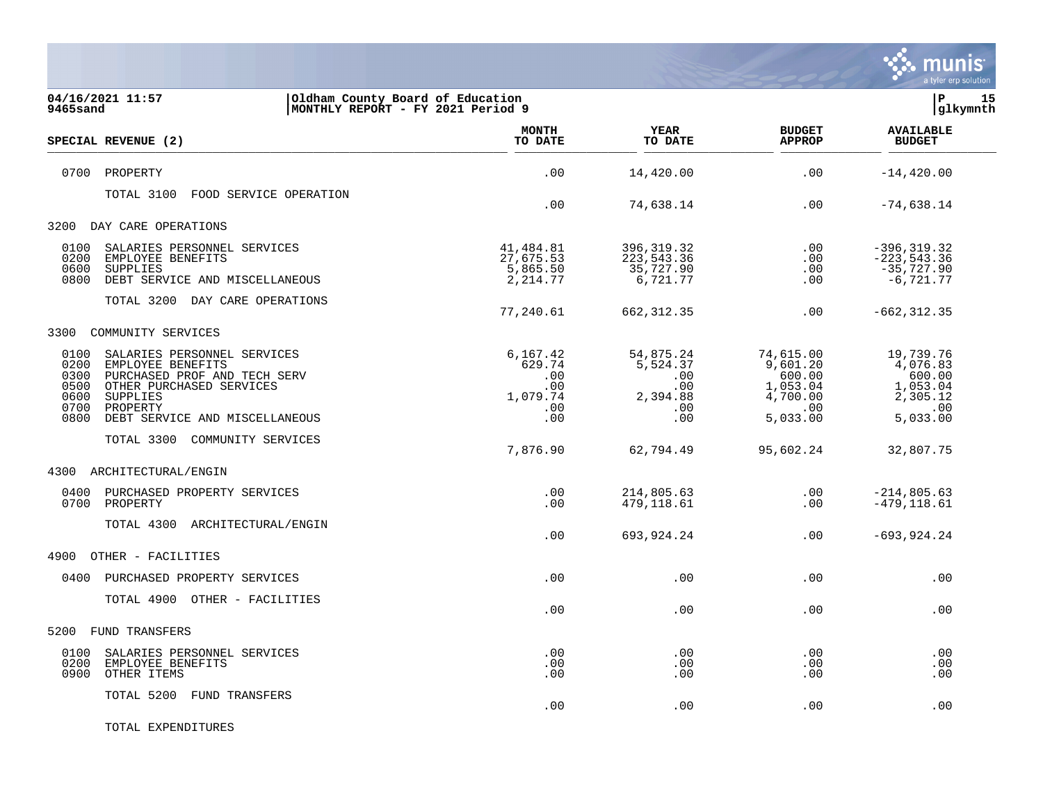**04/16/2021 11:57** | **Oldham County Board of Education**
**9465sand** | **MONTHLY REPORT - FY 2021 Period 9**

| SPECIAL REVENUE (2) | MONTH TO DATE | YEAR TO DATE | BUDGET APPROP | AVAILABLE BUDGET |
|---|---|---|---|---|
| 0700 PROPERTY | .00 | 14,420.00 | .00 | -14,420.00 |
| TOTAL 3100 FOOD SERVICE OPERATION | .00 | 74,638.14 | .00 | -74,638.14 |
| **3200 DAY CARE OPERATIONS** | | | | |
| 0100 SALARIES PERSONNEL SERVICES | 41,484.81 | 396,319.32 | .00 | -396,319.32 |
| 0200 EMPLOYEE BENEFITS | 27,675.53 | 223,543.36 | .00 | -223,543.36 |
| 0600 SUPPLIES | 5,865.50 | 35,727.90 | .00 | -35,727.90 |
| 0800 DEBT SERVICE AND MISCELLANEOUS | 2,214.77 | 6,721.77 | .00 | -6,721.77 |
| TOTAL 3200 DAY CARE OPERATIONS | 77,240.61 | 662,312.35 | .00 | -662,312.35 |
| **3300 COMMUNITY SERVICES** | | | | |
| 0100 SALARIES PERSONNEL SERVICES | 6,167.42 | 54,875.24 | 74,615.00 | 19,739.76 |
| 0200 EMPLOYEE BENEFITS | 629.74 | 5,524.37 | 9,601.20 | 4,076.83 |
| 0300 PURCHASED PROF AND TECH SERV | .00 | .00 | 600.00 | 600.00 |
| 0500 OTHER PURCHASED SERVICES | .00 | .00 | 1,053.04 | 1,053.04 |
| 0600 SUPPLIES | 1,079.74 | 2,394.88 | 4,700.00 | 2,305.12 |
| 0700 PROPERTY | .00 | .00 | .00 | .00 |
| 0800 DEBT SERVICE AND MISCELLANEOUS | .00 | .00 | 5,033.00 | 5,033.00 |
| TOTAL 3300 COMMUNITY SERVICES | 7,876.90 | 62,794.49 | 95,602.24 | 32,807.75 |
| **4300 ARCHITECTURAL/ENGIN** | | | | |
| 0400 PURCHASED PROPERTY SERVICES | .00 | 214,805.63 | .00 | -214,805.63 |
| 0700 PROPERTY | .00 | 479,118.61 | .00 | -479,118.61 |
| TOTAL 4300 ARCHITECTURAL/ENGIN | .00 | 693,924.24 | .00 | -693,924.24 |
| **4900 OTHER - FACILITIES** | | | | |
| 0400 PURCHASED PROPERTY SERVICES | .00 | .00 | .00 | .00 |
| TOTAL 4900 OTHER - FACILITIES | .00 | .00 | .00 | .00 |
| **5200 FUND TRANSFERS** | | | | |
| 0100 SALARIES PERSONNEL SERVICES | .00 | .00 | .00 | .00 |
| 0200 EMPLOYEE BENEFITS | .00 | .00 | .00 | .00 |
| 0900 OTHER ITEMS | .00 | .00 | .00 | .00 |
| TOTAL 5200 FUND TRANSFERS | .00 | .00 | .00 | .00 |
| TOTAL EXPENDITURES | | | | |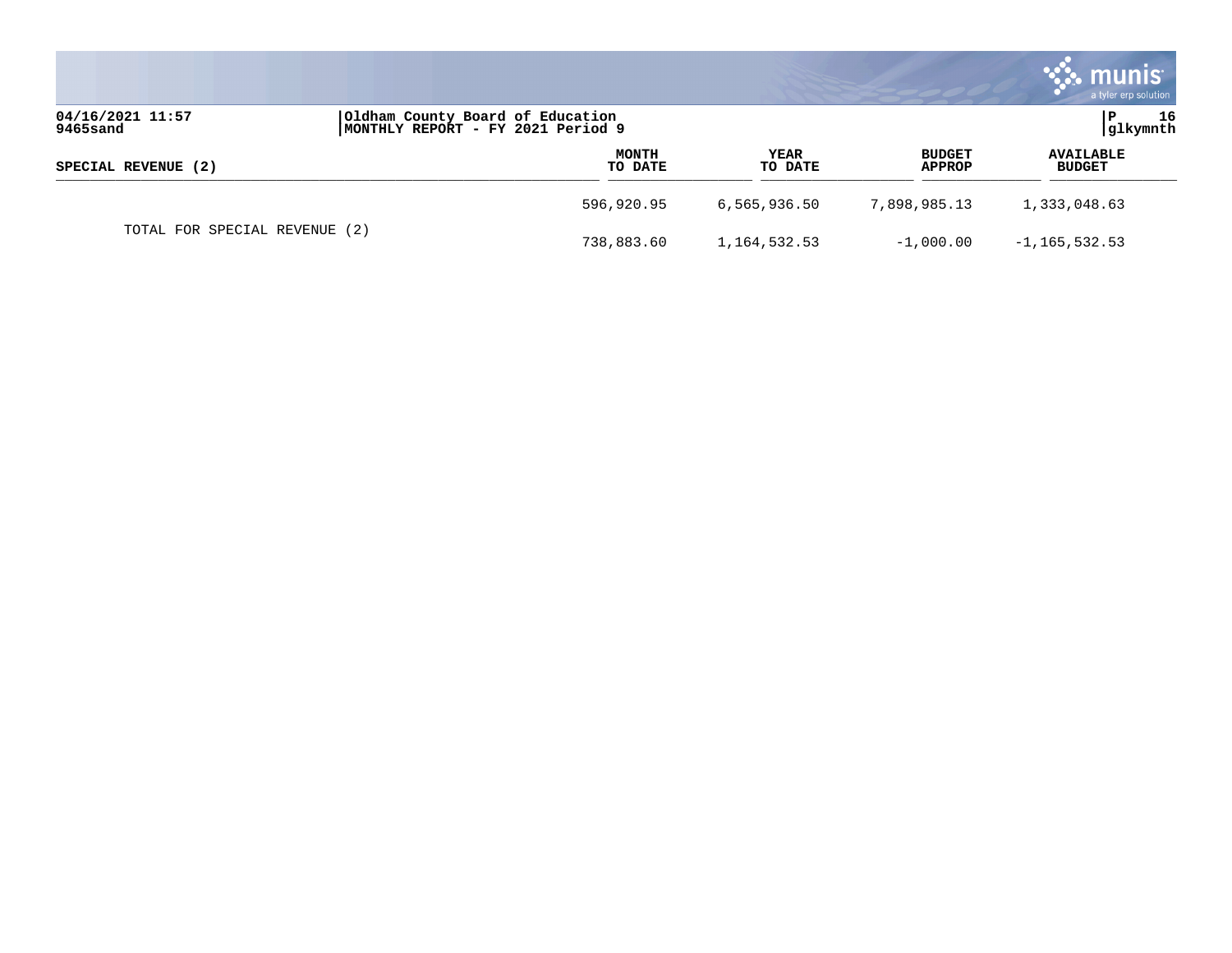Oldham County Board of Education
MONTHLY REPORT - FY 2021 Period 9

04/16/2021 11:57
9465sand

glkymnth

| SPECIAL REVENUE (2) | MONTH TO DATE | YEAR TO DATE | BUDGET APPROP | AVAILABLE BUDGET |
|---|---|---|---|---|
| | 596,920.95 | 6,565,936.50 | 7,898,985.13 | 1,333,048.63 |
| TOTAL FOR SPECIAL REVENUE (2) | 738,883.60 | 1,164,532.53 | -1,000.00 | -1,165,532.53 |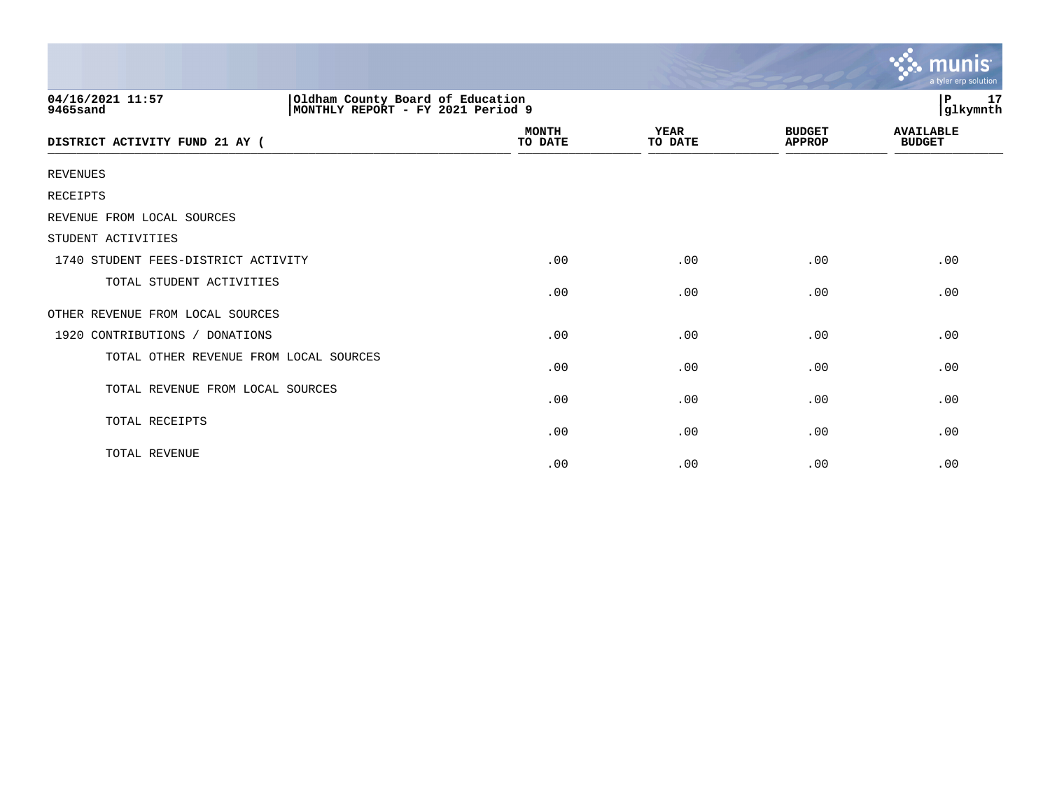04/16/2021 11:57
9465sand

Oldham County Board of Education
MONTHLY REPORT - FY 2021 Period 9

| DISTRICT ACTIVITY FUND 21 AY ( | MONTH TO DATE | YEAR TO DATE | BUDGET APPROP | AVAILABLE BUDGET |
|---|---|---|---|---|
| REVENUES | | | | |
| RECEIPTS | | | | |
| REVENUE FROM LOCAL SOURCES | | | | |
| STUDENT ACTIVITIES | | | | |
| 1740 STUDENT FEES-DISTRICT ACTIVITY | .00 | .00 | .00 | .00 |
| TOTAL STUDENT ACTIVITIES | .00 | .00 | .00 | .00 |
| OTHER REVENUE FROM LOCAL SOURCES | | | | |
| 1920 CONTRIBUTIONS / DONATIONS | .00 | .00 | .00 | .00 |
| TOTAL OTHER REVENUE FROM LOCAL SOURCES | .00 | .00 | .00 | .00 |
| TOTAL REVENUE FROM LOCAL SOURCES | .00 | .00 | .00 | .00 |
| TOTAL RECEIPTS | .00 | .00 | .00 | .00 |
| TOTAL REVENUE | .00 | .00 | .00 | .00 |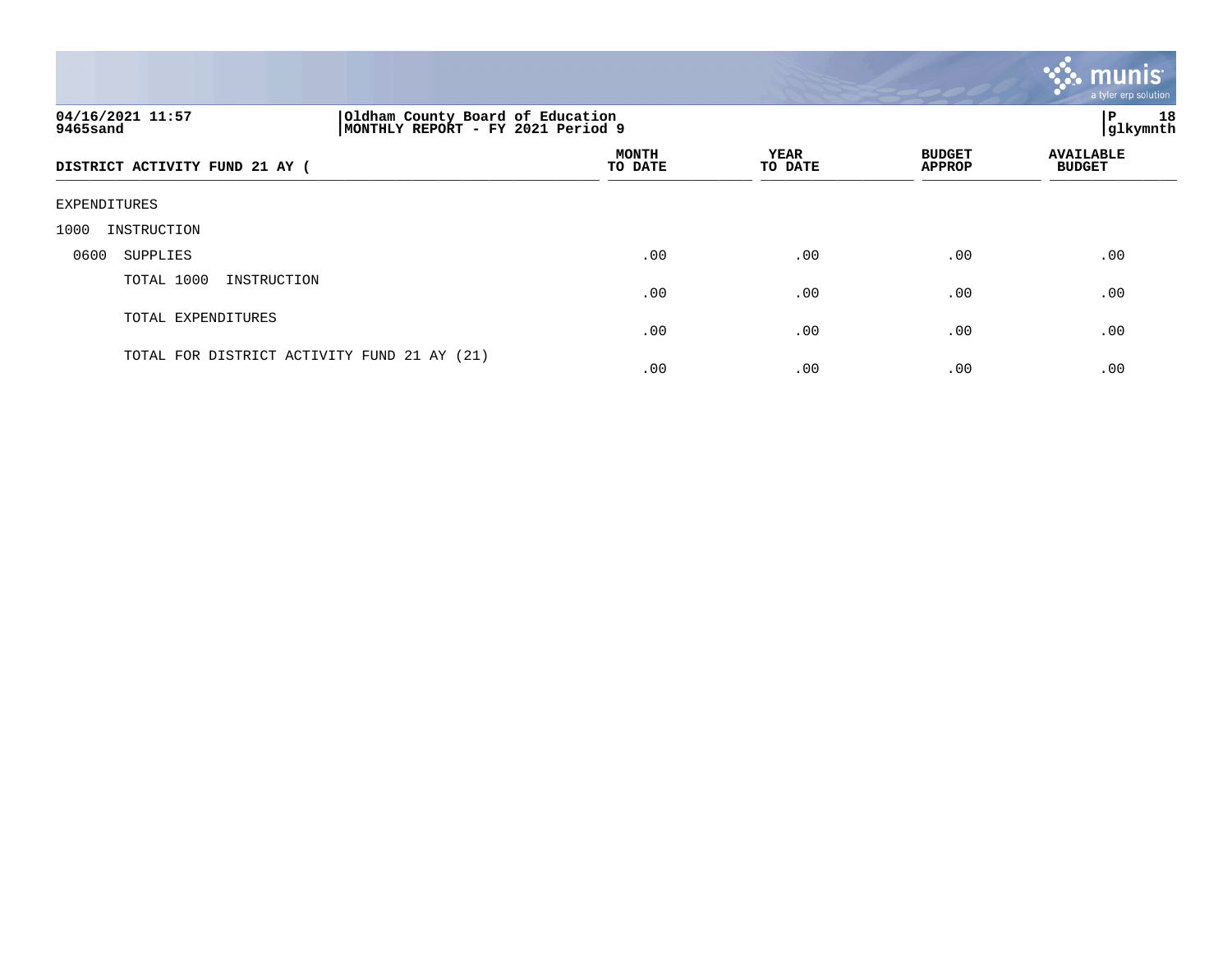04/16/2021 11:57
9465sand

Oldham County Board of Education
MONTHLY REPORT - FY 2021 Period 9

P 18
glkymnth

| DISTRICT ACTIVITY FUND 21 AY ( | MONTH TO DATE | YEAR TO DATE | BUDGET APPROP | AVAILABLE BUDGET |
|---|---|---|---|---|
| EXPENDITURES | | | | |
| 1000 INSTRUCTION | | | | |
| 0600 SUPPLIES | .00 | .00 | .00 | .00 |
| TOTAL 1000 INSTRUCTION | .00 | .00 | .00 | .00 |
| TOTAL EXPENDITURES | .00 | .00 | .00 | .00 |
| TOTAL FOR DISTRICT ACTIVITY FUND 21 AY (21) | .00 | .00 | .00 | .00 |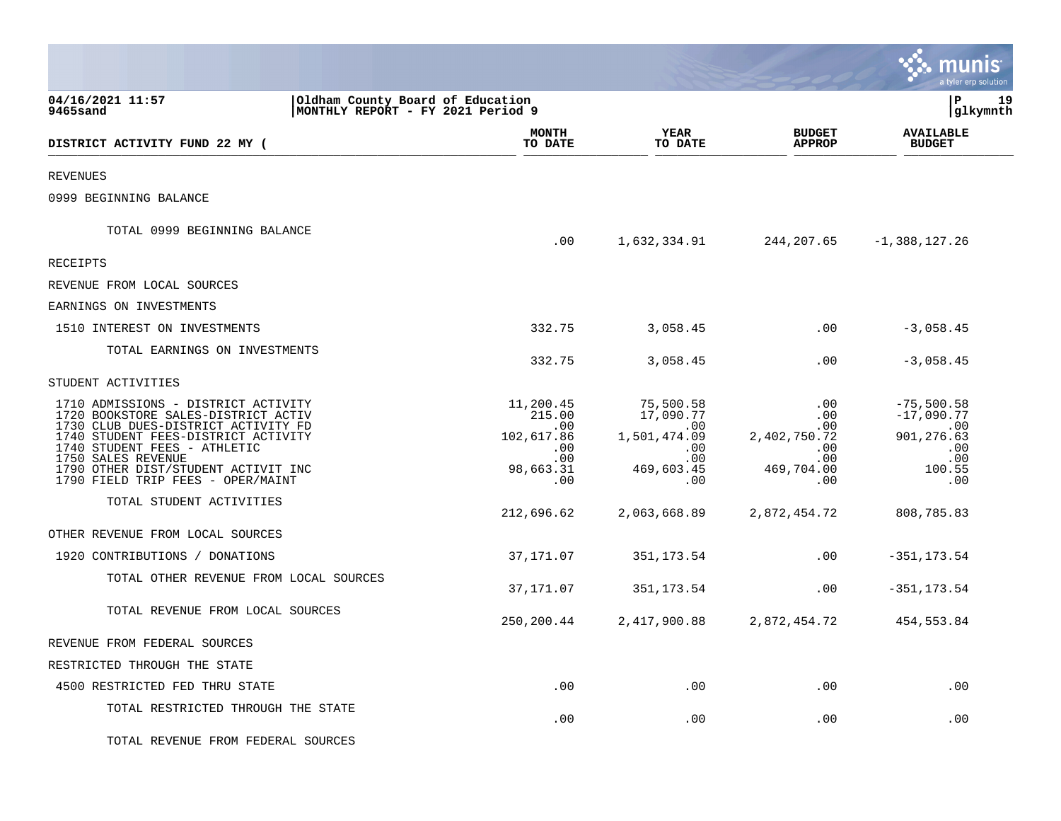04/16/2021 11:57
9465sand

Oldham County Board of Education
MONTHLY REPORT - FY 2021 Period 9

P 19
glkymnth

| DISTRICT ACTIVITY FUND 22 MY ( | MONTH TO DATE | YEAR TO DATE | BUDGET APPROP | AVAILABLE BUDGET |
|---|---|---|---|---|
| REVENUES | | | | |
| 0999 BEGINNING BALANCE | | | | |
| TOTAL 0999 BEGINNING BALANCE | .00 | 1,632,334.91 | 244,207.65 | -1,388,127.26 |
| RECEIPTS | | | | |
| REVENUE FROM LOCAL SOURCES | | | | |
| EARNINGS ON INVESTMENTS | | | | |
| 1510 INTEREST ON INVESTMENTS | 332.75 | 3,058.45 | .00 | -3,058.45 |
| TOTAL EARNINGS ON INVESTMENTS | 332.75 | 3,058.45 | .00 | -3,058.45 |
| STUDENT ACTIVITIES | | | | |
| 1710 ADMISSIONS - DISTRICT ACTIVITY | 11,200.45 | 75,500.58 | .00 | -75,500.58 |
| 1720 BOOKSTORE SALES-DISTRICT ACTIV | 215.00 | 17,090.77 | .00 | -17,090.77 |
| 1730 CLUB DUES-DISTRICT ACTIVITY FD | .00 | .00 | .00 | .00 |
| 1740 STUDENT FEES-DISTRICT ACTIVITY | 102,617.86 | 1,501,474.09 | 2,402,750.72 | 901,276.63 |
| 1740 STUDENT FEES - ATHLETIC | .00 | .00 | .00 | .00 |
| 1750 SALES REVENUE | .00 | .00 | .00 | .00 |
| 1790 OTHER DIST/STUDENT ACTIVIT INC | 98,663.31 | 469,603.45 | 469,704.00 | 100.55 |
| 1790 FIELD TRIP FEES - OPER/MAINT | .00 | .00 | .00 | .00 |
| TOTAL STUDENT ACTIVITIES | 212,696.62 | 2,063,668.89 | 2,872,454.72 | 808,785.83 |
| OTHER REVENUE FROM LOCAL SOURCES | | | | |
| 1920 CONTRIBUTIONS / DONATIONS | 37,171.07 | 351,173.54 | .00 | -351,173.54 |
| TOTAL OTHER REVENUE FROM LOCAL SOURCES | 37,171.07 | 351,173.54 | .00 | -351,173.54 |
| TOTAL REVENUE FROM LOCAL SOURCES | 250,200.44 | 2,417,900.88 | 2,872,454.72 | 454,553.84 |
| REVENUE FROM FEDERAL SOURCES | | | | |
| RESTRICTED THROUGH THE STATE | | | | |
| 4500 RESTRICTED FED THRU STATE | .00 | .00 | .00 | .00 |
| TOTAL RESTRICTED THROUGH THE STATE | .00 | .00 | .00 | .00 |
| TOTAL REVENUE FROM FEDERAL SOURCES | | | | |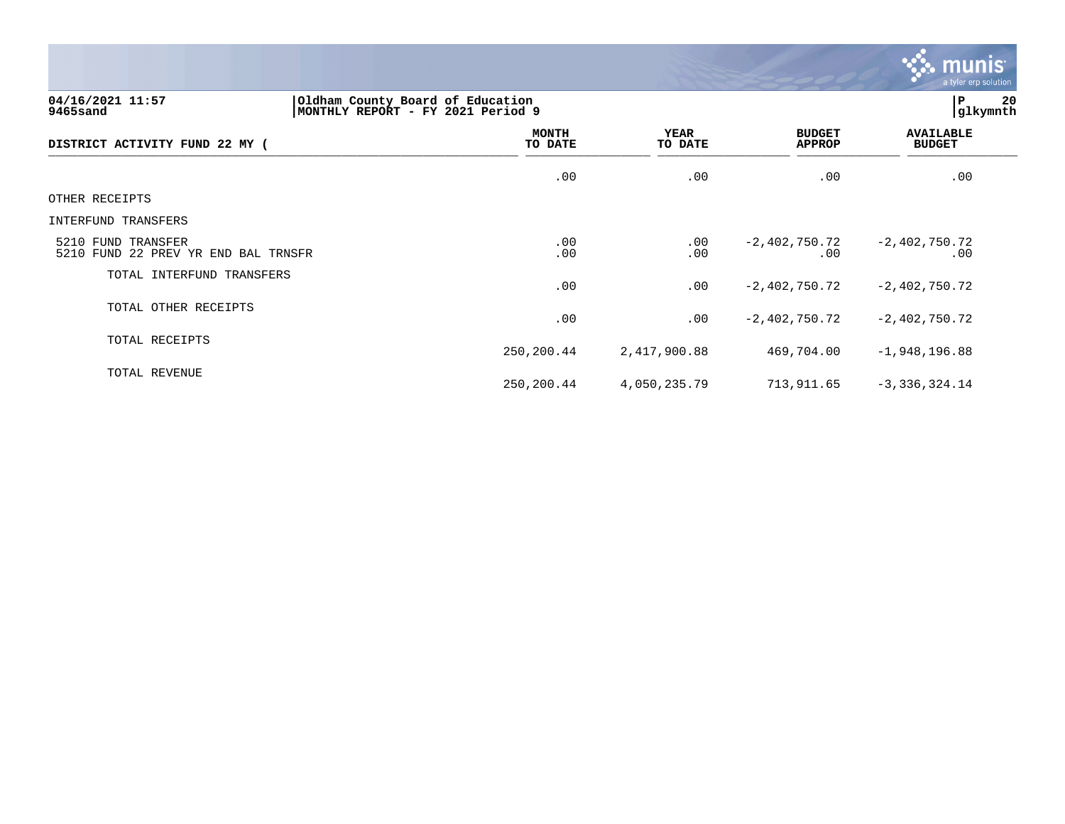04/16/2021 11:57
9465sand

Oldham County Board of Education
MONTHLY REPORT - FY 2021 Period 9

P 20
glkymnth

| DISTRICT ACTIVITY FUND 22 MY ( | MONTH TO DATE | YEAR TO DATE | BUDGET APPROP | AVAILABLE BUDGET |
|---|---|---|---|---|
| | .00 | .00 | .00 | .00 |
| OTHER RECEIPTS | | | | |
| INTERFUND TRANSFERS | | | | |
| 5210 FUND TRANSFER | .00 | .00 | -2,402,750.72 | -2,402,750.72 |
| 5210 FUND 22 PREV YR END BAL TRNSFR | .00 | .00 | .00 | .00 |
| TOTAL INTERFUND TRANSFERS | .00 | .00 | -2,402,750.72 | -2,402,750.72 |
| TOTAL OTHER RECEIPTS | .00 | .00 | -2,402,750.72 | -2,402,750.72 |
| TOTAL RECEIPTS | 250,200.44 | 2,417,900.88 | 469,704.00 | -1,948,196.88 |
| TOTAL REVENUE | 250,200.44 | 4,050,235.79 | 713,911.65 | -3,336,324.14 |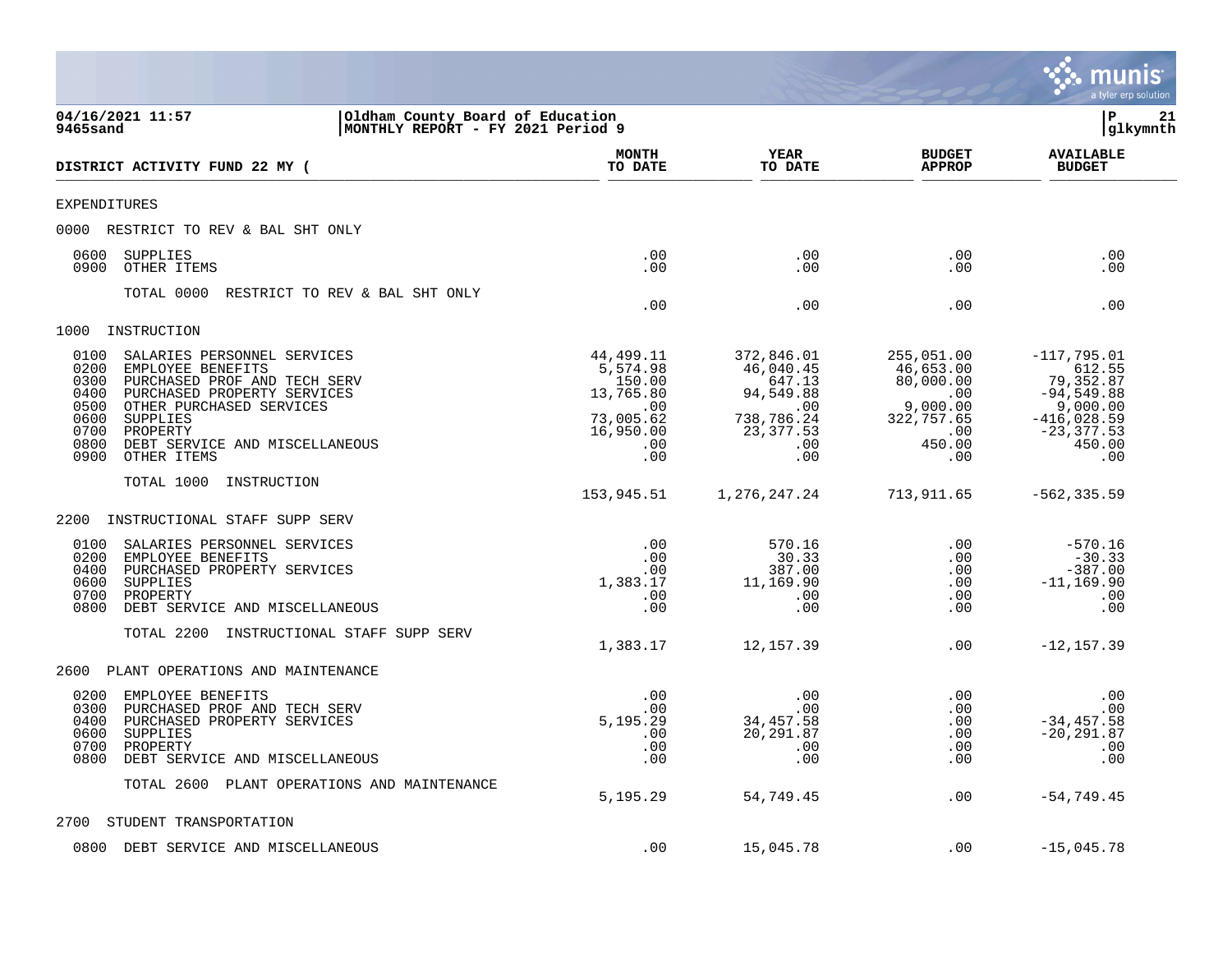**Oldham County Board of Education**
**MONTHLY REPORT - FY 2021 Period 9**

04/16/2021 11:57
9465sand

| DISTRICT ACTIVITY FUND 22 MY ( | MONTH TO DATE | YEAR TO DATE | BUDGET APPROP | AVAILABLE BUDGET |
|---|---|---|---|---|
| **EXPENDITURES** | | | | |
| **0000 RESTRICT TO REV & BAL SHT ONLY** | | | | |
| 0600 SUPPLIES | .00 | .00 | .00 | .00 |
| 0900 OTHER ITEMS | .00 | .00 | .00 | .00 |
| TOTAL 0000 RESTRICT TO REV & BAL SHT ONLY | .00 | .00 | .00 | .00 |
| **1000 INSTRUCTION** | | | | |
| 0100 SALARIES PERSONNEL SERVICES | 44,499.11 | 372,846.01 | 255,051.00 | -117,795.01 |
| 0200 EMPLOYEE BENEFITS | 5,574.98 | 46,040.45 | 46,653.00 | 612.55 |
| 0300 PURCHASED PROF AND TECH SERV | 150.00 | 647.13 | 80,000.00 | 79,352.87 |
| 0400 PURCHASED PROPERTY SERVICES | 13,765.80 | 94,549.88 | .00 | -94,549.88 |
| 0500 OTHER PURCHASED SERVICES | .00 | .00 | 9,000.00 | 9,000.00 |
| 0600 SUPPLIES | 73,005.62 | 738,786.24 | 322,757.65 | -416,028.59 |
| 0700 PROPERTY | 16,950.00 | 23,377.53 | .00 | -23,377.53 |
| 0800 DEBT SERVICE AND MISCELLANEOUS | .00 | .00 | 450.00 | 450.00 |
| 0900 OTHER ITEMS | .00 | .00 | .00 | .00 |
| TOTAL 1000 INSTRUCTION | 153,945.51 | 1,276,247.24 | 713,911.65 | -562,335.59 |
| **2200 INSTRUCTIONAL STAFF SUPP SERV** | | | | |
| 0100 SALARIES PERSONNEL SERVICES | .00 | 570.16 | .00 | -570.16 |
| 0200 EMPLOYEE BENEFITS | .00 | 30.33 | .00 | -30.33 |
| 0400 PURCHASED PROPERTY SERVICES | .00 | 387.00 | .00 | -387.00 |
| 0600 SUPPLIES | 1,383.17 | 11,169.90 | .00 | -11,169.90 |
| 0700 PROPERTY | .00 | .00 | .00 | .00 |
| 0800 DEBT SERVICE AND MISCELLANEOUS | .00 | .00 | .00 | .00 |
| TOTAL 2200 INSTRUCTIONAL STAFF SUPP SERV | 1,383.17 | 12,157.39 | .00 | -12,157.39 |
| **2600 PLANT OPERATIONS AND MAINTENANCE** | | | | |
| 0200 EMPLOYEE BENEFITS | .00 | .00 | .00 | .00 |
| 0300 PURCHASED PROF AND TECH SERV | .00 | .00 | .00 | .00 |
| 0400 PURCHASED PROPERTY SERVICES | 5,195.29 | 34,457.58 | .00 | -34,457.58 |
| 0600 SUPPLIES | .00 | 20,291.87 | .00 | -20,291.87 |
| 0700 PROPERTY | .00 | .00 | .00 | .00 |
| 0800 DEBT SERVICE AND MISCELLANEOUS | .00 | .00 | .00 | .00 |
| TOTAL 2600 PLANT OPERATIONS AND MAINTENANCE | 5,195.29 | 54,749.45 | .00 | -54,749.45 |
| **2700 STUDENT TRANSPORTATION** | | | | |
| 0800 DEBT SERVICE AND MISCELLANEOUS | .00 | 15,045.78 | .00 | -15,045.78 |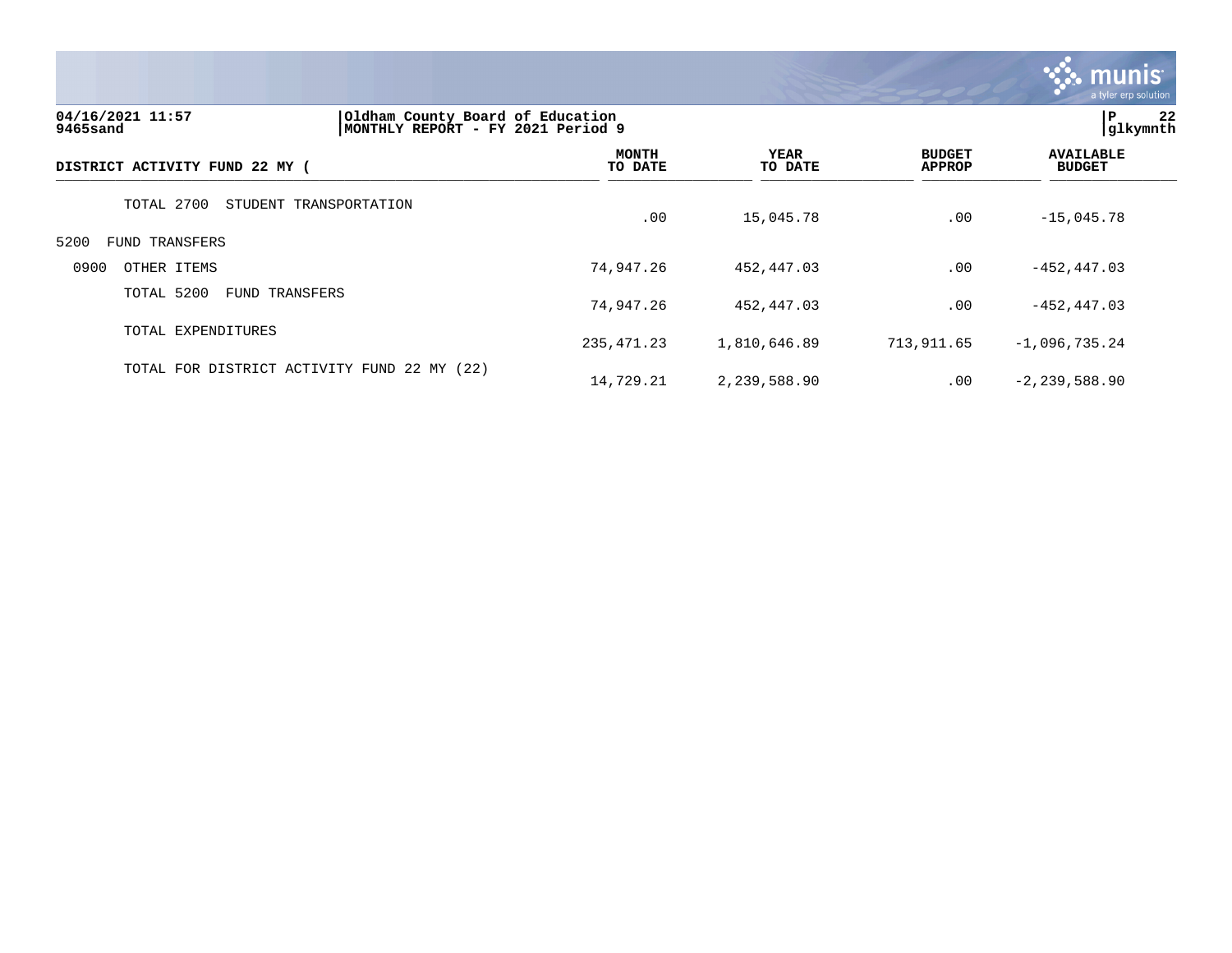04/16/2021 11:57 | Oldham County Board of Education | P 22
9465sand | MONTHLY REPORT - FY 2021 Period 9 | glkymnth

| DISTRICT ACTIVITY FUND 22 MY ( | MONTH TO DATE | YEAR TO DATE | BUDGET APPROP | AVAILABLE BUDGET |
|---|---|---|---|---|
| TOTAL 2700 STUDENT TRANSPORTATION | .00 | 15,045.78 | .00 | -15,045.78 |
| 5200 FUND TRANSFERS | | | | |
| 0900 OTHER ITEMS | 74,947.26 | 452,447.03 | .00 | -452,447.03 |
| TOTAL 5200 FUND TRANSFERS | 74,947.26 | 452,447.03 | .00 | -452,447.03 |
| TOTAL EXPENDITURES | 235,471.23 | 1,810,646.89 | 713,911.65 | -1,096,735.24 |
| TOTAL FOR DISTRICT ACTIVITY FUND 22 MY (22) | 14,729.21 | 2,239,588.90 | .00 | -2,239,588.90 |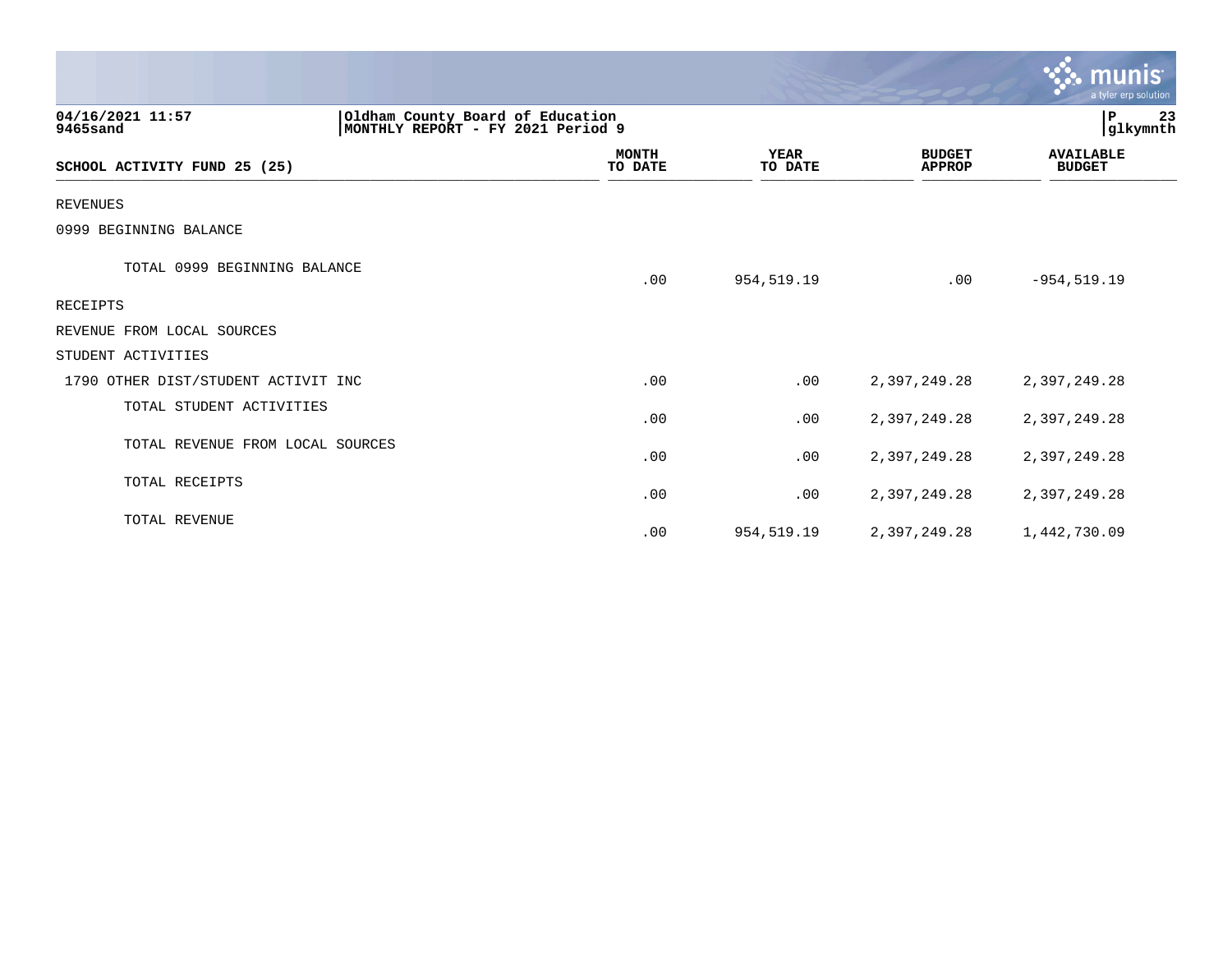04/16/2021 11:57
9465sand

Oldham County Board of Education
MONTHLY REPORT - FY 2021 Period 9

glkymnth

| SCHOOL ACTIVITY FUND 25 (25) | MONTH TO DATE | YEAR TO DATE | BUDGET APPROP | AVAILABLE BUDGET |
|---|---|---|---|---|
| REVENUES | | | | |
| 0999 BEGINNING BALANCE | | | | |
| TOTAL 0999 BEGINNING BALANCE | .00 | 954,519.19 | .00 | -954,519.19 |
| RECEIPTS | | | | |
| REVENUE FROM LOCAL SOURCES | | | | |
| STUDENT ACTIVITIES | | | | |
| 1790 OTHER DIST/STUDENT ACTIVIT INC | .00 | .00 | 2,397,249.28 | 2,397,249.28 |
| TOTAL STUDENT ACTIVITIES | .00 | .00 | 2,397,249.28 | 2,397,249.28 |
| TOTAL REVENUE FROM LOCAL SOURCES | .00 | .00 | 2,397,249.28 | 2,397,249.28 |
| TOTAL RECEIPTS | .00 | .00 | 2,397,249.28 | 2,397,249.28 |
| TOTAL REVENUE | .00 | 954,519.19 | 2,397,249.28 | 1,442,730.09 |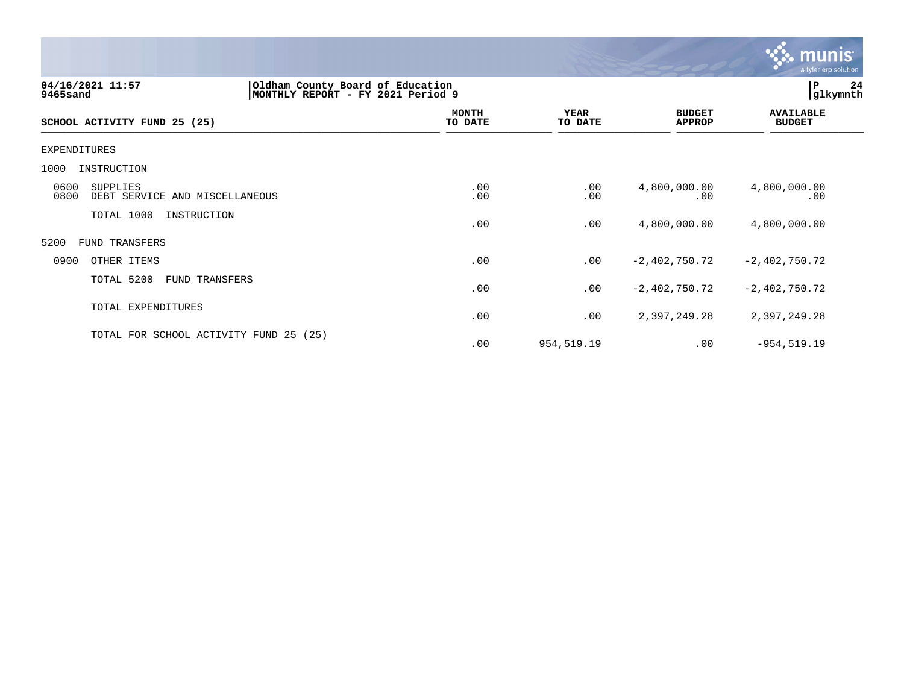04/16/2021 11:57
9465sand

Oldham County Board of Education
MONTHLY REPORT - FY 2021 Period 9

P 24
glkymnth

| SCHOOL ACTIVITY FUND 25 (25) | MONTH TO DATE | YEAR TO DATE | BUDGET APPROP | AVAILABLE BUDGET |
|---|---|---|---|---|
| EXPENDITURES | | | | |
| 1000 INSTRUCTION | | | | |
| 0600 SUPPLIES | .00 | .00 | 4,800,000.00 | 4,800,000.00 |
| 0800 DEBT SERVICE AND MISCELLANEOUS | .00 | .00 | .00 | .00 |
| TOTAL 1000 INSTRUCTION | .00 | .00 | 4,800,000.00 | 4,800,000.00 |
| 5200 FUND TRANSFERS | | | | |
| 0900 OTHER ITEMS | .00 | .00 | -2,402,750.72 | -2,402,750.72 |
| TOTAL 5200 FUND TRANSFERS | .00 | .00 | -2,402,750.72 | -2,402,750.72 |
| TOTAL EXPENDITURES | .00 | .00 | 2,397,249.28 | 2,397,249.28 |
| TOTAL FOR SCHOOL ACTIVITY FUND 25 (25) | .00 | 954,519.19 | .00 | -954,519.19 |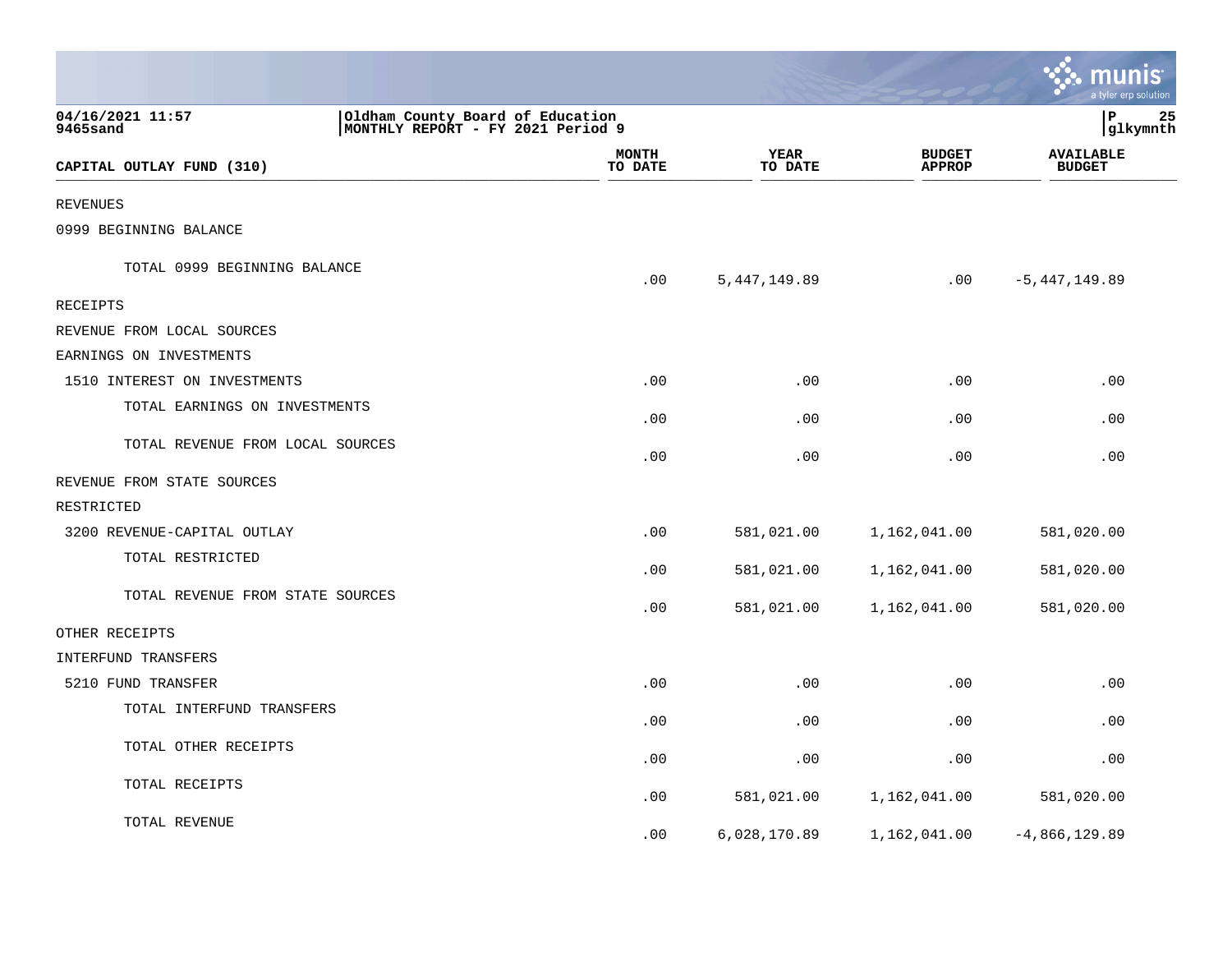04/16/2021 11:57 | Oldham County Board of Education
9465sand | MONTHLY REPORT - FY 2021 Period 9

| CAPITAL OUTLAY FUND (310) | MONTH TO DATE | YEAR TO DATE | BUDGET APPROP | AVAILABLE BUDGET |
|---|---|---|---|---|
| REVENUES | | | | |
| 0999 BEGINNING BALANCE | | | | |
| TOTAL 0999 BEGINNING BALANCE | .00 | 5,447,149.89 | .00 | -5,447,149.89 |
| RECEIPTS | | | | |
| REVENUE FROM LOCAL SOURCES | | | | |
| EARNINGS ON INVESTMENTS | | | | |
| 1510 INTEREST ON INVESTMENTS | .00 | .00 | .00 | .00 |
| TOTAL EARNINGS ON INVESTMENTS | .00 | .00 | .00 | .00 |
| TOTAL REVENUE FROM LOCAL SOURCES | .00 | .00 | .00 | .00 |
| REVENUE FROM STATE SOURCES | | | | |
| RESTRICTED | | | | |
| 3200 REVENUE-CAPITAL OUTLAY | .00 | 581,021.00 | 1,162,041.00 | 581,020.00 |
| TOTAL RESTRICTED | .00 | 581,021.00 | 1,162,041.00 | 581,020.00 |
| TOTAL REVENUE FROM STATE SOURCES | .00 | 581,021.00 | 1,162,041.00 | 581,020.00 |
| OTHER RECEIPTS | | | | |
| INTERFUND TRANSFERS | | | | |
| 5210 FUND TRANSFER | .00 | .00 | .00 | .00 |
| TOTAL INTERFUND TRANSFERS | .00 | .00 | .00 | .00 |
| TOTAL OTHER RECEIPTS | .00 | .00 | .00 | .00 |
| TOTAL RECEIPTS | .00 | 581,021.00 | 1,162,041.00 | 581,020.00 |
| TOTAL REVENUE | .00 | 6,028,170.89 | 1,162,041.00 | -4,866,129.89 |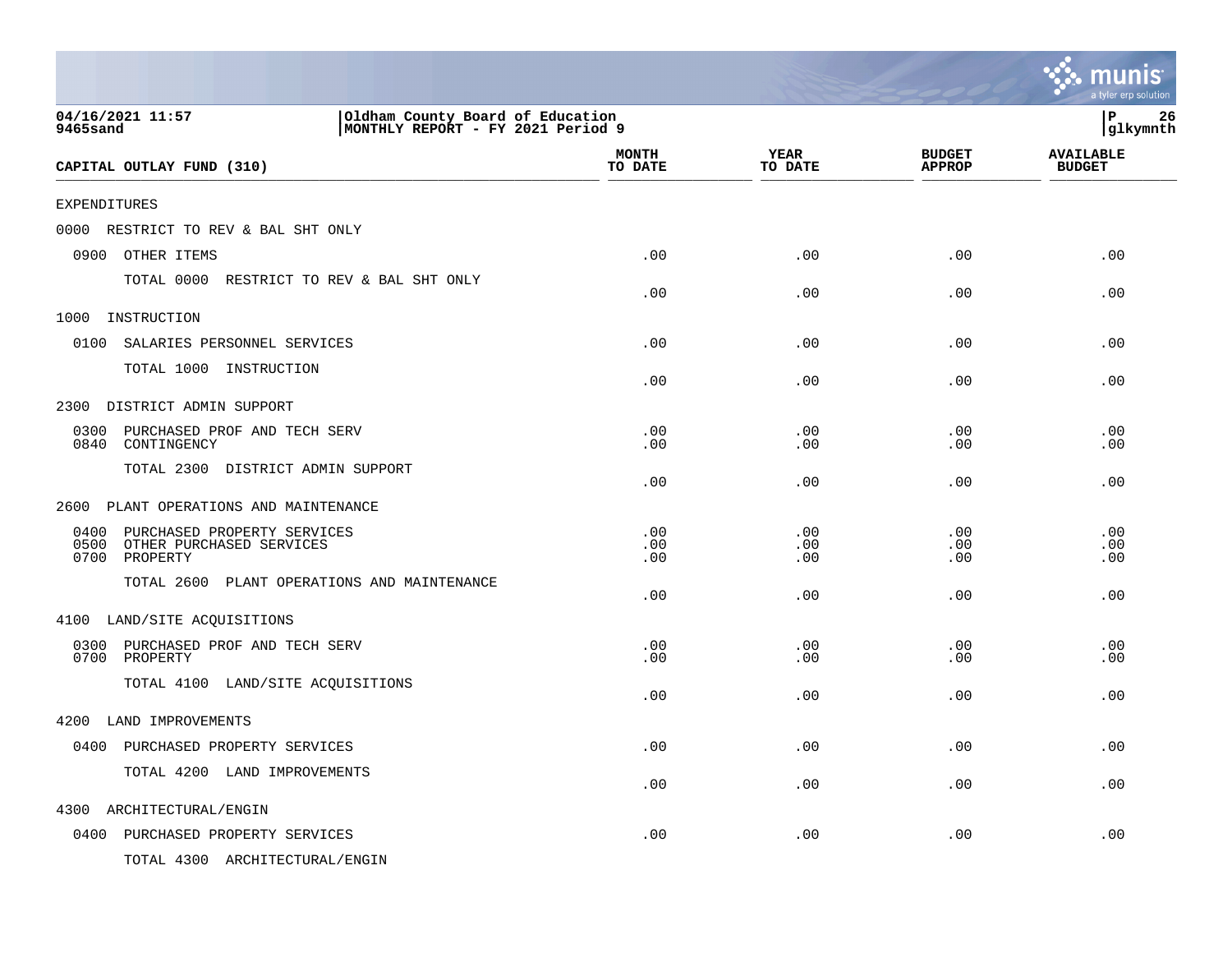04/16/2021 11:57
9465sand

Oldham County Board of Education
MONTHLY REPORT - FY 2021 Period 9

P 26
glkymnth

| CAPITAL OUTLAY FUND (310) | MONTH TO DATE | YEAR TO DATE | BUDGET APPROP | AVAILABLE BUDGET |
|---|---|---|---|---|
| EXPENDITURES | | | | |
| 0000 RESTRICT TO REV & BAL SHT ONLY | | | | |
| 0900 OTHER ITEMS | .00 | .00 | .00 | .00 |
| TOTAL 0000 RESTRICT TO REV & BAL SHT ONLY | .00 | .00 | .00 | .00 |
| 1000 INSTRUCTION | | | | |
| 0100 SALARIES PERSONNEL SERVICES | .00 | .00 | .00 | .00 |
| TOTAL 1000 INSTRUCTION | .00 | .00 | .00 | .00 |
| 2300 DISTRICT ADMIN SUPPORT | | | | |
| 0300 PURCHASED PROF AND TECH SERV | .00 | .00 | .00 | .00 |
| 0840 CONTINGENCY | .00 | .00 | .00 | .00 |
| TOTAL 2300 DISTRICT ADMIN SUPPORT | .00 | .00 | .00 | .00 |
| 2600 PLANT OPERATIONS AND MAINTENANCE | | | | |
| 0400 PURCHASED PROPERTY SERVICES | .00 | .00 | .00 | .00 |
| 0500 OTHER PURCHASED SERVICES | .00 | .00 | .00 | .00 |
| 0700 PROPERTY | .00 | .00 | .00 | .00 |
| TOTAL 2600 PLANT OPERATIONS AND MAINTENANCE | .00 | .00 | .00 | .00 |
| 4100 LAND/SITE ACQUISITIONS | | | | |
| 0300 PURCHASED PROF AND TECH SERV | .00 | .00 | .00 | .00 |
| 0700 PROPERTY | .00 | .00 | .00 | .00 |
| TOTAL 4100 LAND/SITE ACQUISITIONS | .00 | .00 | .00 | .00 |
| 4200 LAND IMPROVEMENTS | | | | |
| 0400 PURCHASED PROPERTY SERVICES | .00 | .00 | .00 | .00 |
| TOTAL 4200 LAND IMPROVEMENTS | .00 | .00 | .00 | .00 |
| 4300 ARCHITECTURAL/ENGIN | | | | |
| 0400 PURCHASED PROPERTY SERVICES | .00 | .00 | .00 | .00 |
| TOTAL 4300 ARCHITECTURAL/ENGIN | | | | |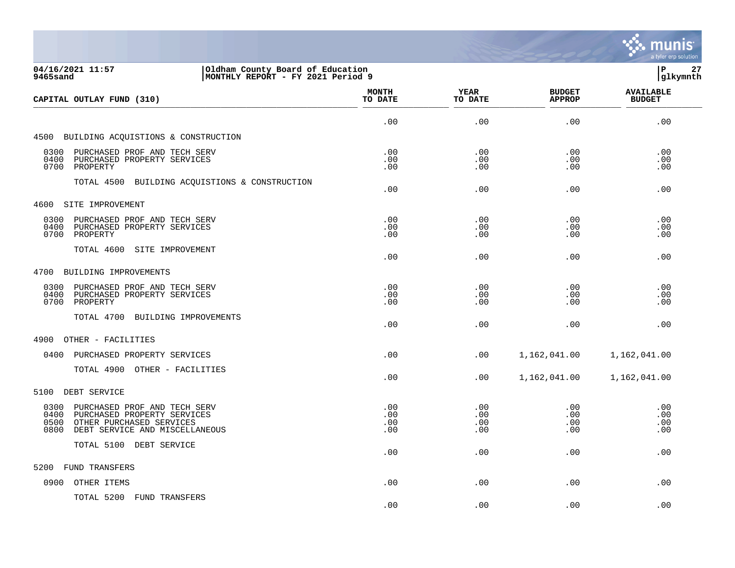04/16/2021 11:57 | Oldham County Board of Education
9465sand | MONTHLY REPORT - FY 2021 Period 9

| CAPITAL OUTLAY FUND (310) | MONTH TO DATE | YEAR TO DATE | BUDGET APPROP | AVAILABLE BUDGET |
|---|---|---|---|---|
| | .00 | .00 | .00 | .00 |
| 4500 BUILDING ACQUISTIONS & CONSTRUCTION | | | | |
| 0300 PURCHASED PROF AND TECH SERV | .00 | .00 | .00 | .00 |
| 0400 PURCHASED PROPERTY SERVICES | .00 | .00 | .00 | .00 |
| 0700 PROPERTY | .00 | .00 | .00 | .00 |
| TOTAL 4500 BUILDING ACQUISTIONS & CONSTRUCTION | .00 | .00 | .00 | .00 |
| 4600 SITE IMPROVEMENT | | | | |
| 0300 PURCHASED PROF AND TECH SERV | .00 | .00 | .00 | .00 |
| 0400 PURCHASED PROPERTY SERVICES | .00 | .00 | .00 | .00 |
| 0700 PROPERTY | .00 | .00 | .00 | .00 |
| TOTAL 4600 SITE IMPROVEMENT | .00 | .00 | .00 | .00 |
| 4700 BUILDING IMPROVEMENTS | | | | |
| 0300 PURCHASED PROF AND TECH SERV | .00 | .00 | .00 | .00 |
| 0400 PURCHASED PROPERTY SERVICES | .00 | .00 | .00 | .00 |
| 0700 PROPERTY | .00 | .00 | .00 | .00 |
| TOTAL 4700 BUILDING IMPROVEMENTS | .00 | .00 | .00 | .00 |
| 4900 OTHER - FACILITIES | | | | |
| 0400 PURCHASED PROPERTY SERVICES | .00 | .00 | 1,162,041.00 | 1,162,041.00 |
| TOTAL 4900 OTHER - FACILITIES | .00 | .00 | 1,162,041.00 | 1,162,041.00 |
| 5100 DEBT SERVICE | | | | |
| 0300 PURCHASED PROF AND TECH SERV | .00 | .00 | .00 | .00 |
| 0400 PURCHASED PROPERTY SERVICES | .00 | .00 | .00 | .00 |
| 0500 OTHER PURCHASED SERVICES | .00 | .00 | .00 | .00 |
| 0800 DEBT SERVICE AND MISCELLANEOUS | .00 | .00 | .00 | .00 |
| TOTAL 5100 DEBT SERVICE | .00 | .00 | .00 | .00 |
| 5200 FUND TRANSFERS | | | | |
| 0900 OTHER ITEMS | .00 | .00 | .00 | .00 |
| TOTAL 5200 FUND TRANSFERS | .00 | .00 | .00 | .00 |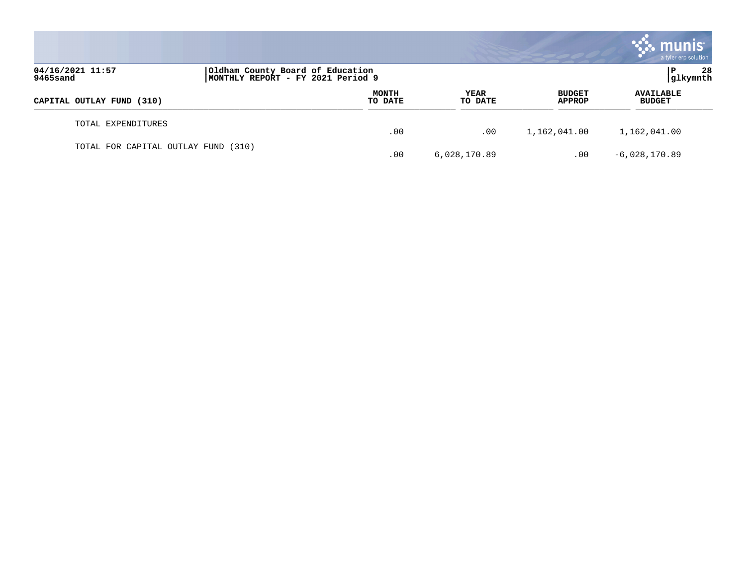04/16/2021 11:57
9465sand

Oldham County Board of Education
MONTHLY REPORT - FY 2021 Period 9

glkymnth

| CAPITAL OUTLAY FUND (310) | MONTH TO DATE | YEAR TO DATE | BUDGET APPROP | AVAILABLE BUDGET |
|---|---|---|---|---|
| TOTAL EXPENDITURES | .00 | .00 | 1,162,041.00 | 1,162,041.00 |
| TOTAL FOR CAPITAL OUTLAY FUND (310) | .00 | 6,028,170.89 | .00 | -6,028,170.89 |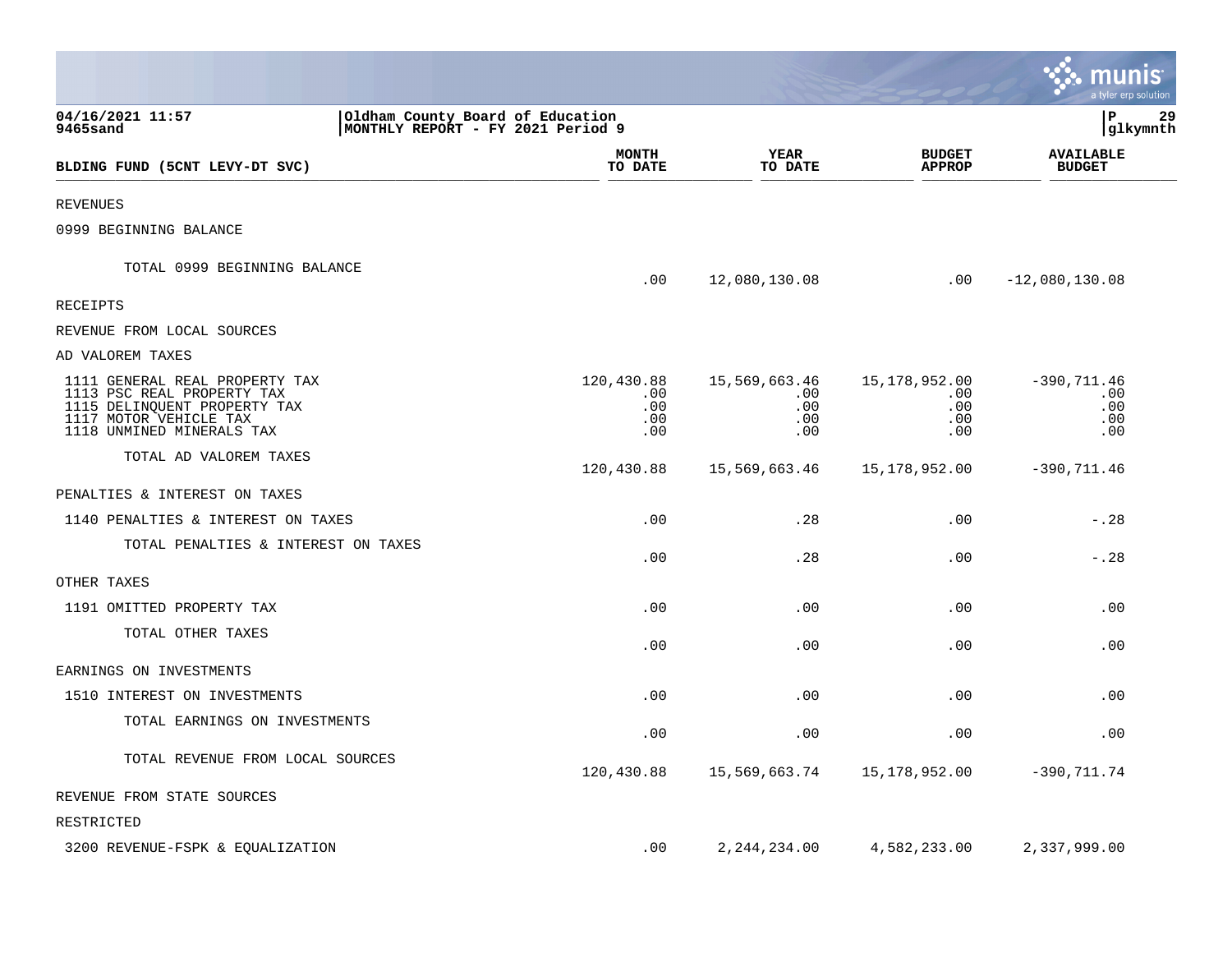04/16/2021 11:57 | Oldham County Board of Education | P 29
9465sand | MONTHLY REPORT - FY 2021 Period 9 | glkymnth

| BLDING FUND (5CNT LEVY-DT SVC) | MONTH TO DATE | YEAR TO DATE | BUDGET APPROP | AVAILABLE BUDGET |
|---|---|---|---|---|
| REVENUES | | | | |
| 0999 BEGINNING BALANCE | | | | |
| TOTAL 0999 BEGINNING BALANCE | .00 | 12,080,130.08 | .00 | -12,080,130.08 |
| RECEIPTS | | | | |
| REVENUE FROM LOCAL SOURCES | | | | |
| AD VALOREM TAXES | | | | |
| 1111 GENERAL REAL PROPERTY TAX | 120,430.88 | 15,569,663.46 | 15,178,952.00 | -390,711.46 |
| 1113 PSC REAL PROPERTY TAX | .00 | .00 | .00 | .00 |
| 1115 DELINQUENT PROPERTY TAX | .00 | .00 | .00 | .00 |
| 1117 MOTOR VEHICLE TAX | .00 | .00 | .00 | .00 |
| 1118 UNMINED MINERALS TAX | .00 | .00 | .00 | .00 |
| TOTAL AD VALOREM TAXES | 120,430.88 | 15,569,663.46 | 15,178,952.00 | -390,711.46 |
| PENALTIES & INTEREST ON TAXES | | | | |
| 1140 PENALTIES & INTEREST ON TAXES | .00 | .28 | .00 | -.28 |
| TOTAL PENALTIES & INTEREST ON TAXES | .00 | .28 | .00 | -.28 |
| OTHER TAXES | | | | |
| 1191 OMITTED PROPERTY TAX | .00 | .00 | .00 | .00 |
| TOTAL OTHER TAXES | .00 | .00 | .00 | .00 |
| EARNINGS ON INVESTMENTS | | | | |
| 1510 INTEREST ON INVESTMENTS | .00 | .00 | .00 | .00 |
| TOTAL EARNINGS ON INVESTMENTS | .00 | .00 | .00 | .00 |
| TOTAL REVENUE FROM LOCAL SOURCES | 120,430.88 | 15,569,663.74 | 15,178,952.00 | -390,711.74 |
| REVENUE FROM STATE SOURCES | | | | |
| RESTRICTED | | | | |
| 3200 REVENUE-FSPK & EQUALIZATION | .00 | 2,244,234.00 | 4,582,233.00 | 2,337,999.00 |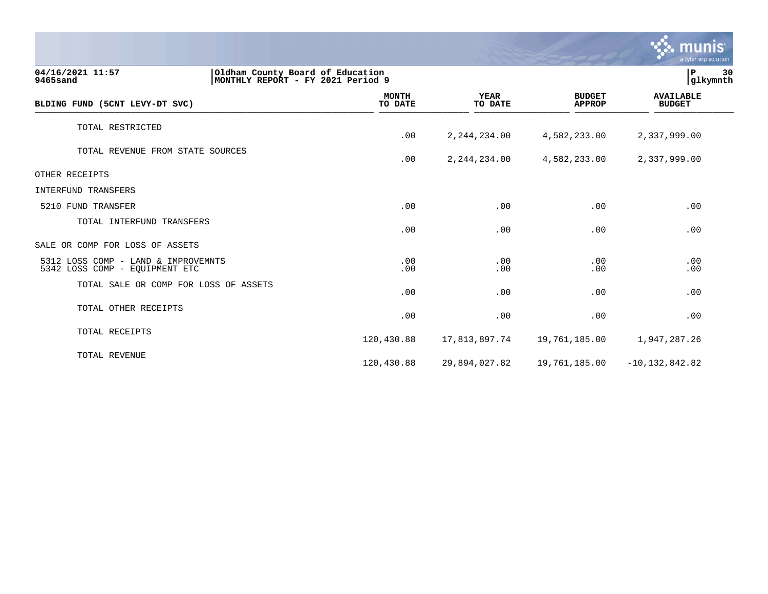04/16/2021 11:57 | Oldham County Board of Education
9465sand | MONTHLY REPORT - FY 2021 Period 9

| BLDING FUND (5CNT LEVY-DT SVC) | MONTH TO DATE | YEAR TO DATE | BUDGET APPROP | AVAILABLE BUDGET |
|---|---|---|---|---|
| TOTAL RESTRICTED | .00 | 2,244,234.00 | 4,582,233.00 | 2,337,999.00 |
| TOTAL REVENUE FROM STATE SOURCES | .00 | 2,244,234.00 | 4,582,233.00 | 2,337,999.00 |
| OTHER RECEIPTS | | | | |
| INTERFUND TRANSFERS | | | | |
| 5210 FUND TRANSFER | .00 | .00 | .00 | .00 |
| TOTAL INTERFUND TRANSFERS | .00 | .00 | .00 | .00 |
| SALE OR COMP FOR LOSS OF ASSETS | | | | |
| 5312 LOSS COMP - LAND & IMPROVEMNTS | .00 | .00 | .00 | .00 |
| 5342 LOSS COMP - EQUIPMENT ETC | .00 | .00 | .00 | .00 |
| TOTAL SALE OR COMP FOR LOSS OF ASSETS | .00 | .00 | .00 | .00 |
| TOTAL OTHER RECEIPTS | .00 | .00 | .00 | .00 |
| TOTAL RECEIPTS | 120,430.88 | 17,813,897.74 | 19,761,185.00 | 1,947,287.26 |
| TOTAL REVENUE | 120,430.88 | 29,894,027.82 | 19,761,185.00 | -10,132,842.82 |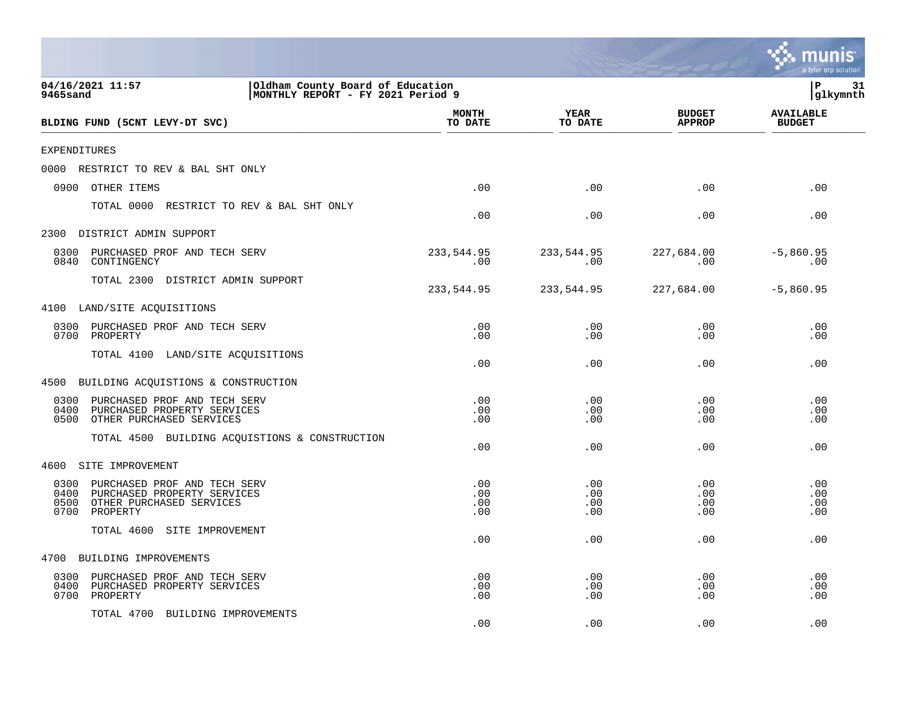04/16/2021 11:57
9465sand

Oldham County Board of Education
MONTHLY REPORT - FY 2021 Period 9

| BLDING FUND (5CNT LEVY-DT SVC) | MONTH TO DATE | YEAR TO DATE | BUDGET APPROP | AVAILABLE BUDGET |
|---|---|---|---|---|
| EXPENDITURES | | | | |
| 0000 RESTRICT TO REV & BAL SHT ONLY | | | | |
| 0900 OTHER ITEMS | .00 | .00 | .00 | .00 |
| TOTAL 0000 RESTRICT TO REV & BAL SHT ONLY | .00 | .00 | .00 | .00 |
| 2300 DISTRICT ADMIN SUPPORT | | | | |
| 0300 PURCHASED PROF AND TECH SERV | 233,544.95 | 233,544.95 | 227,684.00 | -5,860.95 |
| 0840 CONTINGENCY | .00 | .00 | .00 | .00 |
| TOTAL 2300 DISTRICT ADMIN SUPPORT | 233,544.95 | 233,544.95 | 227,684.00 | -5,860.95 |
| 4100 LAND/SITE ACQUISITIONS | | | | |
| 0300 PURCHASED PROF AND TECH SERV | .00 | .00 | .00 | .00 |
| 0700 PROPERTY | .00 | .00 | .00 | .00 |
| TOTAL 4100 LAND/SITE ACQUISITIONS | .00 | .00 | .00 | .00 |
| 4500 BUILDING ACQUISTIONS & CONSTRUCTION | | | | |
| 0300 PURCHASED PROF AND TECH SERV | .00 | .00 | .00 | .00 |
| 0400 PURCHASED PROPERTY SERVICES | .00 | .00 | .00 | .00 |
| 0500 OTHER PURCHASED SERVICES | .00 | .00 | .00 | .00 |
| TOTAL 4500 BUILDING ACQUISTIONS & CONSTRUCTION | .00 | .00 | .00 | .00 |
| 4600 SITE IMPROVEMENT | | | | |
| 0300 PURCHASED PROF AND TECH SERV | .00 | .00 | .00 | .00 |
| 0400 PURCHASED PROPERTY SERVICES | .00 | .00 | .00 | .00 |
| 0500 OTHER PURCHASED SERVICES | .00 | .00 | .00 | .00 |
| 0700 PROPERTY | .00 | .00 | .00 | .00 |
| TOTAL 4600 SITE IMPROVEMENT | .00 | .00 | .00 | .00 |
| 4700 BUILDING IMPROVEMENTS | | | | |
| 0300 PURCHASED PROF AND TECH SERV | .00 | .00 | .00 | .00 |
| 0400 PURCHASED PROPERTY SERVICES | .00 | .00 | .00 | .00 |
| 0700 PROPERTY | .00 | .00 | .00 | .00 |
| TOTAL 4700 BUILDING IMPROVEMENTS | .00 | .00 | .00 | .00 |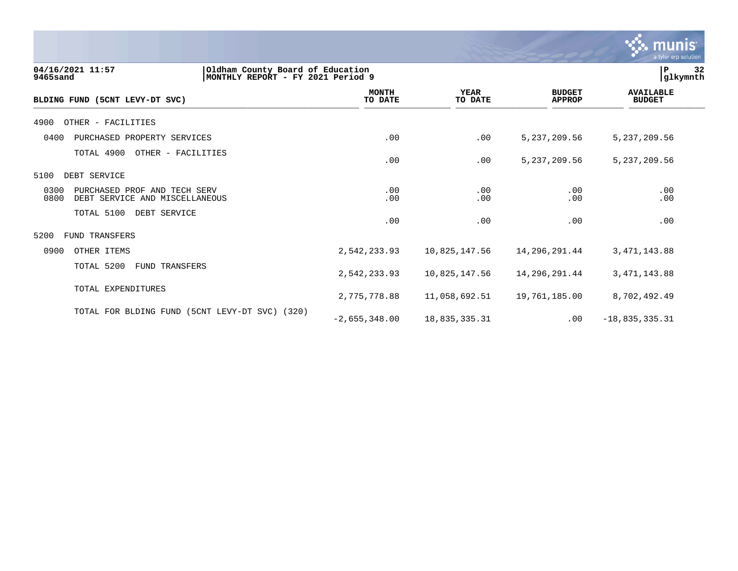04/16/2021 11:57 | Oldham County Board of Education
9465sand | MONTHLY REPORT - FY 2021 Period 9

glkymnth

| BLDING FUND (5CNT LEVY-DT SVC) | MONTH TO DATE | YEAR TO DATE | BUDGET APPROP | AVAILABLE BUDGET |
|---|---|---|---|---|
| **4900 OTHER - FACILITIES** | | | | |
| 0400 PURCHASED PROPERTY SERVICES | .00 | .00 | 5,237,209.56 | 5,237,209.56 |
| TOTAL 4900 OTHER - FACILITIES | .00 | .00 | 5,237,209.56 | 5,237,209.56 |
| **5100 DEBT SERVICE** | | | | |
| 0300 PURCHASED PROF AND TECH SERV | .00 | .00 | .00 | .00 |
| 0800 DEBT SERVICE AND MISCELLANEOUS | .00 | .00 | .00 | .00 |
| TOTAL 5100 DEBT SERVICE | .00 | .00 | .00 | .00 |
| **5200 FUND TRANSFERS** | | | | |
| 0900 OTHER ITEMS | 2,542,233.93 | 10,825,147.56 | 14,296,291.44 | 3,471,143.88 |
| TOTAL 5200 FUND TRANSFERS | 2,542,233.93 | 10,825,147.56 | 14,296,291.44 | 3,471,143.88 |
| TOTAL EXPENDITURES | 2,775,778.88 | 11,058,692.51 | 19,761,185.00 | 8,702,492.49 |
| TOTAL FOR BLDING FUND (5CNT LEVY-DT SVC) (320) | -2,655,348.00 | 18,835,335.31 | .00 | -18,835,335.31 |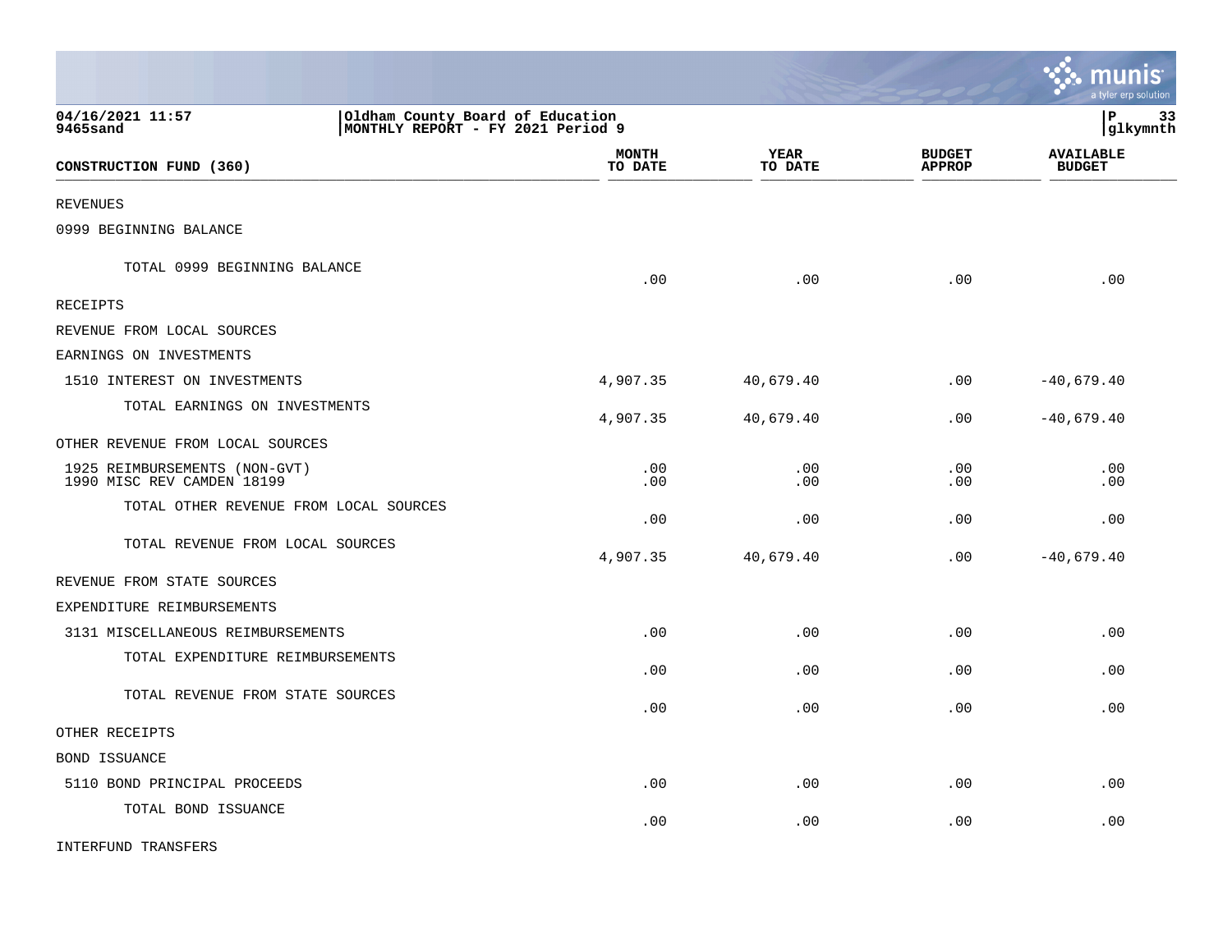04/16/2021 11:57
9465sand

Oldham County Board of Education
MONTHLY REPORT - FY 2021 Period 9

glkymnth

| CONSTRUCTION FUND (360) | MONTH TO DATE | YEAR TO DATE | BUDGET APPROP | AVAILABLE BUDGET |
|---|---|---|---|---|
| REVENUES | | | | |
| 0999 BEGINNING BALANCE | | | | |
| TOTAL 0999 BEGINNING BALANCE | .00 | .00 | .00 | .00 |
| RECEIPTS | | | | |
| REVENUE FROM LOCAL SOURCES | | | | |
| EARNINGS ON INVESTMENTS | | | | |
| 1510 INTEREST ON INVESTMENTS | 4,907.35 | 40,679.40 | .00 | -40,679.40 |
| TOTAL EARNINGS ON INVESTMENTS | 4,907.35 | 40,679.40 | .00 | -40,679.40 |
| OTHER REVENUE FROM LOCAL SOURCES | | | | |
| 1925 REIMBURSEMENTS (NON-GVT) | .00 | .00 | .00 | .00 |
| 1990 MISC REV CAMDEN 18199 | .00 | .00 | .00 | .00 |
| TOTAL OTHER REVENUE FROM LOCAL SOURCES | .00 | .00 | .00 | .00 |
| TOTAL REVENUE FROM LOCAL SOURCES | 4,907.35 | 40,679.40 | .00 | -40,679.40 |
| REVENUE FROM STATE SOURCES | | | | |
| EXPENDITURE REIMBURSEMENTS | | | | |
| 3131 MISCELLANEOUS REIMBURSEMENTS | .00 | .00 | .00 | .00 |
| TOTAL EXPENDITURE REIMBURSEMENTS | .00 | .00 | .00 | .00 |
| TOTAL REVENUE FROM STATE SOURCES | .00 | .00 | .00 | .00 |
| OTHER RECEIPTS | | | | |
| BOND ISSUANCE | | | | |
| 5110 BOND PRINCIPAL PROCEEDS | .00 | .00 | .00 | .00 |
| TOTAL BOND ISSUANCE | .00 | .00 | .00 | .00 |
| INTERFUND TRANSFERS | | | | |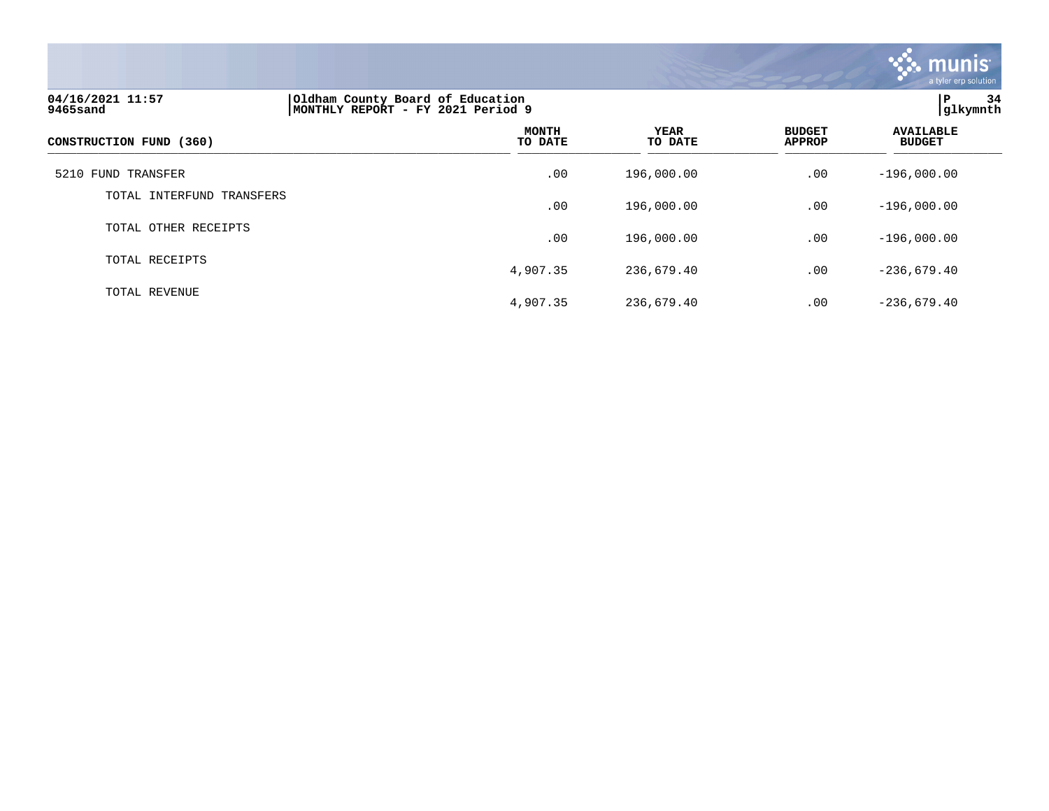| CONSTRUCTION FUND (360) | MONTH TO DATE | YEAR TO DATE | BUDGET APPROP | AVAILABLE BUDGET |
|---|---|---|---|---|
| 5210 FUND TRANSFER | .00 | 196,000.00 | .00 | -196,000.00 |
| TOTAL INTERFUND TRANSFERS | .00 | 196,000.00 | .00 | -196,000.00 |
| TOTAL OTHER RECEIPTS | .00 | 196,000.00 | .00 | -196,000.00 |
| TOTAL RECEIPTS | 4,907.35 | 236,679.40 | .00 | -236,679.40 |
| TOTAL REVENUE | 4,907.35 | 236,679.40 | .00 | -236,679.40 |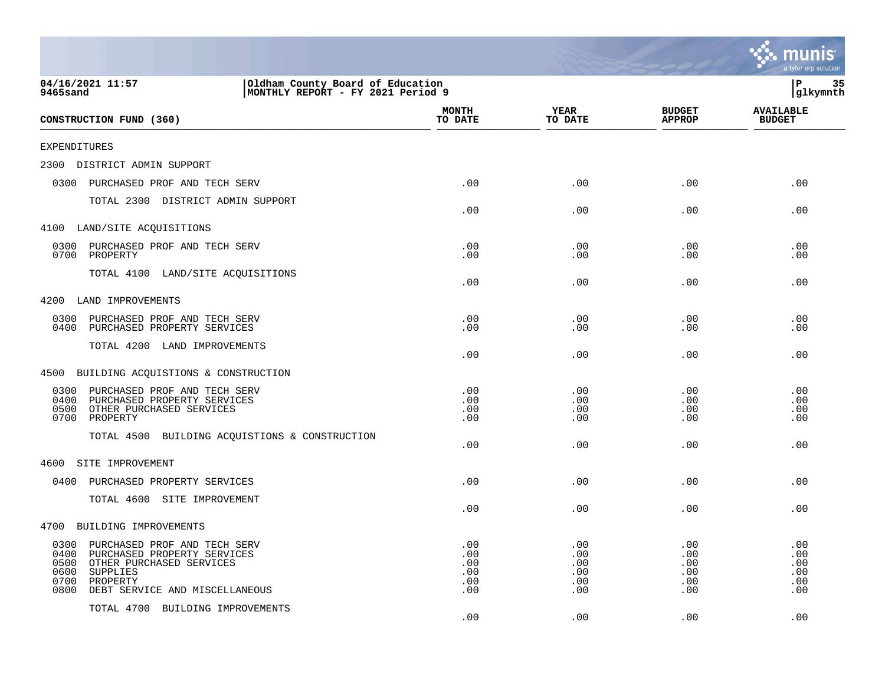04/16/2021 11:57 | Oldham County Board of Education
9465sand | MONTHLY REPORT - FY 2021 Period 9

| CONSTRUCTION FUND (360) | MONTH TO DATE | YEAR TO DATE | BUDGET APPROP | AVAILABLE BUDGET |
|---|---|---|---|---|
| EXPENDITURES | | | | |
| 2300 DISTRICT ADMIN SUPPORT | | | | |
| 0300 PURCHASED PROF AND TECH SERV | .00 | .00 | .00 | .00 |
| TOTAL 2300 DISTRICT ADMIN SUPPORT | .00 | .00 | .00 | .00 |
| 4100 LAND/SITE ACQUISITIONS | | | | |
| 0300 PURCHASED PROF AND TECH SERV | .00 | .00 | .00 | .00 |
| 0700 PROPERTY | .00 | .00 | .00 | .00 |
| TOTAL 4100 LAND/SITE ACQUISITIONS | .00 | .00 | .00 | .00 |
| 4200 LAND IMPROVEMENTS | | | | |
| 0300 PURCHASED PROF AND TECH SERV | .00 | .00 | .00 | .00 |
| 0400 PURCHASED PROPERTY SERVICES | .00 | .00 | .00 | .00 |
| TOTAL 4200 LAND IMPROVEMENTS | .00 | .00 | .00 | .00 |
| 4500 BUILDING ACQUISTIONS & CONSTRUCTION | | | | |
| 0300 PURCHASED PROF AND TECH SERV | .00 | .00 | .00 | .00 |
| 0400 PURCHASED PROPERTY SERVICES | .00 | .00 | .00 | .00 |
| 0500 OTHER PURCHASED SERVICES | .00 | .00 | .00 | .00 |
| 0700 PROPERTY | .00 | .00 | .00 | .00 |
| TOTAL 4500 BUILDING ACQUISTIONS & CONSTRUCTION | .00 | .00 | .00 | .00 |
| 4600 SITE IMPROVEMENT | | | | |
| 0400 PURCHASED PROPERTY SERVICES | .00 | .00 | .00 | .00 |
| TOTAL 4600 SITE IMPROVEMENT | .00 | .00 | .00 | .00 |
| 4700 BUILDING IMPROVEMENTS | | | | |
| 0300 PURCHASED PROF AND TECH SERV | .00 | .00 | .00 | .00 |
| 0400 PURCHASED PROPERTY SERVICES | .00 | .00 | .00 | .00 |
| 0500 OTHER PURCHASED SERVICES | .00 | .00 | .00 | .00 |
| 0600 SUPPLIES | .00 | .00 | .00 | .00 |
| 0700 PROPERTY | .00 | .00 | .00 | .00 |
| 0800 DEBT SERVICE AND MISCELLANEOUS | .00 | .00 | .00 | .00 |
| TOTAL 4700 BUILDING IMPROVEMENTS | .00 | .00 | .00 | .00 |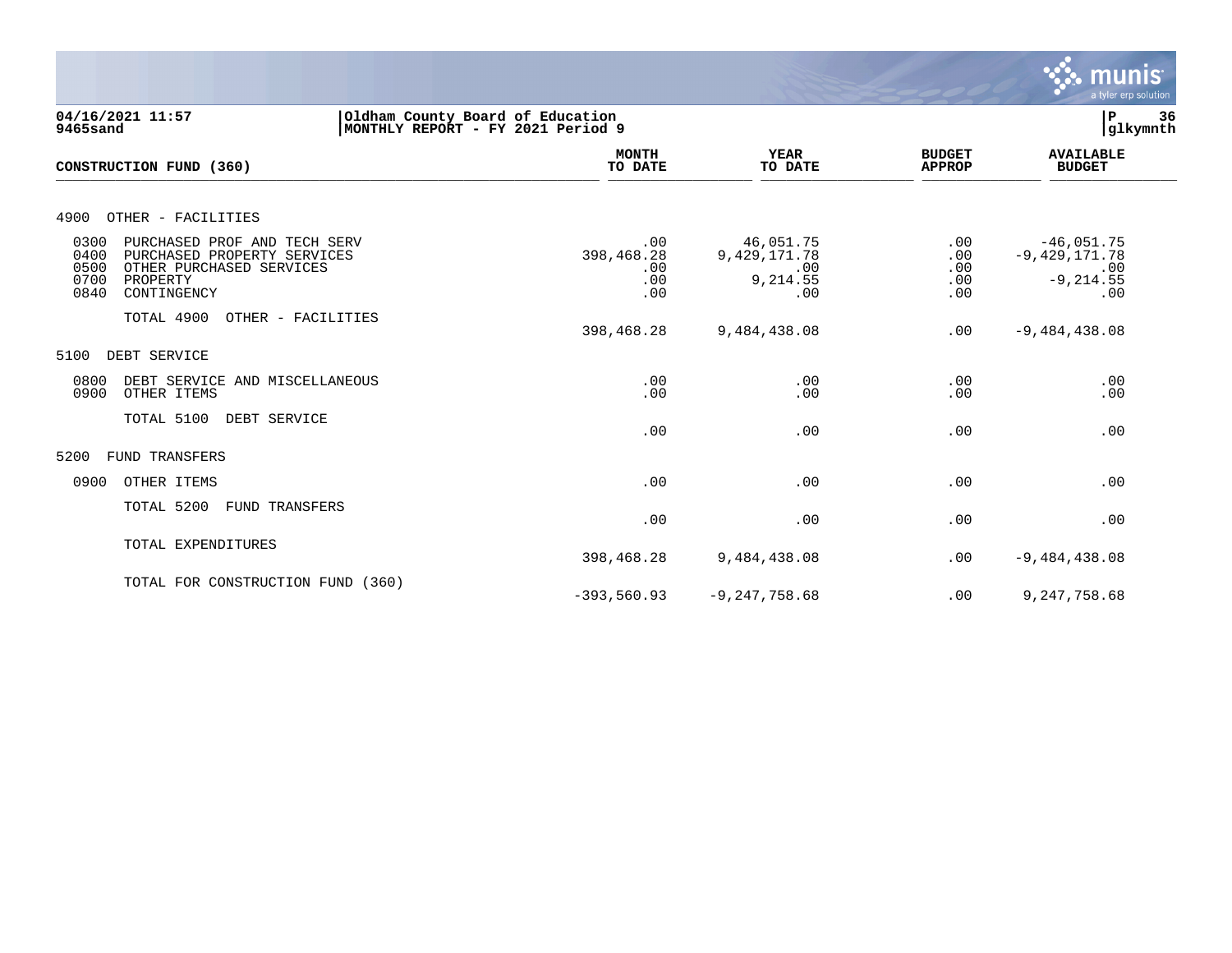04/16/2021 11:57 | Oldham County Board of Education
9465sand | MONTHLY REPORT - FY 2021 Period 9

| CONSTRUCTION FUND (360) | MONTH TO DATE | YEAR TO DATE | BUDGET APPROP | AVAILABLE BUDGET |
|---|---|---|---|---|
| **4900 OTHER - FACILITIES** | | | | |
| 0300 PURCHASED PROF AND TECH SERV | .00 | 46,051.75 | .00 | -46,051.75 |
| 0400 PURCHASED PROPERTY SERVICES | 398,468.28 | 9,429,171.78 | .00 | -9,429,171.78 |
| 0500 OTHER PURCHASED SERVICES | .00 | .00 | .00 | .00 |
| 0700 PROPERTY | .00 | 9,214.55 | .00 | -9,214.55 |
| 0840 CONTINGENCY | .00 | .00 | .00 | .00 |
| TOTAL 4900 OTHER - FACILITIES | 398,468.28 | 9,484,438.08 | .00 | -9,484,438.08 |
| **5100 DEBT SERVICE** | | | | |
| 0800 DEBT SERVICE AND MISCELLANEOUS | .00 | .00 | .00 | .00 |
| 0900 OTHER ITEMS | .00 | .00 | .00 | .00 |
| TOTAL 5100 DEBT SERVICE | .00 | .00 | .00 | .00 |
| **5200 FUND TRANSFERS** | | | | |
| 0900 OTHER ITEMS | .00 | .00 | .00 | .00 |
| TOTAL 5200 FUND TRANSFERS | .00 | .00 | .00 | .00 |
| TOTAL EXPENDITURES | 398,468.28 | 9,484,438.08 | .00 | -9,484,438.08 |
| TOTAL FOR CONSTRUCTION FUND (360) | -393,560.93 | -9,247,758.68 | .00 | 9,247,758.68 |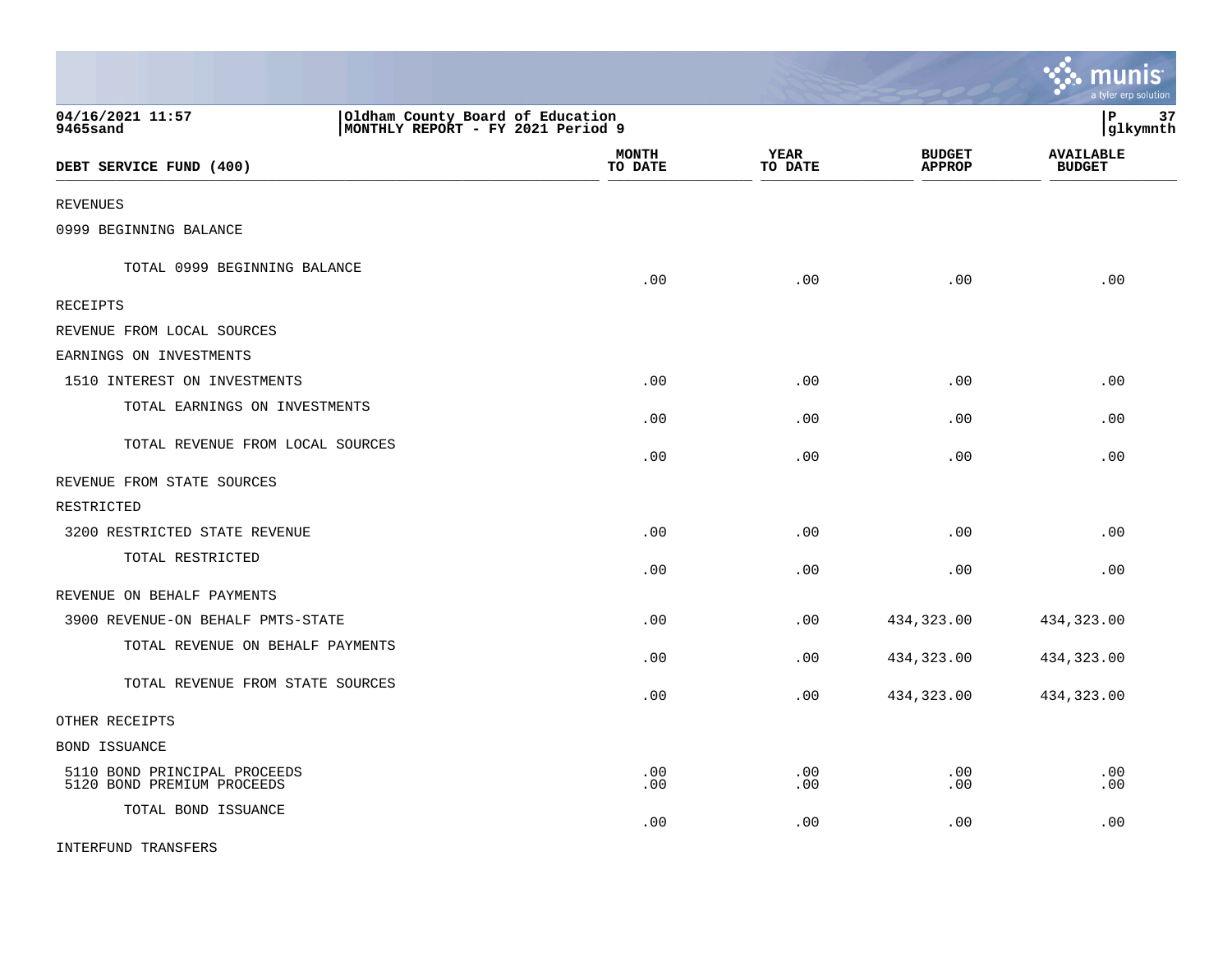04/16/2021 11:57 | Oldham County Board of Education
9465sand | MONTHLY REPORT - FY 2021 Period 9

glkymnth

| DEBT SERVICE FUND (400) | MONTH TO DATE | YEAR TO DATE | BUDGET APPROP | AVAILABLE BUDGET |
|---|---|---|---|---|
| REVENUES | | | | |
| 0999 BEGINNING BALANCE | | | | |
| TOTAL 0999 BEGINNING BALANCE | .00 | .00 | .00 | .00 |
| RECEIPTS | | | | |
| REVENUE FROM LOCAL SOURCES | | | | |
| EARNINGS ON INVESTMENTS | | | | |
| 1510 INTEREST ON INVESTMENTS | .00 | .00 | .00 | .00 |
| TOTAL EARNINGS ON INVESTMENTS | .00 | .00 | .00 | .00 |
| TOTAL REVENUE FROM LOCAL SOURCES | .00 | .00 | .00 | .00 |
| REVENUE FROM STATE SOURCES | | | | |
| RESTRICTED | | | | |
| 3200 RESTRICTED STATE REVENUE | .00 | .00 | .00 | .00 |
| TOTAL RESTRICTED | .00 | .00 | .00 | .00 |
| REVENUE ON BEHALF PAYMENTS | | | | |
| 3900 REVENUE-ON BEHALF PMTS-STATE | .00 | .00 | 434,323.00 | 434,323.00 |
| TOTAL REVENUE ON BEHALF PAYMENTS | .00 | .00 | 434,323.00 | 434,323.00 |
| TOTAL REVENUE FROM STATE SOURCES | .00 | .00 | 434,323.00 | 434,323.00 |
| OTHER RECEIPTS | | | | |
| BOND ISSUANCE | | | | |
| 5110 BOND PRINCIPAL PROCEEDS | .00 | .00 | .00 | .00 |
| 5120 BOND PREMIUM PROCEEDS | .00 | .00 | .00 | .00 |
| TOTAL BOND ISSUANCE | .00 | .00 | .00 | .00 |
| INTERFUND TRANSFERS | | | | |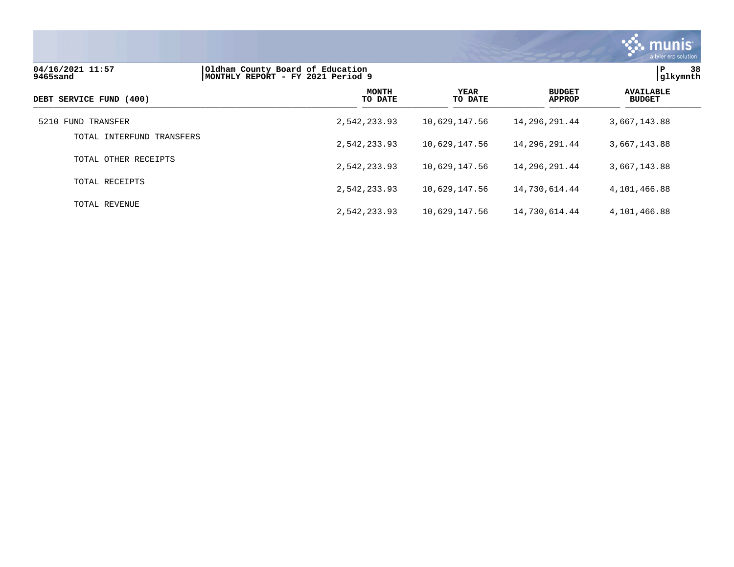04/16/2021 11:57
9465sand

Oldham County Board of Education
MONTHLY REPORT - FY 2021 Period 9

| DEBT SERVICE FUND (400) | MONTH TO DATE | YEAR TO DATE | BUDGET APPROP | AVAILABLE BUDGET |
|---|---|---|---|---|
| 5210 FUND TRANSFER | 2,542,233.93 | 10,629,147.56 | 14,296,291.44 | 3,667,143.88 |
| TOTAL INTERFUND TRANSFERS | 2,542,233.93 | 10,629,147.56 | 14,296,291.44 | 3,667,143.88 |
| TOTAL OTHER RECEIPTS | 2,542,233.93 | 10,629,147.56 | 14,296,291.44 | 3,667,143.88 |
| TOTAL RECEIPTS | 2,542,233.93 | 10,629,147.56 | 14,730,614.44 | 4,101,466.88 |
| TOTAL REVENUE | 2,542,233.93 | 10,629,147.56 | 14,730,614.44 | 4,101,466.88 |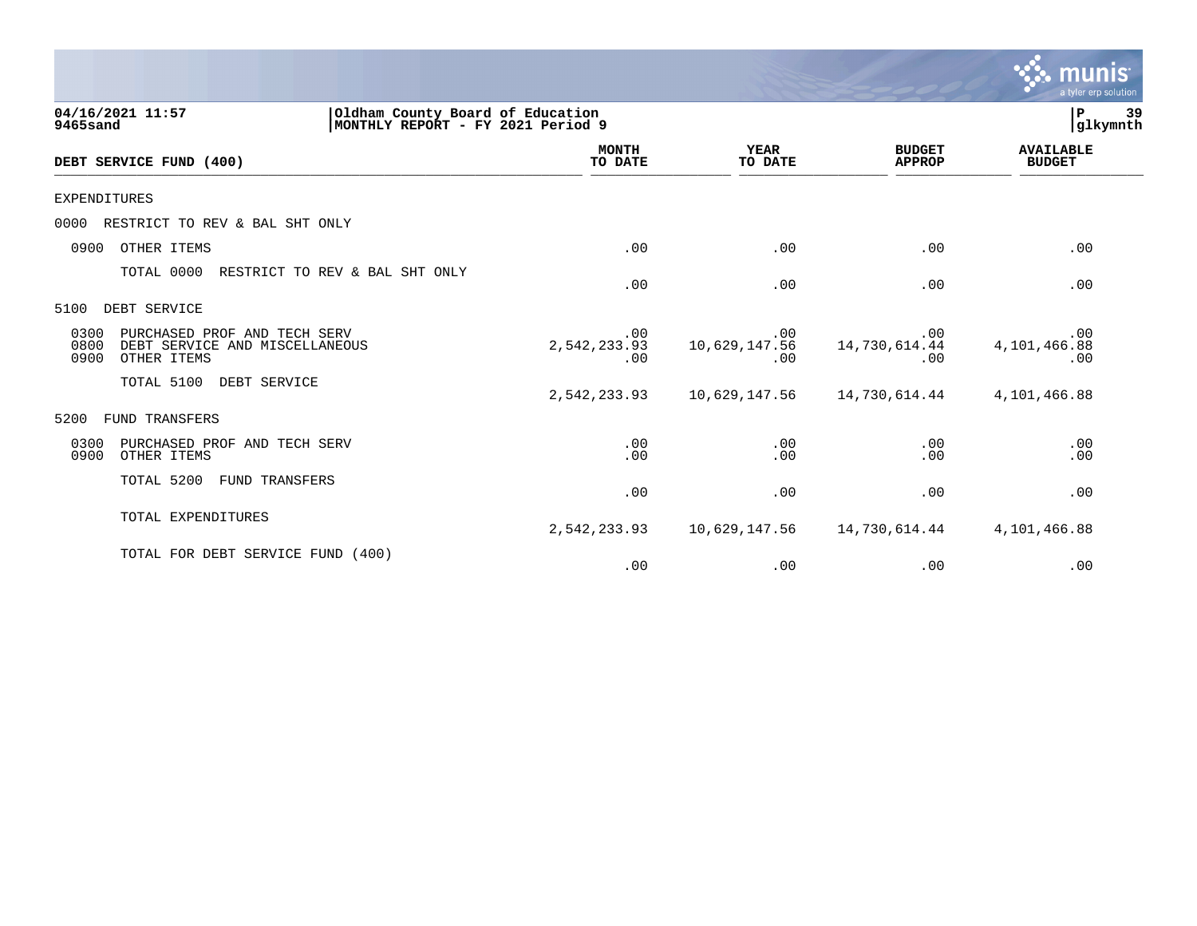04/16/2021 11:57 | Oldham County Board of Education | P 39
9465sand | MONTHLY REPORT - FY 2021 Period 9 | glkymnth

| DEBT SERVICE FUND (400) | MONTH TO DATE | YEAR TO DATE | BUDGET APPROP | AVAILABLE BUDGET |
|---|---|---|---|---|
| EXPENDITURES | | | | |
| 0000 RESTRICT TO REV & BAL SHT ONLY | | | | |
| 0900 OTHER ITEMS | .00 | .00 | .00 | .00 |
| TOTAL 0000 RESTRICT TO REV & BAL SHT ONLY | .00 | .00 | .00 | .00 |
| 5100 DEBT SERVICE | | | | |
| 0300 PURCHASED PROF AND TECH SERV | .00 | .00 | .00 | .00 |
| 0800 DEBT SERVICE AND MISCELLANEOUS | 2,542,233.93 | 10,629,147.56 | 14,730,614.44 | 4,101,466.88 |
| 0900 OTHER ITEMS | .00 | .00 | .00 | .00 |
| TOTAL 5100 DEBT SERVICE | 2,542,233.93 | 10,629,147.56 | 14,730,614.44 | 4,101,466.88 |
| 5200 FUND TRANSFERS | | | | |
| 0300 PURCHASED PROF AND TECH SERV | .00 | .00 | .00 | .00 |
| 0900 OTHER ITEMS | .00 | .00 | .00 | .00 |
| TOTAL 5200 FUND TRANSFERS | .00 | .00 | .00 | .00 |
| TOTAL EXPENDITURES | 2,542,233.93 | 10,629,147.56 | 14,730,614.44 | 4,101,466.88 |
| TOTAL FOR DEBT SERVICE FUND (400) | .00 | .00 | .00 | .00 |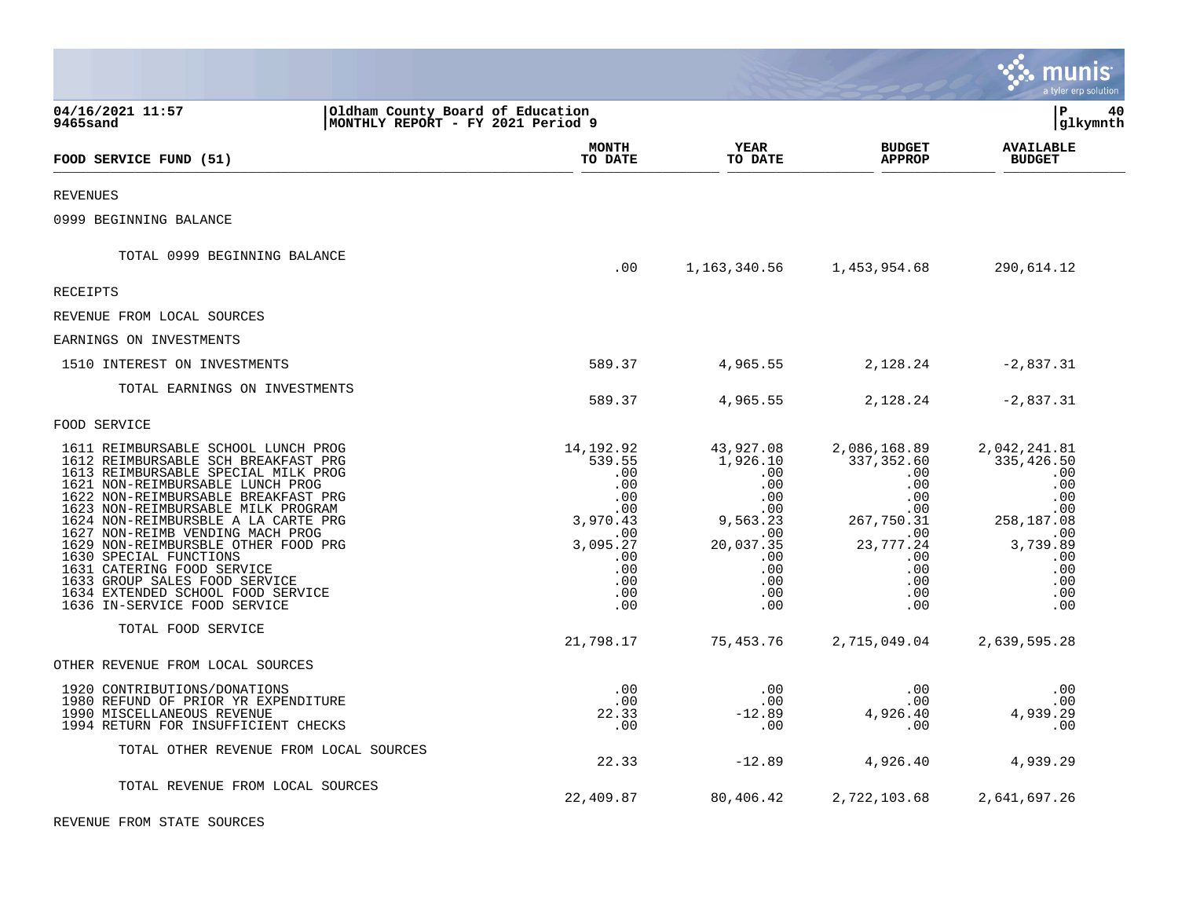04/16/2021 11:57 | Oldham County Board of Education
9465sand | MONTHLY REPORT - FY 2021 Period 9

| FOOD SERVICE FUND (51) | MONTH TO DATE | YEAR TO DATE | BUDGET APPROP | AVAILABLE BUDGET |
|---|---|---|---|---|
| REVENUES | | | | |
| 0999 BEGINNING BALANCE | | | | |
| TOTAL 0999 BEGINNING BALANCE | .00 | 1,163,340.56 | 1,453,954.68 | 290,614.12 |
| RECEIPTS | | | | |
| REVENUE FROM LOCAL SOURCES | | | | |
| EARNINGS ON INVESTMENTS | | | | |
| 1510 INTEREST ON INVESTMENTS | 589.37 | 4,965.55 | 2,128.24 | -2,837.31 |
| TOTAL EARNINGS ON INVESTMENTS | 589.37 | 4,965.55 | 2,128.24 | -2,837.31 |
| FOOD SERVICE | | | | |
| 1611 REIMBURSABLE SCHOOL LUNCH PROG | 14,192.92 | 43,927.08 | 2,086,168.89 | 2,042,241.81 |
| 1612 REIMBURSABLE SCH BREAKFAST PRG | 539.55 | 1,926.10 | 337,352.60 | 335,426.50 |
| 1613 REIMBURSABLE SPECIAL MILK PROG | .00 | .00 | .00 | .00 |
| 1621 NON-REIMBURSABLE LUNCH PROG | .00 | .00 | .00 | .00 |
| 1622 NON-REIMBURSABLE BREAKFAST PRG | .00 | .00 | .00 | .00 |
| 1623 NON-REIMBURSABLE MILK PROGRAM | .00 | .00 | .00 | .00 |
| 1624 NON-REIMBURSBLE A LA CARTE PRG | 3,970.43 | 9,563.23 | 267,750.31 | 258,187.08 |
| 1627 NON-REIMB VENDING MACH PROG | .00 | .00 | .00 | .00 |
| 1629 NON-REIMBURSBLE OTHER FOOD PRG | 3,095.27 | 20,037.35 | 23,777.24 | 3,739.89 |
| 1630 SPECIAL FUNCTIONS | .00 | .00 | .00 | .00 |
| 1631 CATERING FOOD SERVICE | .00 | .00 | .00 | .00 |
| 1633 GROUP SALES FOOD SERVICE | .00 | .00 | .00 | .00 |
| 1634 EXTENDED SCHOOL FOOD SERVICE | .00 | .00 | .00 | .00 |
| 1636 IN-SERVICE FOOD SERVICE | .00 | .00 | .00 | .00 |
| TOTAL FOOD SERVICE | 21,798.17 | 75,453.76 | 2,715,049.04 | 2,639,595.28 |
| OTHER REVENUE FROM LOCAL SOURCES | | | | |
| 1920 CONTRIBUTIONS/DONATIONS | .00 | .00 | .00 | .00 |
| 1980 REFUND OF PRIOR YR EXPENDITURE | .00 | .00 | .00 | .00 |
| 1990 MISCELLANEOUS REVENUE | 22.33 | -12.89 | 4,926.40 | 4,939.29 |
| 1994 RETURN FOR INSUFFICIENT CHECKS | .00 | .00 | .00 | .00 |
| TOTAL OTHER REVENUE FROM LOCAL SOURCES | 22.33 | -12.89 | 4,926.40 | 4,939.29 |
| TOTAL REVENUE FROM LOCAL SOURCES | 22,409.87 | 80,406.42 | 2,722,103.68 | 2,641,697.26 |
| REVENUE FROM STATE SOURCES | | | | |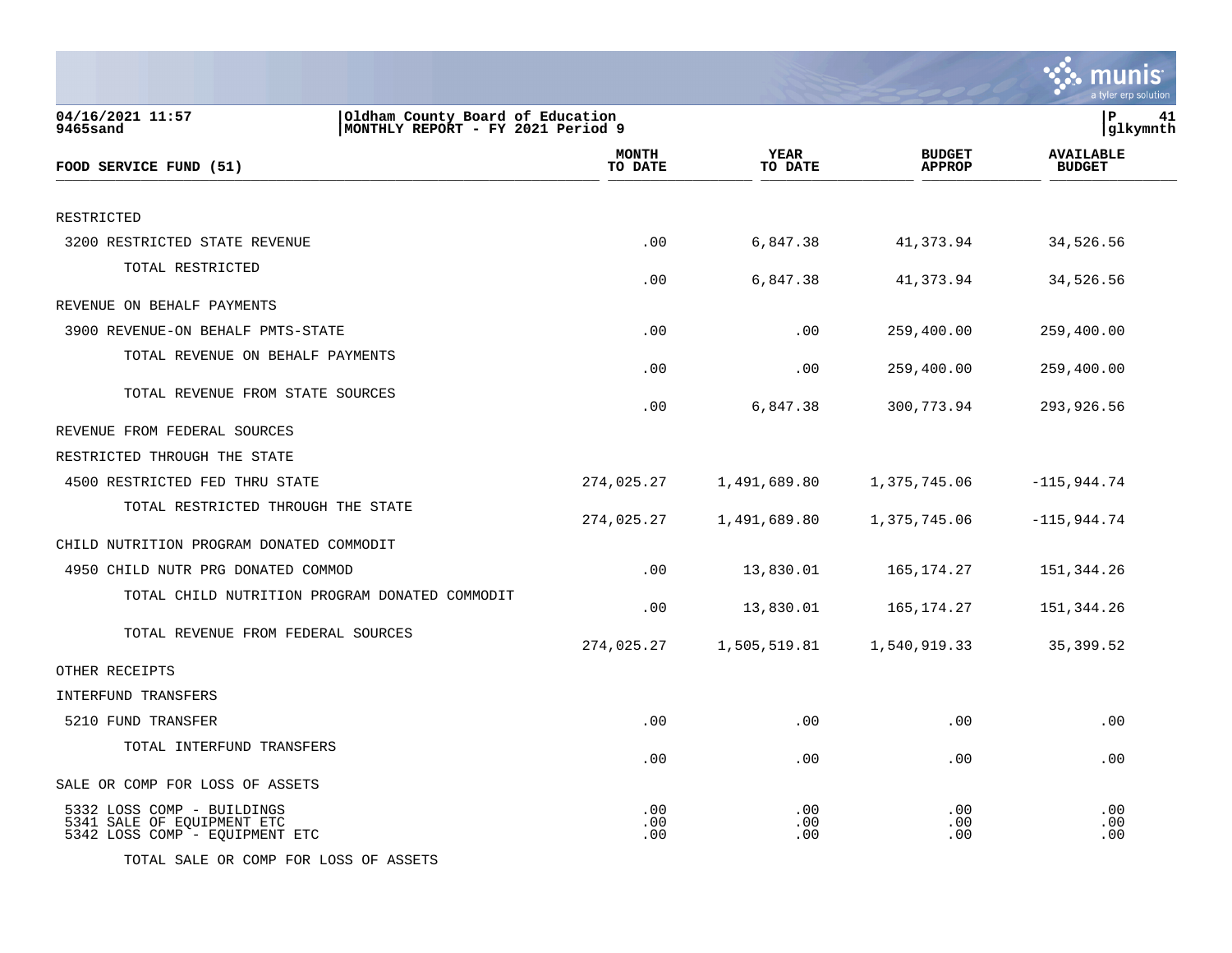**04/16/2021 11:57** | **Oldham County Board of Education**
**9465sand** | **MONTHLY REPORT - FY 2021 Period 9**

| FOOD SERVICE FUND (51) | MONTH TO DATE | YEAR TO DATE | BUDGET APPROP | AVAILABLE BUDGET |
|---|---|---|---|---|
| RESTRICTED | | | | |
| 3200 RESTRICTED STATE REVENUE | .00 | 6,847.38 | 41,373.94 | 34,526.56 |
| TOTAL RESTRICTED | .00 | 6,847.38 | 41,373.94 | 34,526.56 |
| REVENUE ON BEHALF PAYMENTS | | | | |
| 3900 REVENUE-ON BEHALF PMTS-STATE | .00 | .00 | 259,400.00 | 259,400.00 |
| TOTAL REVENUE ON BEHALF PAYMENTS | .00 | .00 | 259,400.00 | 259,400.00 |
| TOTAL REVENUE FROM STATE SOURCES | .00 | 6,847.38 | 300,773.94 | 293,926.56 |
| REVENUE FROM FEDERAL SOURCES | | | | |
| RESTRICTED THROUGH THE STATE | | | | |
| 4500 RESTRICTED FED THRU STATE | 274,025.27 | 1,491,689.80 | 1,375,745.06 | -115,944.74 |
| TOTAL RESTRICTED THROUGH THE STATE | 274,025.27 | 1,491,689.80 | 1,375,745.06 | -115,944.74 |
| CHILD NUTRITION PROGRAM DONATED COMMODIT | | | | |
| 4950 CHILD NUTR PRG DONATED COMMOD | .00 | 13,830.01 | 165,174.27 | 151,344.26 |
| TOTAL CHILD NUTRITION PROGRAM DONATED COMMODIT | .00 | 13,830.01 | 165,174.27 | 151,344.26 |
| TOTAL REVENUE FROM FEDERAL SOURCES | 274,025.27 | 1,505,519.81 | 1,540,919.33 | 35,399.52 |
| OTHER RECEIPTS | | | | |
| INTERFUND TRANSFERS | | | | |
| 5210 FUND TRANSFER | .00 | .00 | .00 | .00 |
| TOTAL INTERFUND TRANSFERS | .00 | .00 | .00 | .00 |
| SALE OR COMP FOR LOSS OF ASSETS | | | | |
| 5332 LOSS COMP - BUILDINGS | .00 | .00 | .00 | .00 |
| 5341 SALE OF EQUIPMENT ETC | .00 | .00 | .00 | .00 |
| 5342 LOSS COMP - EQUIPMENT ETC | .00 | .00 | .00 | .00 |
| TOTAL SALE OR COMP FOR LOSS OF ASSETS | | | | |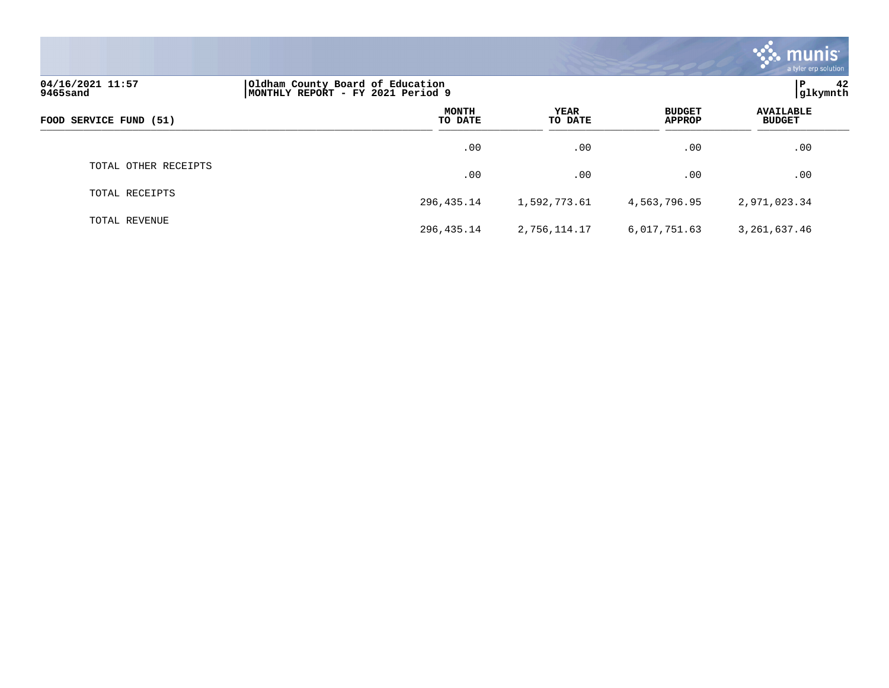04/16/2021 11:57
9465sand

Oldham County Board of Education
MONTHLY REPORT - FY 2021 Period 9

P 42
glkymnth

| FOOD SERVICE FUND (51) | MONTH TO DATE | YEAR TO DATE | BUDGET APPROP | AVAILABLE BUDGET |
|---|---|---|---|---|
| | .00 | .00 | .00 | .00 |
| TOTAL OTHER RECEIPTS | .00 | .00 | .00 | .00 |
| TOTAL RECEIPTS | 296,435.14 | 1,592,773.61 | 4,563,796.95 | 2,971,023.34 |
| TOTAL REVENUE | 296,435.14 | 2,756,114.17 | 6,017,751.63 | 3,261,637.46 |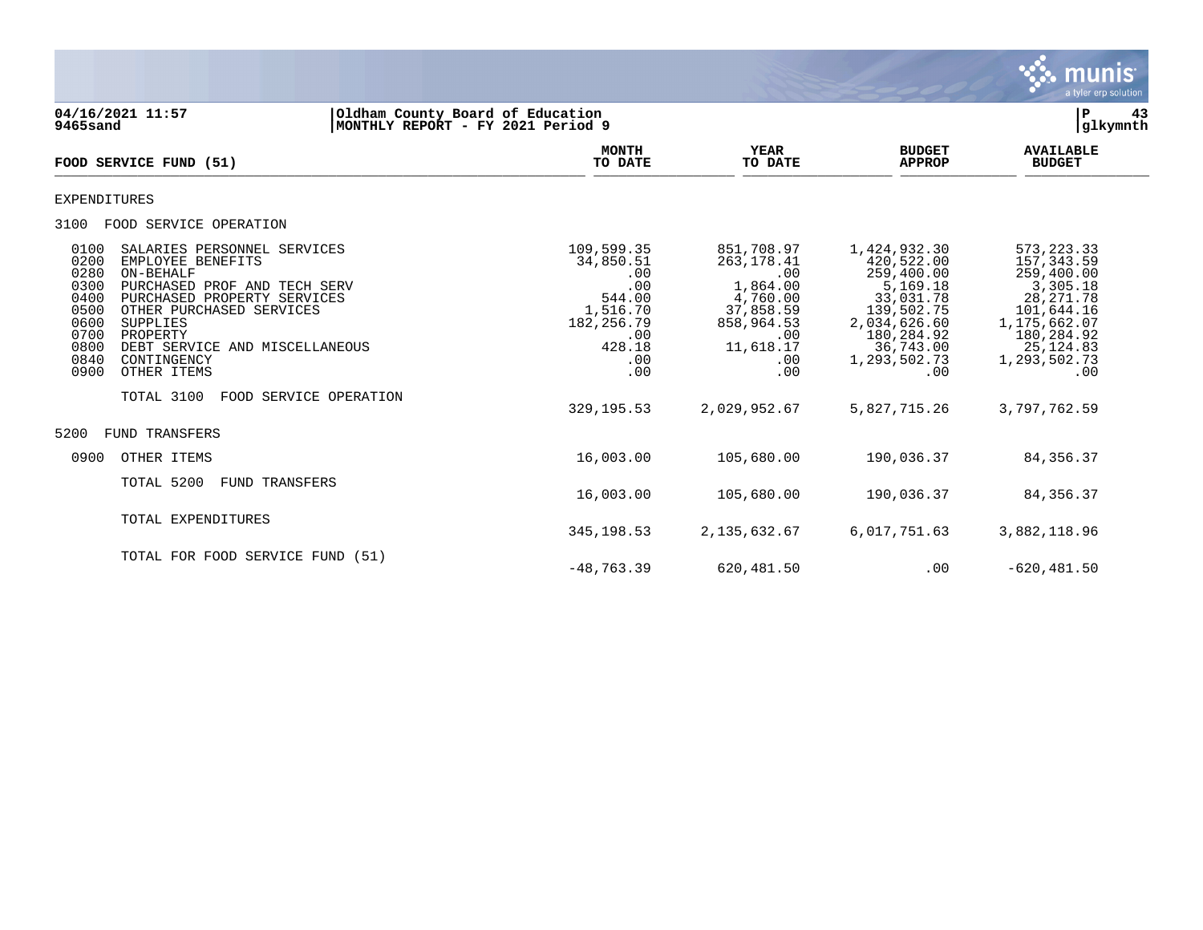04/16/2021 11:57
9465sand

Oldham County Board of Education
MONTHLY REPORT - FY 2021 Period 9

P 43
glkymnth

| FOOD SERVICE FUND (51) | MONTH TO DATE | YEAR TO DATE | BUDGET APPROP | AVAILABLE BUDGET |
|---|---|---|---|---|
| **EXPENDITURES** | | | | |
| **3100 FOOD SERVICE OPERATION** | | | | |
| 0100 SALARIES PERSONNEL SERVICES | 109,599.35 | 851,708.97 | 1,424,932.30 | 573,223.33 |
| 0200 EMPLOYEE BENEFITS | 34,850.51 | 263,178.41 | 420,522.00 | 157,343.59 |
| 0280 ON-BEHALF | .00 | .00 | 259,400.00 | 259,400.00 |
| 0300 PURCHASED PROF AND TECH SERV | .00 | 1,864.00 | 5,169.18 | 3,305.18 |
| 0400 PURCHASED PROPERTY SERVICES | 544.00 | 4,760.00 | 33,031.78 | 28,271.78 |
| 0500 OTHER PURCHASED SERVICES | 1,516.70 | 37,858.59 | 139,502.75 | 101,644.16 |
| 0600 SUPPLIES | 182,256.79 | 858,964.53 | 2,034,626.60 | 1,175,662.07 |
| 0700 PROPERTY | .00 | .00 | 180,284.92 | 180,284.92 |
| 0800 DEBT SERVICE AND MISCELLANEOUS | 428.18 | 11,618.17 | 36,743.00 | 25,124.83 |
| 0840 CONTINGENCY | .00 | .00 | 1,293,502.73 | 1,293,502.73 |
| 0900 OTHER ITEMS | .00 | .00 | .00 | .00 |
| TOTAL 3100 FOOD SERVICE OPERATION | 329,195.53 | 2,029,952.67 | 5,827,715.26 | 3,797,762.59 |
| **5200 FUND TRANSFERS** | | | | |
| 0900 OTHER ITEMS | 16,003.00 | 105,680.00 | 190,036.37 | 84,356.37 |
| TOTAL 5200 FUND TRANSFERS | 16,003.00 | 105,680.00 | 190,036.37 | 84,356.37 |
| TOTAL EXPENDITURES | 345,198.53 | 2,135,632.67 | 6,017,751.63 | 3,882,118.96 |
| TOTAL FOR FOOD SERVICE FUND (51) | -48,763.39 | 620,481.50 | .00 | -620,481.50 |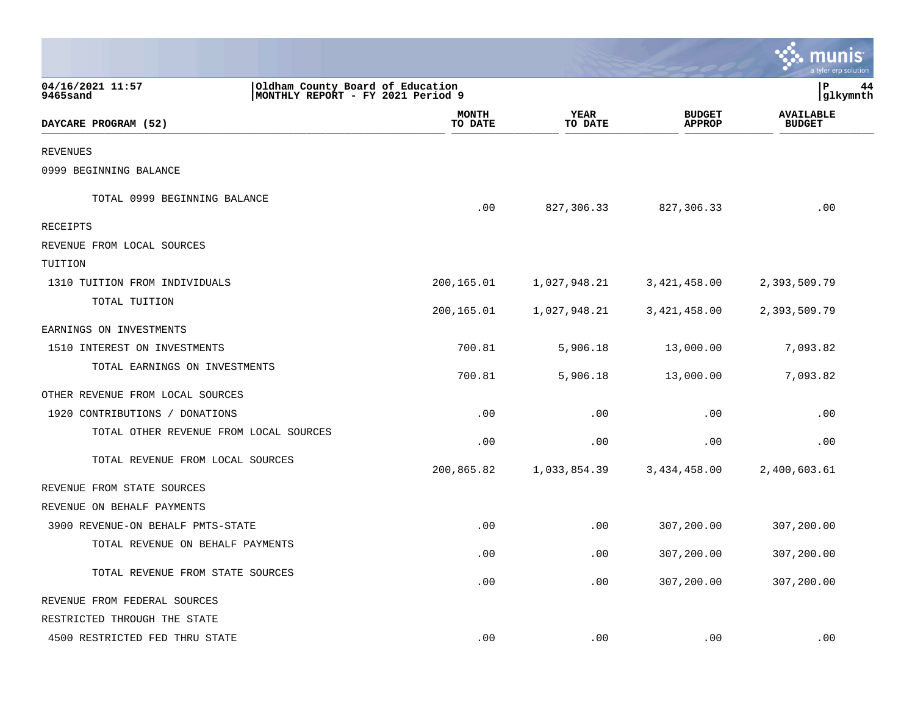04/16/2021 11:57
9465sand

Oldham County Board of Education
MONTHLY REPORT - FY 2021 Period 9

P 44
glkymnth

| DAYCARE PROGRAM (52) | MONTH TO DATE | YEAR TO DATE | BUDGET APPROP | AVAILABLE BUDGET |
|---|---|---|---|---|
| REVENUES | | | | |
| 0999 BEGINNING BALANCE | | | | |
| TOTAL 0999 BEGINNING BALANCE | .00 | 827,306.33 | 827,306.33 | .00 |
| RECEIPTS | | | | |
| REVENUE FROM LOCAL SOURCES | | | | |
| TUITION | | | | |
| 1310 TUITION FROM INDIVIDUALS | 200,165.01 | 1,027,948.21 | 3,421,458.00 | 2,393,509.79 |
| TOTAL TUITION | 200,165.01 | 1,027,948.21 | 3,421,458.00 | 2,393,509.79 |
| EARNINGS ON INVESTMENTS | | | | |
| 1510 INTEREST ON INVESTMENTS | 700.81 | 5,906.18 | 13,000.00 | 7,093.82 |
| TOTAL EARNINGS ON INVESTMENTS | 700.81 | 5,906.18 | 13,000.00 | 7,093.82 |
| OTHER REVENUE FROM LOCAL SOURCES | | | | |
| 1920 CONTRIBUTIONS / DONATIONS | .00 | .00 | .00 | .00 |
| TOTAL OTHER REVENUE FROM LOCAL SOURCES | .00 | .00 | .00 | .00 |
| TOTAL REVENUE FROM LOCAL SOURCES | 200,865.82 | 1,033,854.39 | 3,434,458.00 | 2,400,603.61 |
| REVENUE FROM STATE SOURCES | | | | |
| REVENUE ON BEHALF PAYMENTS | | | | |
| 3900 REVENUE-ON BEHALF PMTS-STATE | .00 | .00 | 307,200.00 | 307,200.00 |
| TOTAL REVENUE ON BEHALF PAYMENTS | .00 | .00 | 307,200.00 | 307,200.00 |
| TOTAL REVENUE FROM STATE SOURCES | .00 | .00 | 307,200.00 | 307,200.00 |
| REVENUE FROM FEDERAL SOURCES | | | | |
| RESTRICTED THROUGH THE STATE | | | | |
| 4500 RESTRICTED FED THRU STATE | .00 | .00 | .00 | .00 |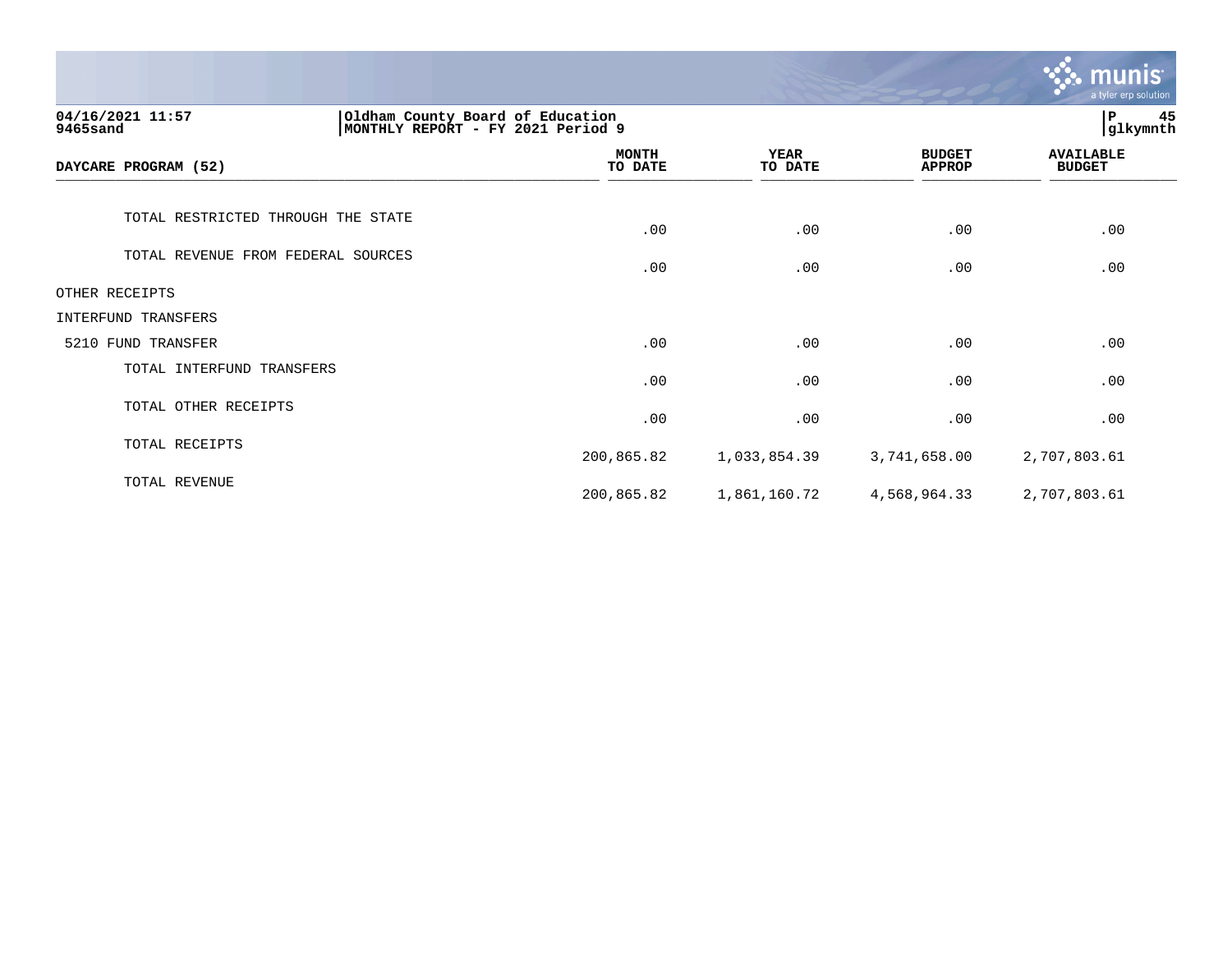04/16/2021 11:57
9465sand

Oldham County Board of Education
MONTHLY REPORT - FY 2021 Period 9

| DAYCARE PROGRAM (52) | MONTH TO DATE | YEAR TO DATE | BUDGET APPROP | AVAILABLE BUDGET |
|---|---|---|---|---|
| TOTAL RESTRICTED THROUGH THE STATE | .00 | .00 | .00 | .00 |
| TOTAL REVENUE FROM FEDERAL SOURCES | .00 | .00 | .00 | .00 |
| OTHER RECEIPTS | | | | |
| INTERFUND TRANSFERS | | | | |
| 5210 FUND TRANSFER | .00 | .00 | .00 | .00 |
| TOTAL INTERFUND TRANSFERS | .00 | .00 | .00 | .00 |
| TOTAL OTHER RECEIPTS | .00 | .00 | .00 | .00 |
| TOTAL RECEIPTS | 200,865.82 | 1,033,854.39 | 3,741,658.00 | 2,707,803.61 |
| TOTAL REVENUE | 200,865.82 | 1,861,160.72 | 4,568,964.33 | 2,707,803.61 |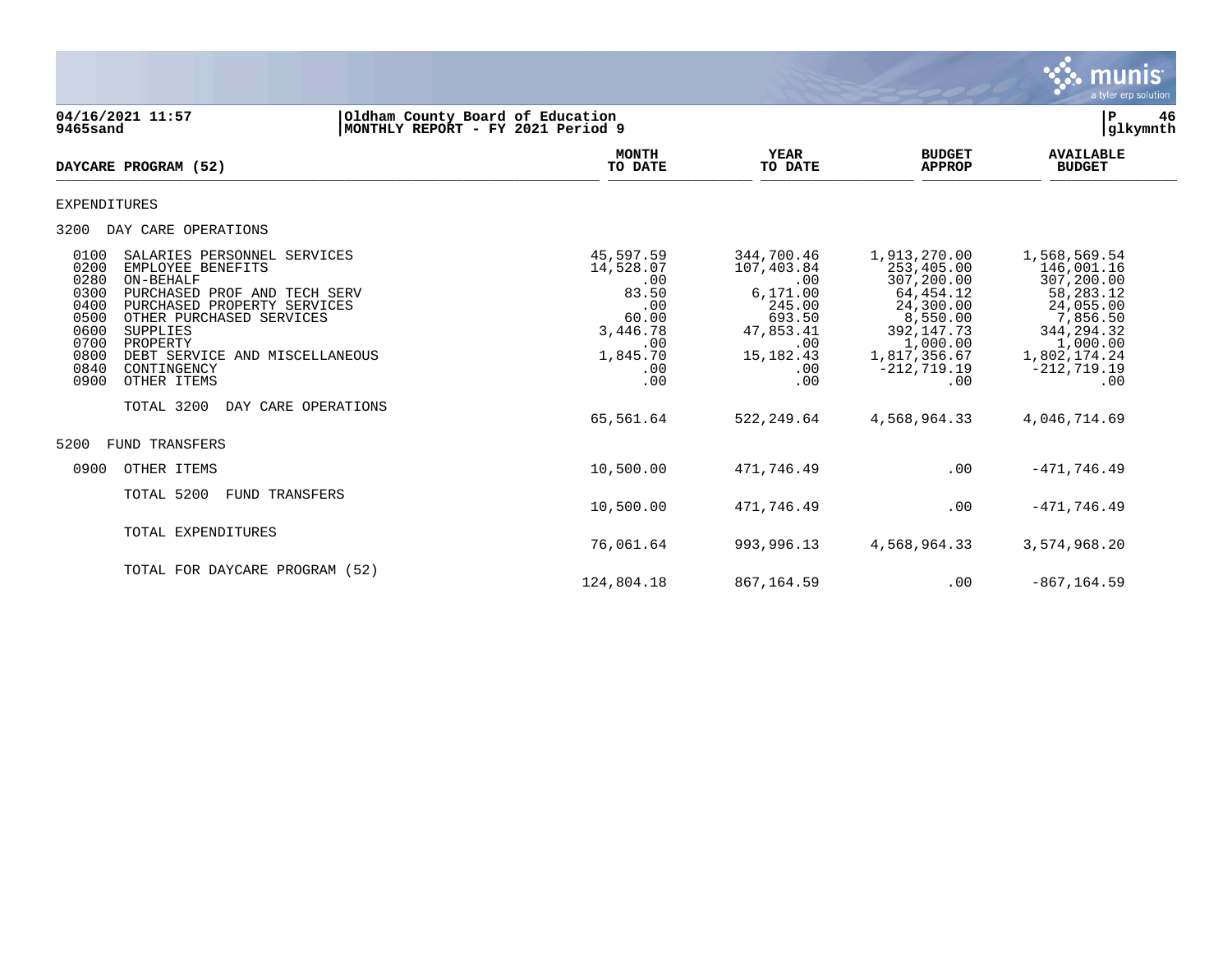04/16/2021 11:57 | Oldham County Board of Education
9465sand | MONTHLY REPORT - FY 2021 Period 9

P 46 | glkymnth

| DAYCARE PROGRAM (52) | MONTH TO DATE | YEAR TO DATE | BUDGET APPROP | AVAILABLE BUDGET |
|---|---|---|---|---|
| **EXPENDITURES** | | | | |
| **3200 DAY CARE OPERATIONS** | | | | |
| 0100 SALARIES PERSONNEL SERVICES | 45,597.59 | 344,700.46 | 1,913,270.00 | 1,568,569.54 |
| 0200 EMPLOYEE BENEFITS | 14,528.07 | 107,403.84 | 253,405.00 | 146,001.16 |
| 0280 ON-BEHALF | .00 | .00 | 307,200.00 | 307,200.00 |
| 0300 PURCHASED PROF AND TECH SERV | 83.50 | 6,171.00 | 64,454.12 | 58,283.12 |
| 0400 PURCHASED PROPERTY SERVICES | .00 | 245.00 | 24,300.00 | 24,055.00 |
| 0500 OTHER PURCHASED SERVICES | 60.00 | 693.50 | 8,550.00 | 7,856.50 |
| 0600 SUPPLIES | 3,446.78 | 47,853.41 | 392,147.73 | 344,294.32 |
| 0700 PROPERTY | .00 | .00 | 1,000.00 | 1,000.00 |
| 0800 DEBT SERVICE AND MISCELLANEOUS | 1,845.70 | 15,182.43 | 1,817,356.67 | 1,802,174.24 |
| 0840 CONTINGENCY | .00 | .00 | -212,719.19 | -212,719.19 |
| 0900 OTHER ITEMS | .00 | .00 | .00 | .00 |
| TOTAL 3200 DAY CARE OPERATIONS | 65,561.64 | 522,249.64 | 4,568,964.33 | 4,046,714.69 |
| **5200 FUND TRANSFERS** | | | | |
| 0900 OTHER ITEMS | 10,500.00 | 471,746.49 | .00 | -471,746.49 |
| TOTAL 5200 FUND TRANSFERS | 10,500.00 | 471,746.49 | .00 | -471,746.49 |
| TOTAL EXPENDITURES | 76,061.64 | 993,996.13 | 4,568,964.33 | 3,574,968.20 |
| TOTAL FOR DAYCARE PROGRAM (52) | 124,804.18 | 867,164.59 | .00 | -867,164.59 |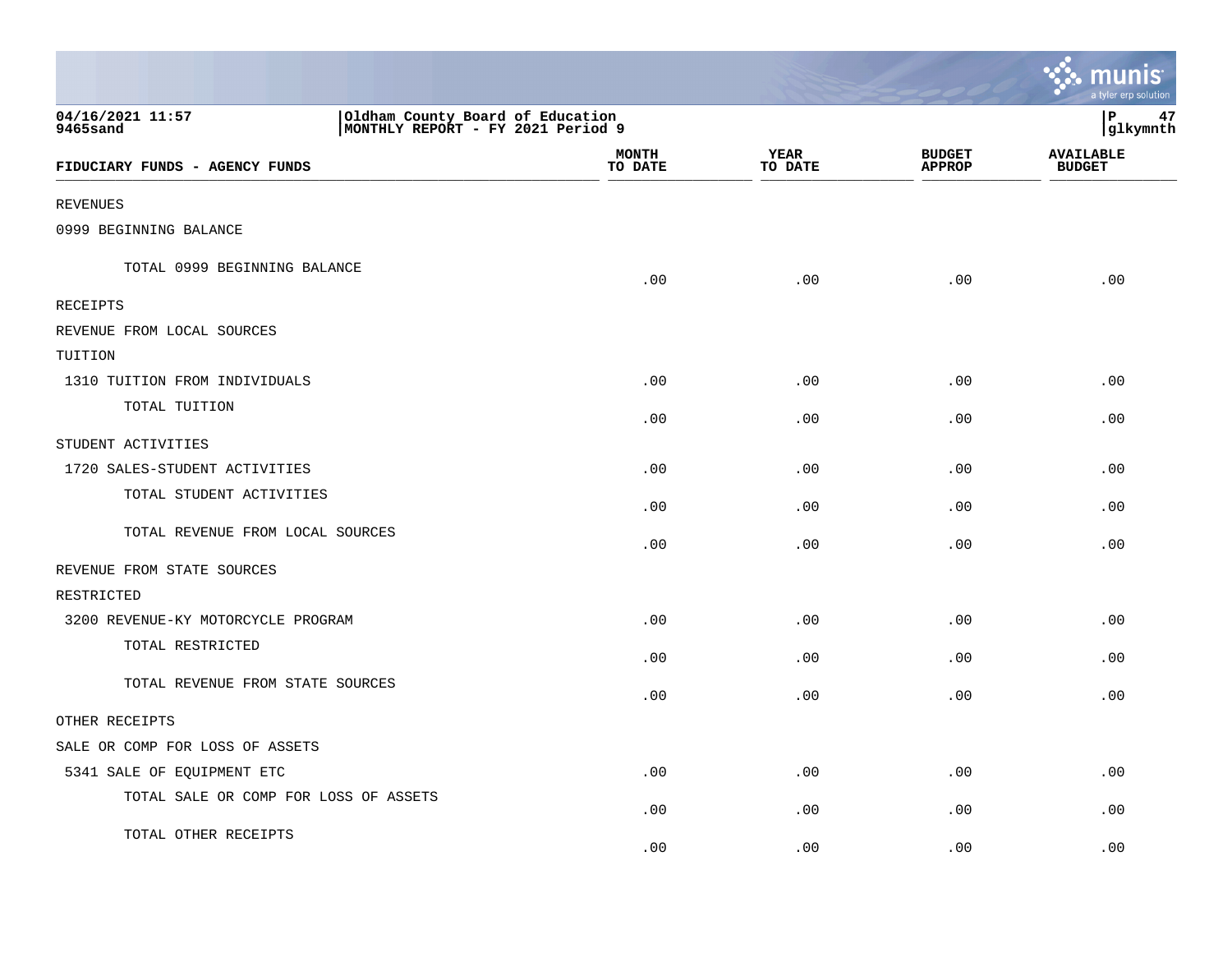04/16/2021 11:57
9465sand

Oldham County Board of Education
MONTHLY REPORT - FY 2021 Period 9

P 47
glkymnth

| FIDUCIARY FUNDS - AGENCY FUNDS | MONTH TO DATE | YEAR TO DATE | BUDGET APPROP | AVAILABLE BUDGET |
|---|---|---|---|---|
| REVENUES | | | | |
| 0999 BEGINNING BALANCE | | | | |
| TOTAL 0999 BEGINNING BALANCE | .00 | .00 | .00 | .00 |
| RECEIPTS | | | | |
| REVENUE FROM LOCAL SOURCES | | | | |
| TUITION | | | | |
| 1310 TUITION FROM INDIVIDUALS | .00 | .00 | .00 | .00 |
| TOTAL TUITION | .00 | .00 | .00 | .00 |
| STUDENT ACTIVITIES | | | | |
| 1720 SALES-STUDENT ACTIVITIES | .00 | .00 | .00 | .00 |
| TOTAL STUDENT ACTIVITIES | .00 | .00 | .00 | .00 |
| TOTAL REVENUE FROM LOCAL SOURCES | .00 | .00 | .00 | .00 |
| REVENUE FROM STATE SOURCES | | | | |
| RESTRICTED | | | | |
| 3200 REVENUE-KY MOTORCYCLE PROGRAM | .00 | .00 | .00 | .00 |
| TOTAL RESTRICTED | .00 | .00 | .00 | .00 |
| TOTAL REVENUE FROM STATE SOURCES | .00 | .00 | .00 | .00 |
| OTHER RECEIPTS | | | | |
| SALE OR COMP FOR LOSS OF ASSETS | | | | |
| 5341 SALE OF EQUIPMENT ETC | .00 | .00 | .00 | .00 |
| TOTAL SALE OR COMP FOR LOSS OF ASSETS | .00 | .00 | .00 | .00 |
| TOTAL OTHER RECEIPTS | .00 | .00 | .00 | .00 |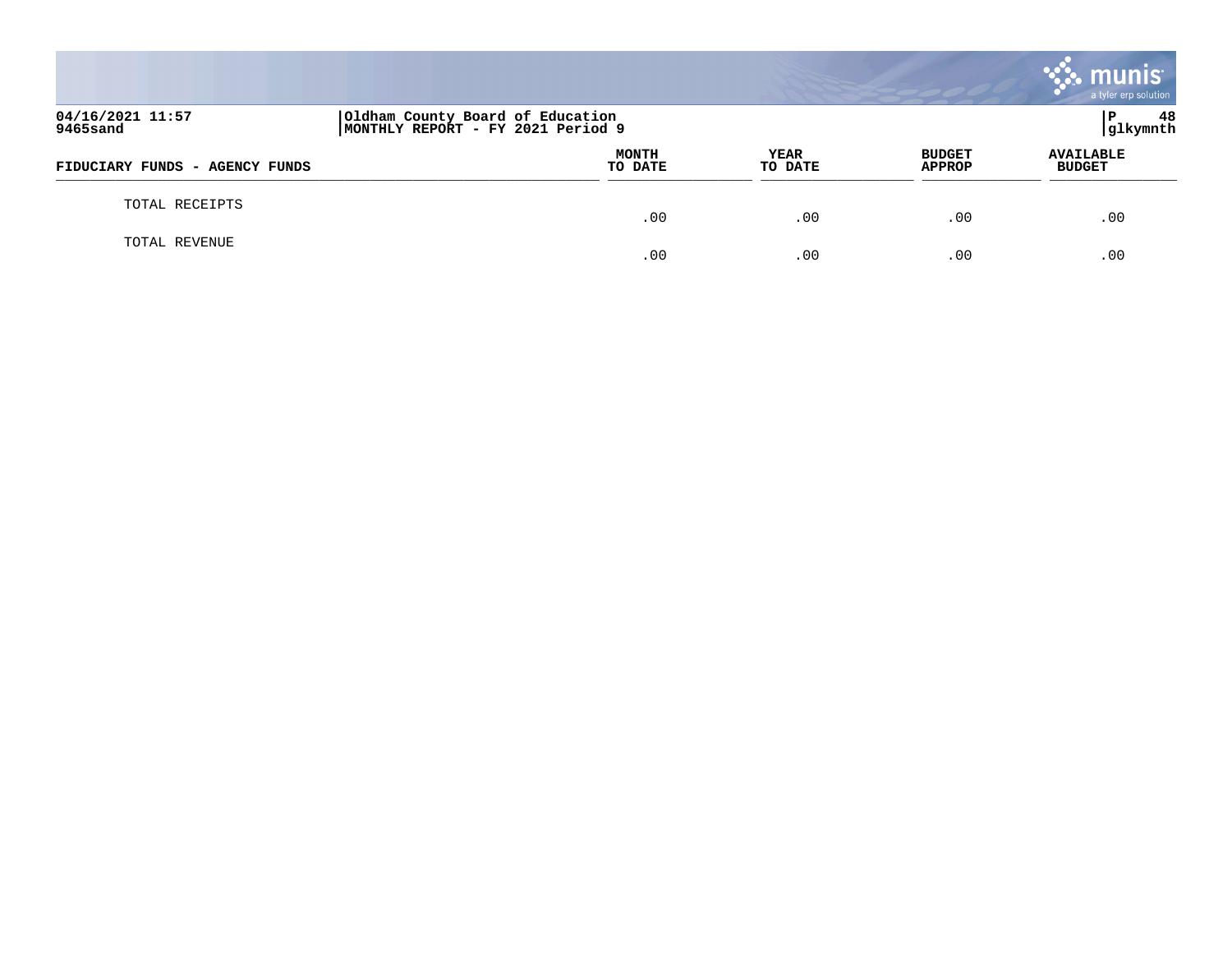| FIDUCIARY FUNDS - AGENCY FUNDS | MONTH TO DATE | YEAR TO DATE | BUDGET APPROP | AVAILABLE BUDGET |
|---|---|---|---|---|
| TOTAL RECEIPTS | .00 | .00 | .00 | .00 |
| TOTAL REVENUE | .00 | .00 | .00 | .00 |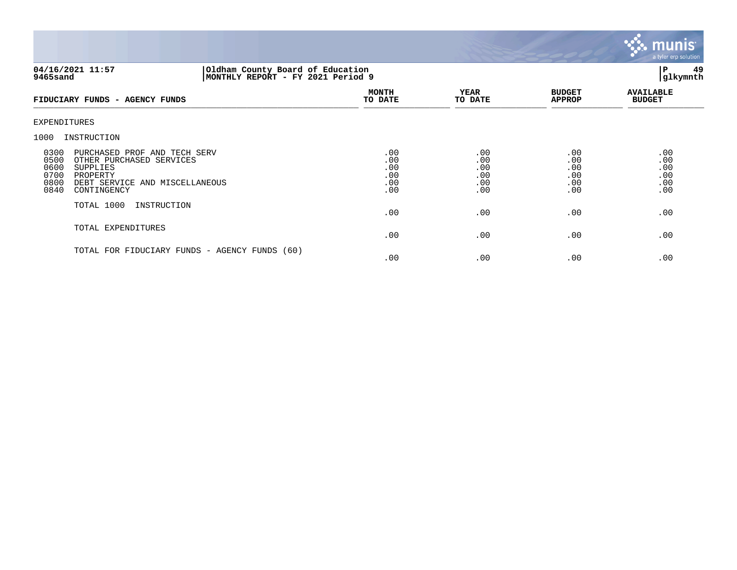**Oldham County Board of Education**
**MONTHLY REPORT - FY 2021 Period 9**

04/16/2021 11:57
9465sand

glkymnth

| FIDUCIARY FUNDS - AGENCY FUNDS | MONTH TO DATE | YEAR TO DATE | BUDGET APPROP | AVAILABLE BUDGET |
|---|---|---|---|---|
| EXPENDITURES | | | | |
| 1000 INSTRUCTION | | | | |
| 0300 PURCHASED PROF AND TECH SERV | .00 | .00 | .00 | .00 |
| 0500 OTHER PURCHASED SERVICES | .00 | .00 | .00 | .00 |
| 0600 SUPPLIES | .00 | .00 | .00 | .00 |
| 0700 PROPERTY | .00 | .00 | .00 | .00 |
| 0800 DEBT SERVICE AND MISCELLANEOUS | .00 | .00 | .00 | .00 |
| 0840 CONTINGENCY | .00 | .00 | .00 | .00 |
| TOTAL 1000 INSTRUCTION | .00 | .00 | .00 | .00 |
| TOTAL EXPENDITURES | .00 | .00 | .00 | .00 |
| TOTAL FOR FIDUCIARY FUNDS - AGENCY FUNDS (60) | .00 | .00 | .00 | .00 |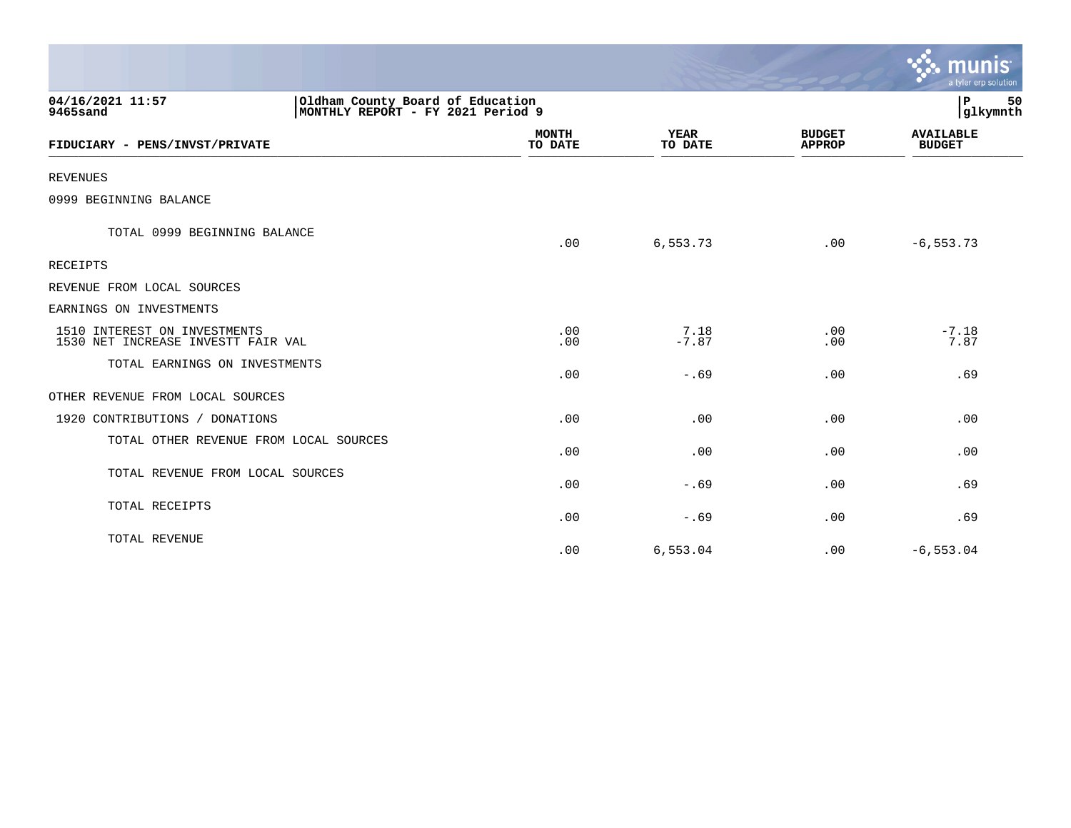04/16/2021 11:57
9465sand

Oldham County Board of Education
MONTHLY REPORT - FY 2021 Period 9

P 50
glkymnth

| FIDUCIARY - PENS/INVST/PRIVATE | MONTH TO DATE | YEAR TO DATE | BUDGET APPROP | AVAILABLE BUDGET |
|---|---|---|---|---|
| REVENUES | | | | |
| 0999 BEGINNING BALANCE | | | | |
| TOTAL 0999 BEGINNING BALANCE | .00 | 6,553.73 | .00 | -6,553.73 |
| RECEIPTS | | | | |
| REVENUE FROM LOCAL SOURCES | | | | |
| EARNINGS ON INVESTMENTS | | | | |
| 1510 INTEREST ON INVESTMENTS | .00 | 7.18 | .00 | -7.18 |
| 1530 NET INCREASE INVESTT FAIR VAL | .00 | -7.87 | .00 | 7.87 |
| TOTAL EARNINGS ON INVESTMENTS | .00 | -.69 | .00 | .69 |
| OTHER REVENUE FROM LOCAL SOURCES | | | | |
| 1920 CONTRIBUTIONS / DONATIONS | .00 | .00 | .00 | .00 |
| TOTAL OTHER REVENUE FROM LOCAL SOURCES | .00 | .00 | .00 | .00 |
| TOTAL REVENUE FROM LOCAL SOURCES | .00 | -.69 | .00 | .69 |
| TOTAL RECEIPTS | .00 | -.69 | .00 | .69 |
| TOTAL REVENUE | .00 | 6,553.04 | .00 | -6,553.04 |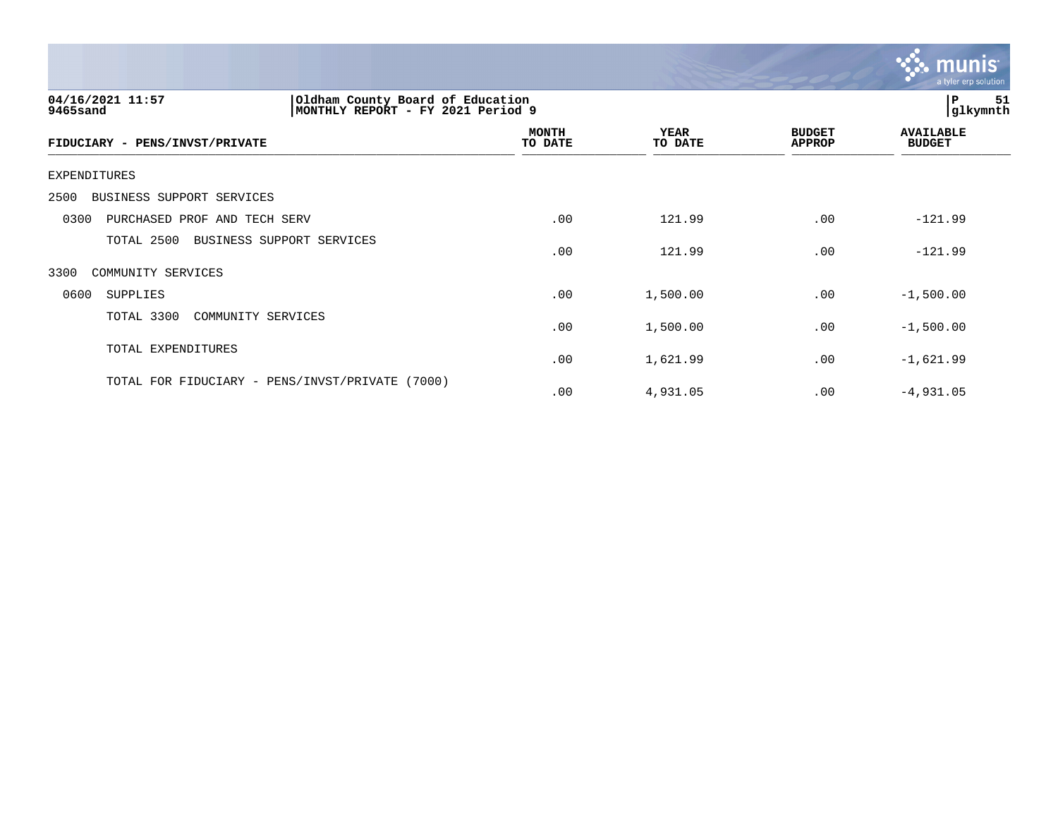04/16/2021 11:57 | Oldham County Board of Education | P 51
9465sand | MONTHLY REPORT - FY 2021 Period 9 | glkymnth

| FIDUCIARY - PENS/INVST/PRIVATE | MONTH TO DATE | YEAR TO DATE | BUDGET APPROP | AVAILABLE BUDGET |
|---|---|---|---|---|
| EXPENDITURES | | | | |
| 2500 BUSINESS SUPPORT SERVICES | | | | |
| 0300 PURCHASED PROF AND TECH SERV | .00 | 121.99 | .00 | -121.99 |
| TOTAL 2500 BUSINESS SUPPORT SERVICES | .00 | 121.99 | .00 | -121.99 |
| 3300 COMMUNITY SERVICES | | | | |
| 0600 SUPPLIES | .00 | 1,500.00 | .00 | -1,500.00 |
| TOTAL 3300 COMMUNITY SERVICES | .00 | 1,500.00 | .00 | -1,500.00 |
| TOTAL EXPENDITURES | .00 | 1,621.99 | .00 | -1,621.99 |
| TOTAL FOR FIDUCIARY - PENS/INVST/PRIVATE (7000) | .00 | 4,931.05 | .00 | -4,931.05 |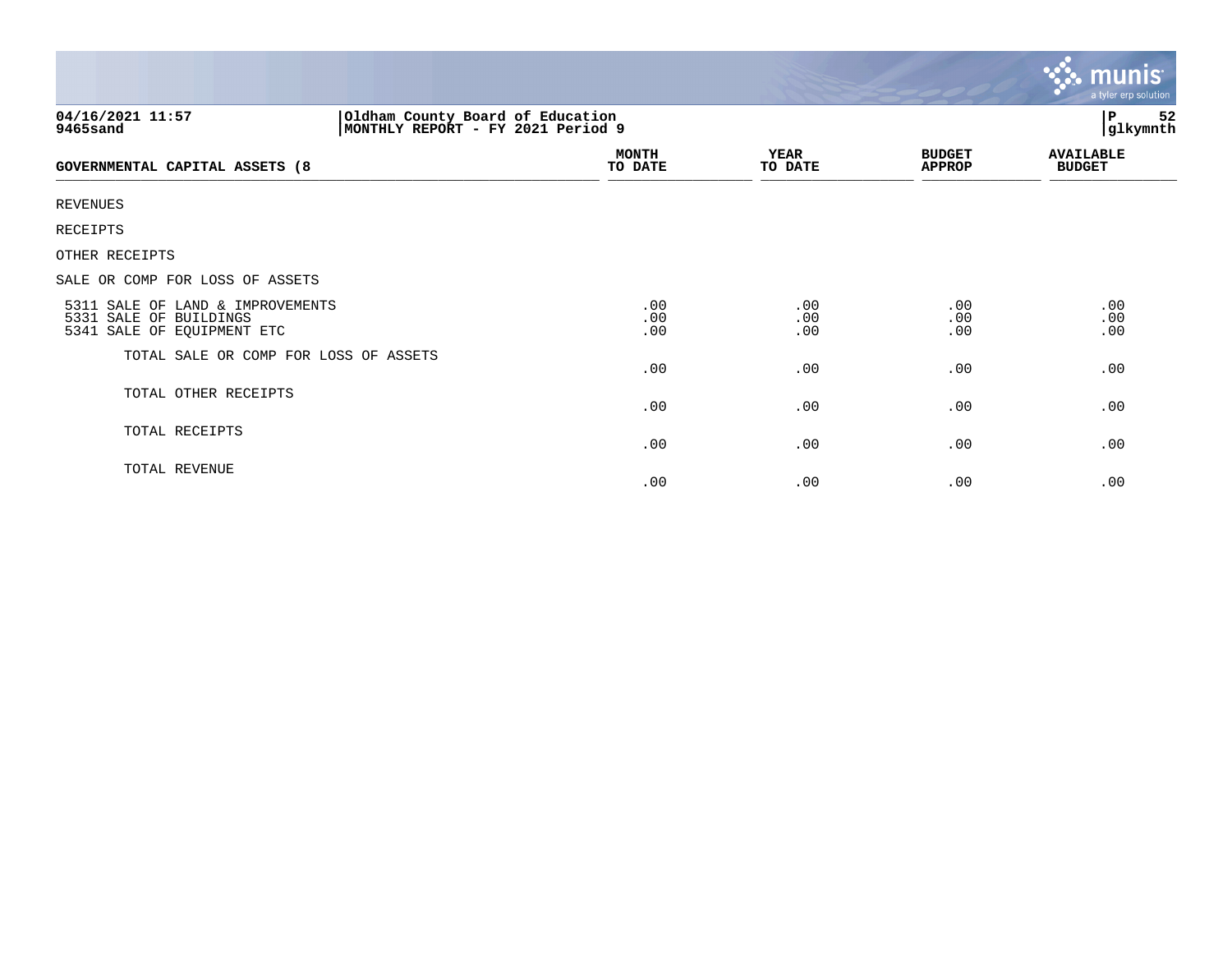04/16/2021 11:57
9465sand

Oldham County Board of Education
MONTHLY REPORT - FY 2021 Period 9

P 52
glkymnth

| GOVERNMENTAL CAPITAL ASSETS (8 | MONTH TO DATE | YEAR TO DATE | BUDGET APPROP | AVAILABLE BUDGET |
|---|---|---|---|---|
| REVENUES | | | | |
| RECEIPTS | | | | |
| OTHER RECEIPTS | | | | |
| SALE OR COMP FOR LOSS OF ASSETS | | | | |
| 5311 SALE OF LAND & IMPROVEMENTS | .00 | .00 | .00 | .00 |
| 5331 SALE OF BUILDINGS | .00 | .00 | .00 | .00 |
| 5341 SALE OF EQUIPMENT ETC | .00 | .00 | .00 | .00 |
| TOTAL SALE OR COMP FOR LOSS OF ASSETS | .00 | .00 | .00 | .00 |
| TOTAL OTHER RECEIPTS | .00 | .00 | .00 | .00 |
| TOTAL RECEIPTS | .00 | .00 | .00 | .00 |
| TOTAL REVENUE | .00 | .00 | .00 | .00 |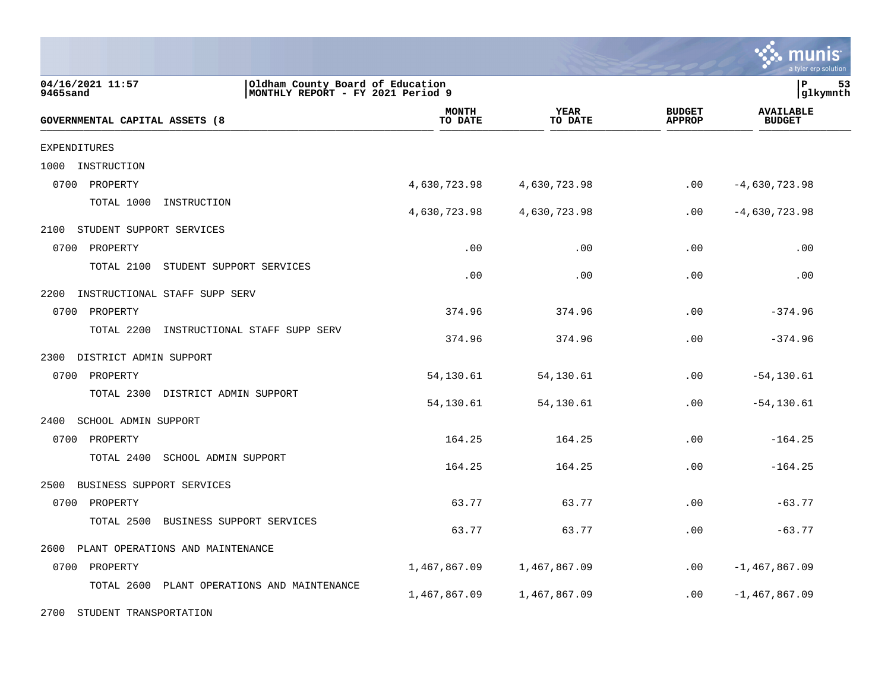Oldham County Board of Education
MONTHLY REPORT - FY 2021 Period 9

04/16/2021 11:57
9465sand

| GOVERNMENTAL CAPITAL ASSETS (8 | MONTH TO DATE | YEAR TO DATE | BUDGET APPROP | AVAILABLE BUDGET |
|---|---|---|---|---|
| EXPENDITURES | | | | |
| 1000 INSTRUCTION | | | | |
| 0700 PROPERTY | 4,630,723.98 | 4,630,723.98 | .00 | -4,630,723.98 |
| TOTAL 1000 INSTRUCTION | 4,630,723.98 | 4,630,723.98 | .00 | -4,630,723.98 |
| 2100 STUDENT SUPPORT SERVICES | | | | |
| 0700 PROPERTY | .00 | .00 | .00 | .00 |
| TOTAL 2100 STUDENT SUPPORT SERVICES | .00 | .00 | .00 | .00 |
| 2200 INSTRUCTIONAL STAFF SUPP SERV | | | | |
| 0700 PROPERTY | 374.96 | 374.96 | .00 | -374.96 |
| TOTAL 2200 INSTRUCTIONAL STAFF SUPP SERV | 374.96 | 374.96 | .00 | -374.96 |
| 2300 DISTRICT ADMIN SUPPORT | | | | |
| 0700 PROPERTY | 54,130.61 | 54,130.61 | .00 | -54,130.61 |
| TOTAL 2300 DISTRICT ADMIN SUPPORT | 54,130.61 | 54,130.61 | .00 | -54,130.61 |
| 2400 SCHOOL ADMIN SUPPORT | | | | |
| 0700 PROPERTY | 164.25 | 164.25 | .00 | -164.25 |
| TOTAL 2400 SCHOOL ADMIN SUPPORT | 164.25 | 164.25 | .00 | -164.25 |
| 2500 BUSINESS SUPPORT SERVICES | | | | |
| 0700 PROPERTY | 63.77 | 63.77 | .00 | -63.77 |
| TOTAL 2500 BUSINESS SUPPORT SERVICES | 63.77 | 63.77 | .00 | -63.77 |
| 2600 PLANT OPERATIONS AND MAINTENANCE | | | | |
| 0700 PROPERTY | 1,467,867.09 | 1,467,867.09 | .00 | -1,467,867.09 |
| TOTAL 2600 PLANT OPERATIONS AND MAINTENANCE | 1,467,867.09 | 1,467,867.09 | .00 | -1,467,867.09 |
| 2700 STUDENT TRANSPORTATION | | | | |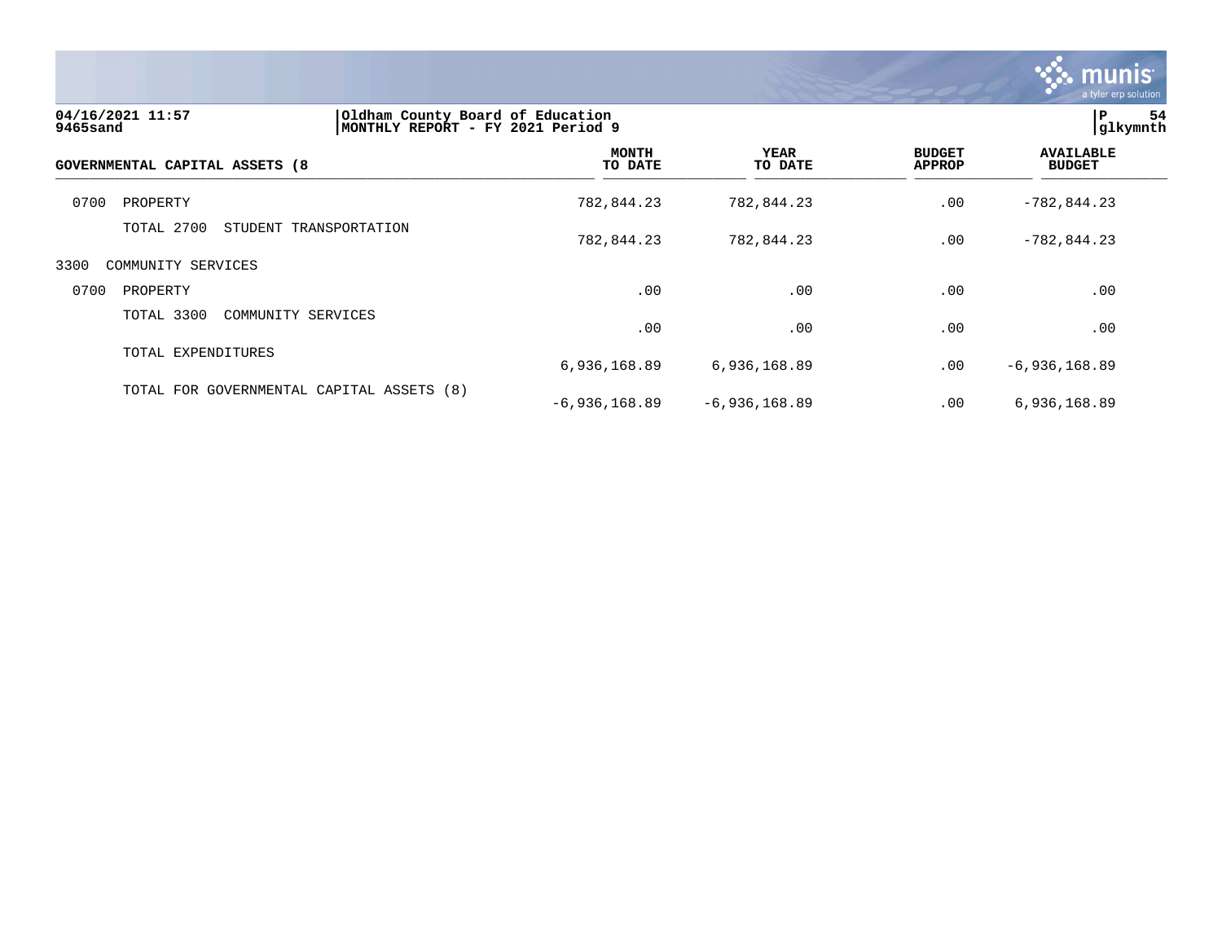| GOVERNMENTAL CAPITAL ASSETS (8 | MONTH TO DATE | YEAR TO DATE | BUDGET APPROP | AVAILABLE BUDGET |
|---|---|---|---|---|
| 0700 PROPERTY | 782,844.23 | 782,844.23 | .00 | -782,844.23 |
| TOTAL 2700 STUDENT TRANSPORTATION | 782,844.23 | 782,844.23 | .00 | -782,844.23 |
| 3300 COMMUNITY SERVICES | | | | |
| 0700 PROPERTY | .00 | .00 | .00 | .00 |
| TOTAL 3300 COMMUNITY SERVICES | .00 | .00 | .00 | .00 |
| TOTAL EXPENDITURES | 6,936,168.89 | 6,936,168.89 | .00 | -6,936,168.89 |
| TOTAL FOR GOVERNMENTAL CAPITAL ASSETS (8) | -6,936,168.89 | -6,936,168.89 | .00 | 6,936,168.89 |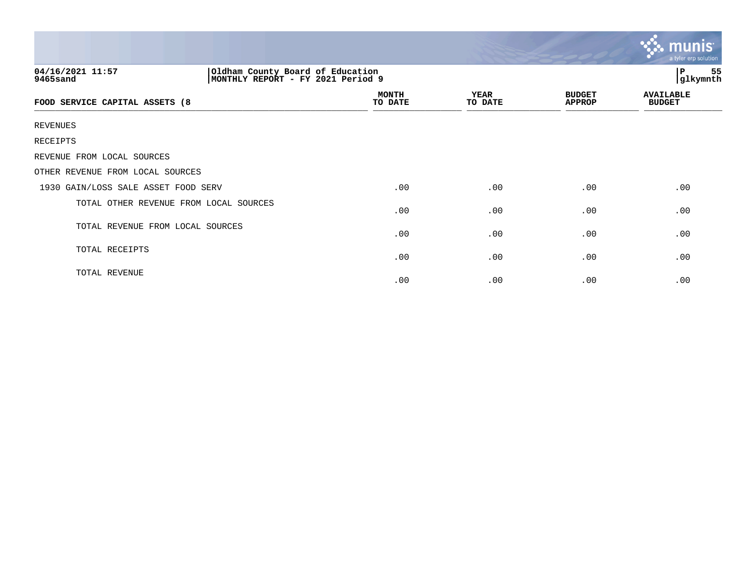04/16/2021 11:57
9465sand

Oldham County Board of Education
MONTHLY REPORT - FY 2021 Period 9

P 55
glkymnth

| FOOD SERVICE CAPITAL ASSETS (8 | MONTH TO DATE | YEAR TO DATE | BUDGET APPROP | AVAILABLE BUDGET |
|---|---|---|---|---|
| REVENUES | | | | |
| RECEIPTS | | | | |
| REVENUE FROM LOCAL SOURCES | | | | |
| OTHER REVENUE FROM LOCAL SOURCES | | | | |
| 1930 GAIN/LOSS SALE ASSET FOOD SERV | .00 | .00 | .00 | .00 |
| TOTAL OTHER REVENUE FROM LOCAL SOURCES | .00 | .00 | .00 | .00 |
| TOTAL REVENUE FROM LOCAL SOURCES | .00 | .00 | .00 | .00 |
| TOTAL RECEIPTS | .00 | .00 | .00 | .00 |
| TOTAL REVENUE | .00 | .00 | .00 | .00 |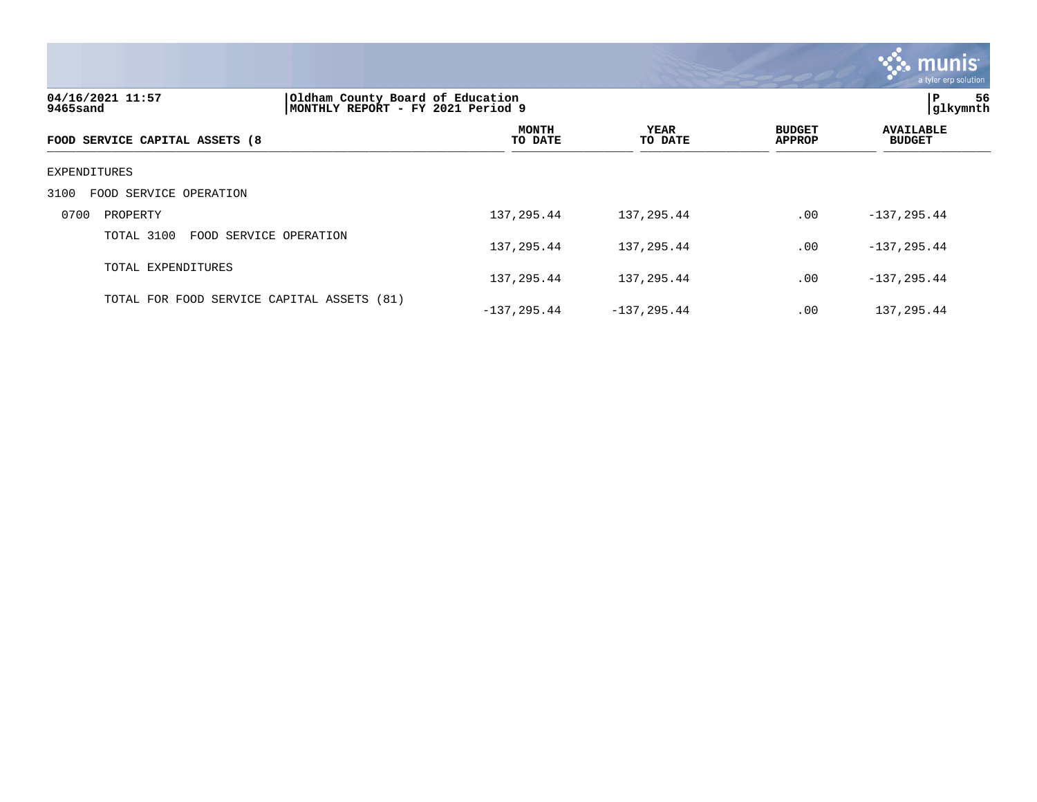04/16/2021 11:57
9465sand

Oldham County Board of Education
MONTHLY REPORT - FY 2021 Period 9

glkymnth

| FOOD SERVICE CAPITAL ASSETS (8 | MONTH TO DATE | YEAR TO DATE | BUDGET APPROP | AVAILABLE BUDGET |
|---|---|---|---|---|
| EXPENDITURES | | | | |
| 3100 FOOD SERVICE OPERATION | | | | |
| 0700 PROPERTY | 137,295.44 | 137,295.44 | .00 | -137,295.44 |
| TOTAL 3100 FOOD SERVICE OPERATION | 137,295.44 | 137,295.44 | .00 | -137,295.44 |
| TOTAL EXPENDITURES | 137,295.44 | 137,295.44 | .00 | -137,295.44 |
| TOTAL FOR FOOD SERVICE CAPITAL ASSETS (81) | -137,295.44 | -137,295.44 | .00 | 137,295.44 |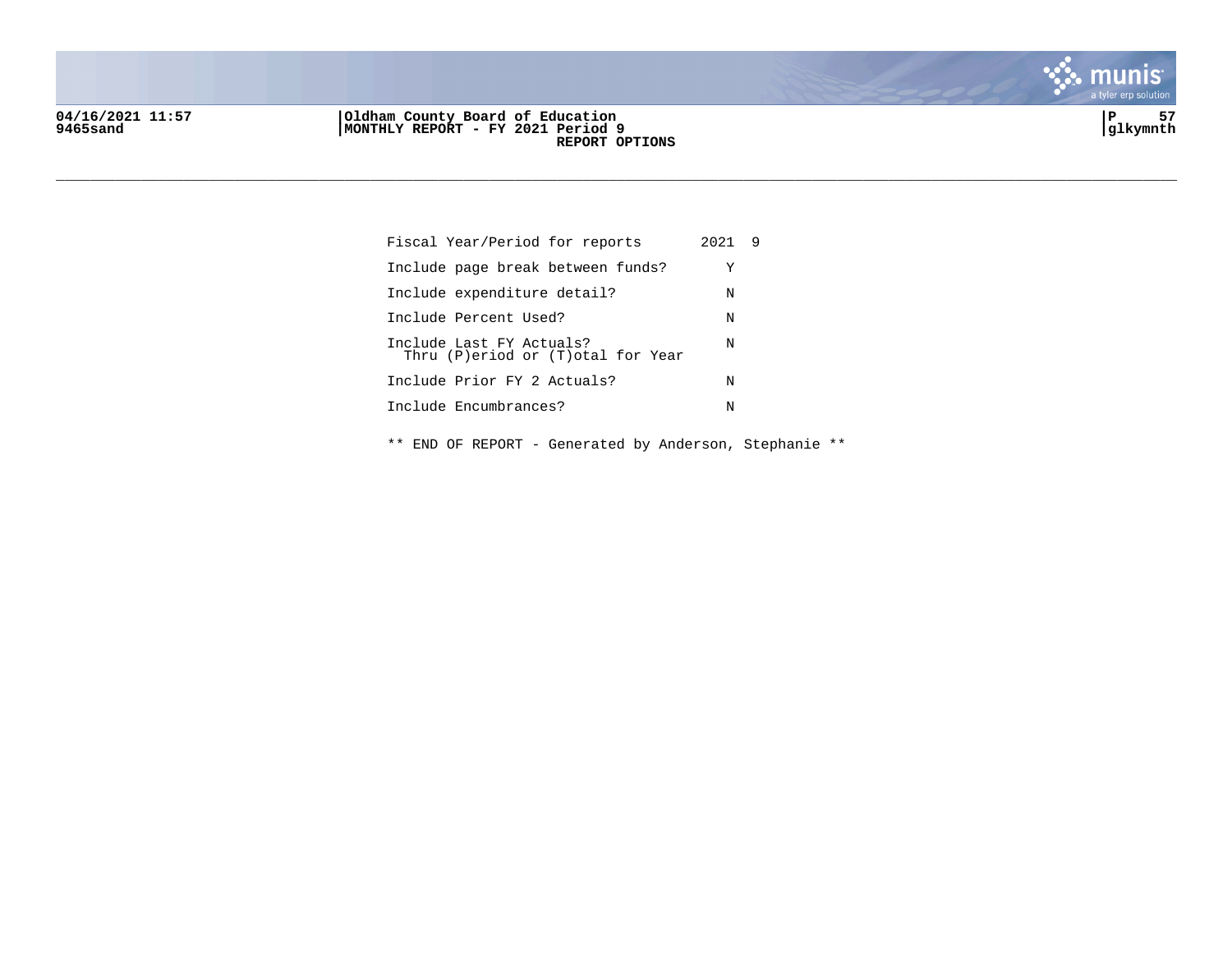# REPORT OPTIONS

| | |
|---|---|
| Fiscal Year/Period for reports | 2021 9 |
| Include page break between funds? | Y |
| Include expenditure detail? | N |
| Include Percent Used? | N |
| Include Last FY Actuals?<br>Thru (P)eriod or (T)otal for Year | N |
| Include Prior FY 2 Actuals? | N |
| Include Encumbrances? | N |

** END OF REPORT - Generated by Anderson, Stephanie **